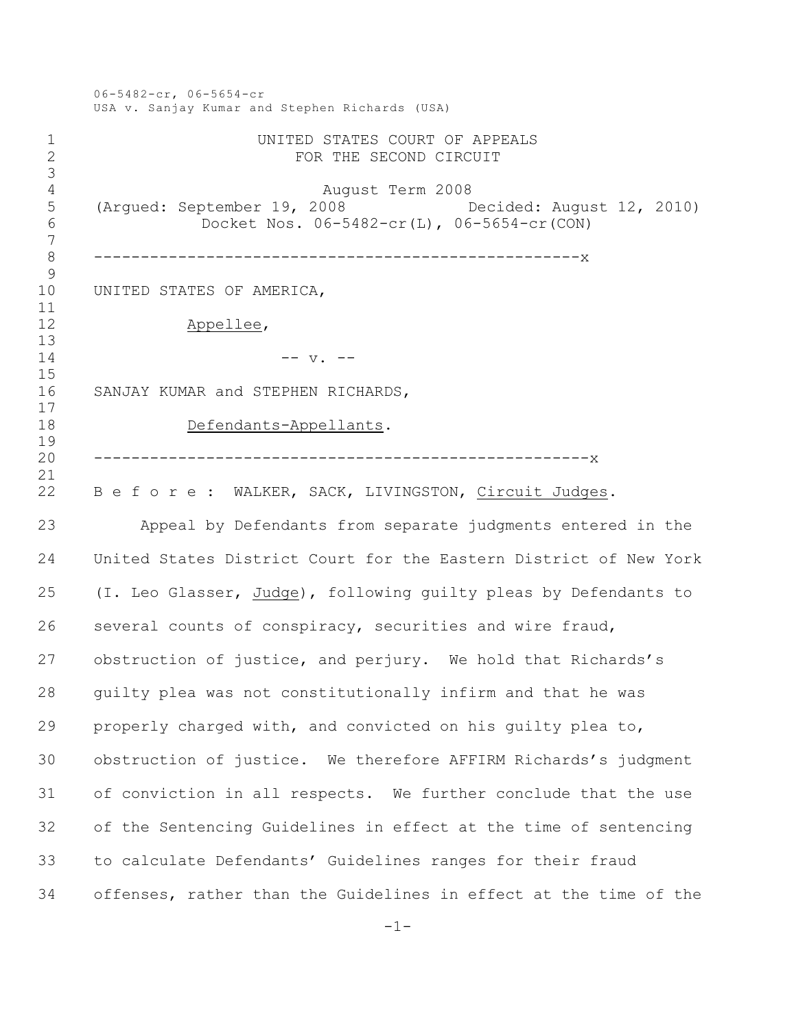06-5482-cr, 06-5654-cr
USA v. Sanjay Kumar and Stephen Richards (USA)

UNITED STATES COURT OF APPEALS
FOR THE SECOND CIRCUIT

August Term 2008

(Argued: September 19, 2008 Decided: August 12, 2010)

Docket Nos. 06-5482-cr(L), 06-5654-cr(CON)

-----------------------------------------------------x

UNITED STATES OF AMERICA,

Appellee,

-- v. --

SANJAY KUMAR and STEPHEN RICHARDS,

Defendants-Appellants.

-----------------------------------------------------x

B e f o r e : WALKER, SACK, LIVINGSTON, Circuit Judges.

Appeal by Defendants from separate judgments entered in the United States District Court for the Eastern District of New York (I. Leo Glasser, Judge), following guilty pleas by Defendants to several counts of conspiracy, securities and wire fraud, obstruction of justice, and perjury. We hold that Richards's guilty plea was not constitutionally infirm and that he was properly charged with, and convicted on his guilty plea to, obstruction of justice. We therefore AFFIRM Richards's judgment of conviction in all respects. We further conclude that the use of the Sentencing Guidelines in effect at the time of sentencing to calculate Defendants' Guidelines ranges for their fraud offenses, rather than the Guidelines in effect at the time of the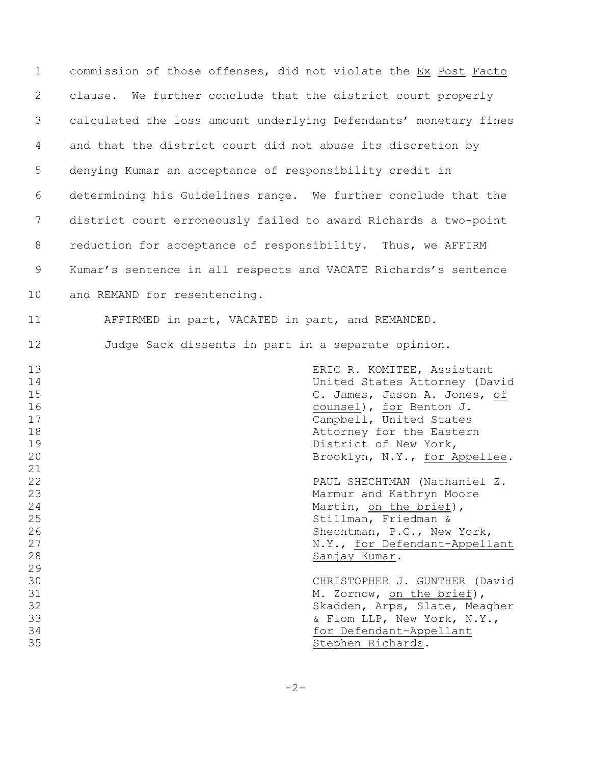commission of those offenses, did not violate the *Ex Post Facto* clause. We further conclude that the district court properly calculated the loss amount underlying Defendants' monetary fines and that the district court did not abuse its discretion by denying Kumar an acceptance of responsibility credit in determining his Guidelines range. We further conclude that the district court erroneously failed to award Richards a two-point reduction for acceptance of responsibility. Thus, we AFFIRM Kumar's sentence in all respects and VACATE Richards's sentence and REMAND for resentencing.

AFFIRMED in part, VACATED in part, and REMANDED.

Judge Sack dissents in part in a separate opinion.

ERIC R. KOMITEE, Assistant United States Attorney (David C. James, Jason A. Jones, *of counsel*), *for* Benton J. Campbell, United States Attorney for the Eastern District of New York, Brooklyn, N.Y., *for Appellee*.

PAUL SHECHTMAN (Nathaniel Z. Marmur and Kathryn Moore Martin, *on the brief*), Stillman, Friedman & Shechtman, P.C., New York, N.Y., *for Defendant-Appellant Sanjay Kumar*.

CHRISTOPHER J. GUNTHER (David M. Zornow, *on the brief*), Skadden, Arps, Slate, Meagher & Flom LLP, New York, N.Y., *for Defendant-Appellant Stephen Richards*.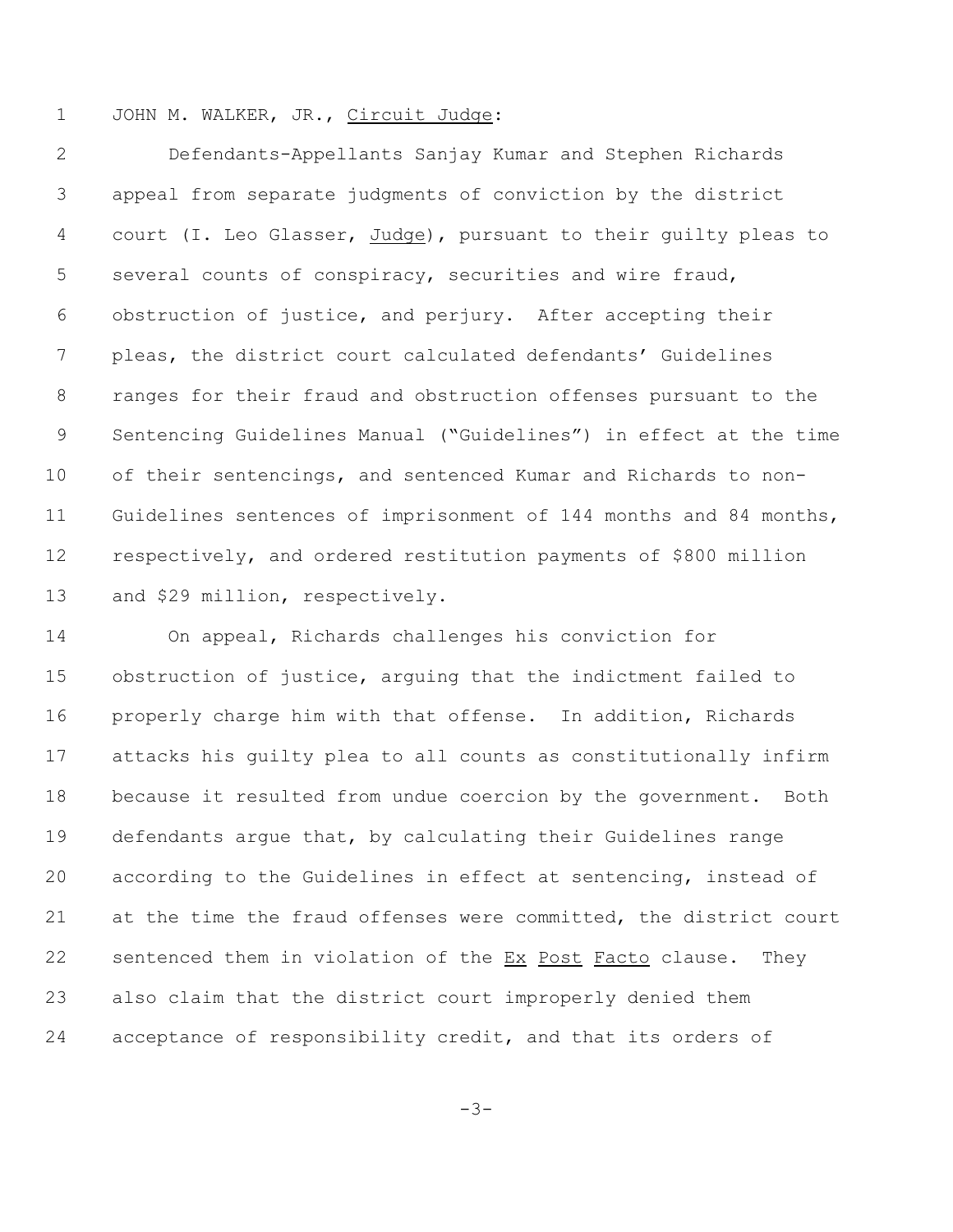JOHN M. WALKER, JR., Circuit Judge:

Defendants-Appellants Sanjay Kumar and Stephen Richards appeal from separate judgments of conviction by the district court (I. Leo Glasser, Judge), pursuant to their guilty pleas to several counts of conspiracy, securities and wire fraud, obstruction of justice, and perjury. After accepting their pleas, the district court calculated defendants' Guidelines ranges for their fraud and obstruction offenses pursuant to the Sentencing Guidelines Manual ("Guidelines") in effect at the time of their sentencings, and sentenced Kumar and Richards to non-Guidelines sentences of imprisonment of 144 months and 84 months, respectively, and ordered restitution payments of $800 million and $29 million, respectively.

On appeal, Richards challenges his conviction for obstruction of justice, arguing that the indictment failed to properly charge him with that offense. In addition, Richards attacks his guilty plea to all counts as constitutionally infirm because it resulted from undue coercion by the government. Both defendants argue that, by calculating their Guidelines range according to the Guidelines in effect at sentencing, instead of at the time the fraud offenses were committed, the district court sentenced them in violation of the Ex Post Facto clause. They also claim that the district court improperly denied them acceptance of responsibility credit, and that its orders of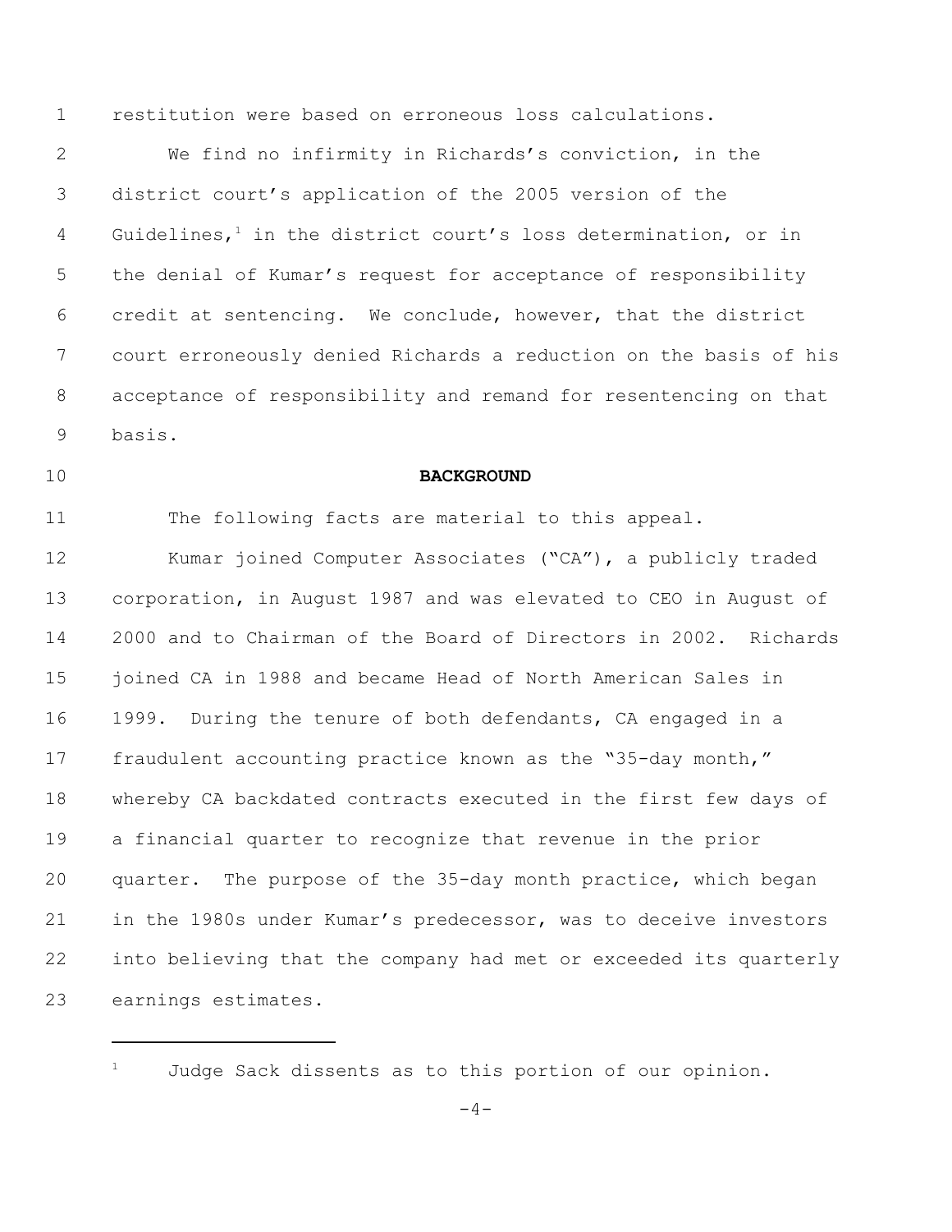restitution were based on erroneous loss calculations.

We find no infirmity in Richards's conviction, in the district court's application of the 2005 version of the Guidelines,[1] in the district court's loss determination, or in the denial of Kumar's request for acceptance of responsibility credit at sentencing. We conclude, however, that the district court erroneously denied Richards a reduction on the basis of his acceptance of responsibility and remand for resentencing on that basis.

**BACKGROUND**

The following facts are material to this appeal.

Kumar joined Computer Associates ("CA"), a publicly traded corporation, in August 1987 and was elevated to CEO in August of 2000 and to Chairman of the Board of Directors in 2002. Richards joined CA in 1988 and became Head of North American Sales in 1999. During the tenure of both defendants, CA engaged in a fraudulent accounting practice known as the "35-day month," whereby CA backdated contracts executed in the first few days of a financial quarter to recognize that revenue in the prior quarter. The purpose of the 35-day month practice, which began in the 1980s under Kumar's predecessor, was to deceive investors into believing that the company had met or exceeded its quarterly earnings estimates.

[1] Judge Sack dissents as to this portion of our opinion.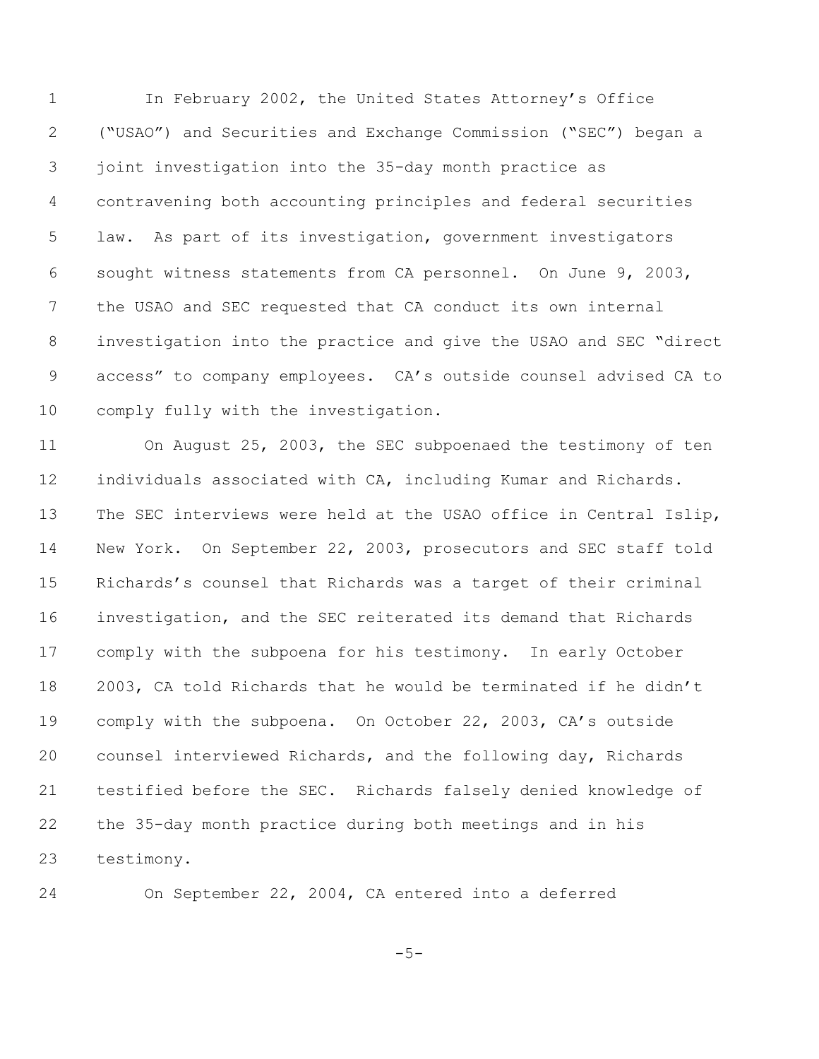In February 2002, the United States Attorney's Office ("USAO") and Securities and Exchange Commission ("SEC") began a joint investigation into the 35-day month practice as contravening both accounting principles and federal securities law. As part of its investigation, government investigators sought witness statements from CA personnel. On June 9, 2003, the USAO and SEC requested that CA conduct its own internal investigation into the practice and give the USAO and SEC "direct access" to company employees. CA's outside counsel advised CA to comply fully with the investigation.

On August 25, 2003, the SEC subpoenaed the testimony of ten individuals associated with CA, including Kumar and Richards. The SEC interviews were held at the USAO office in Central Islip, New York. On September 22, 2003, prosecutors and SEC staff told Richards's counsel that Richards was a target of their criminal investigation, and the SEC reiterated its demand that Richards comply with the subpoena for his testimony. In early October 2003, CA told Richards that he would be terminated if he didn't comply with the subpoena. On October 22, 2003, CA's outside counsel interviewed Richards, and the following day, Richards testified before the SEC. Richards falsely denied knowledge of the 35-day month practice during both meetings and in his testimony.

On September 22, 2004, CA entered into a deferred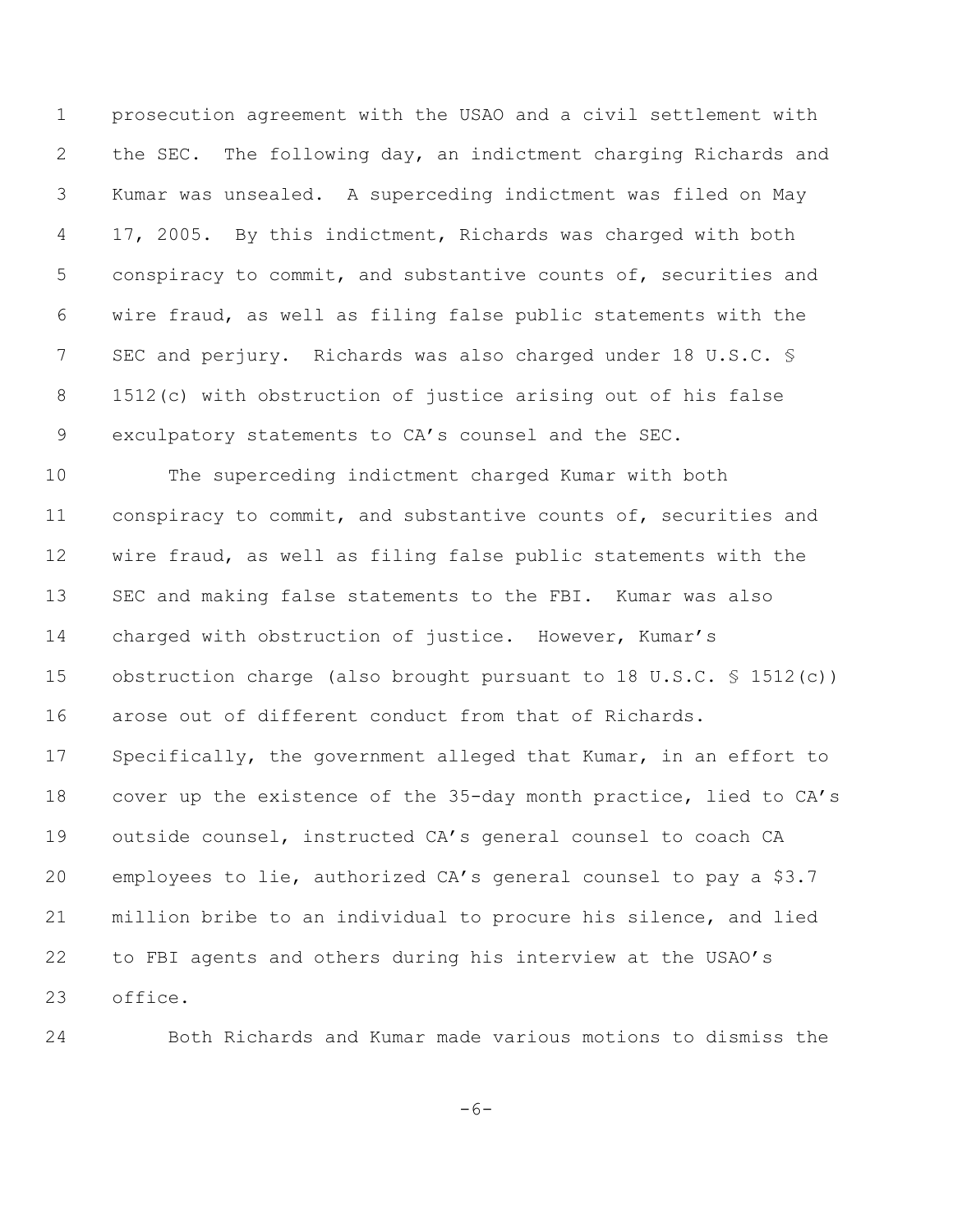prosecution agreement with the USAO and a civil settlement with the SEC. The following day, an indictment charging Richards and Kumar was unsealed. A superceding indictment was filed on May 17, 2005. By this indictment, Richards was charged with both conspiracy to commit, and substantive counts of, securities and wire fraud, as well as filing false public statements with the SEC and perjury. Richards was also charged under 18 U.S.C. § 1512(c) with obstruction of justice arising out of his false exculpatory statements to CA's counsel and the SEC.

The superceding indictment charged Kumar with both conspiracy to commit, and substantive counts of, securities and wire fraud, as well as filing false public statements with the SEC and making false statements to the FBI. Kumar was also charged with obstruction of justice. However, Kumar's obstruction charge (also brought pursuant to 18 U.S.C. § 1512(c)) arose out of different conduct from that of Richards. Specifically, the government alleged that Kumar, in an effort to cover up the existence of the 35-day month practice, lied to CA's outside counsel, instructed CA's general counsel to coach CA employees to lie, authorized CA's general counsel to pay a $3.7 million bribe to an individual to procure his silence, and lied to FBI agents and others during his interview at the USAO's office.

Both Richards and Kumar made various motions to dismiss the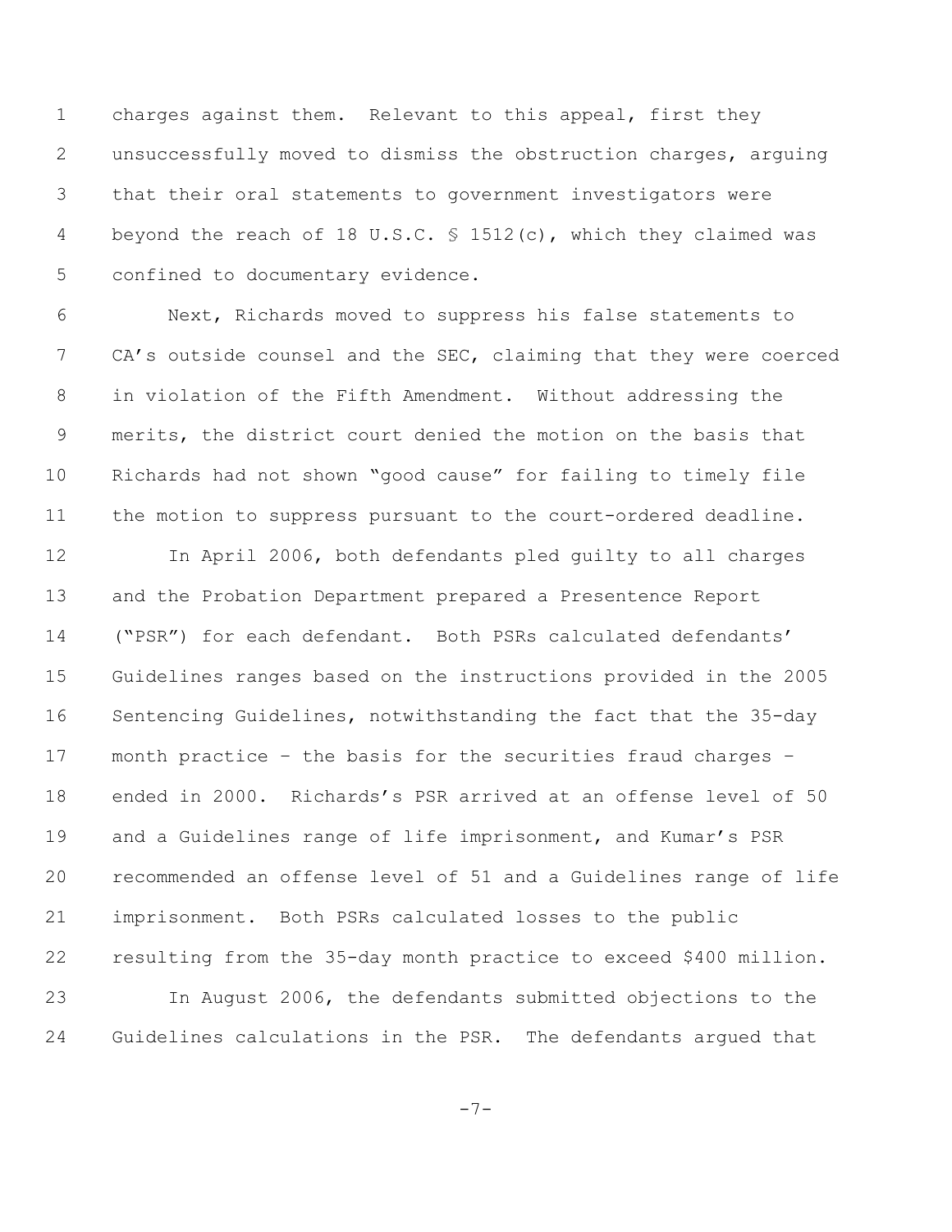charges against them. Relevant to this appeal, first they unsuccessfully moved to dismiss the obstruction charges, arguing that their oral statements to government investigators were beyond the reach of 18 U.S.C. § 1512(c), which they claimed was confined to documentary evidence.

Next, Richards moved to suppress his false statements to CA's outside counsel and the SEC, claiming that they were coerced in violation of the Fifth Amendment. Without addressing the merits, the district court denied the motion on the basis that Richards had not shown "good cause" for failing to timely file the motion to suppress pursuant to the court-ordered deadline.

In April 2006, both defendants pled guilty to all charges and the Probation Department prepared a Presentence Report ("PSR") for each defendant. Both PSRs calculated defendants' Guidelines ranges based on the instructions provided in the 2005 Sentencing Guidelines, notwithstanding the fact that the 35-day month practice – the basis for the securities fraud charges – ended in 2000. Richards's PSR arrived at an offense level of 50 and a Guidelines range of life imprisonment, and Kumar's PSR recommended an offense level of 51 and a Guidelines range of life imprisonment. Both PSRs calculated losses to the public resulting from the 35-day month practice to exceed $400 million.

In August 2006, the defendants submitted objections to the Guidelines calculations in the PSR. The defendants argued that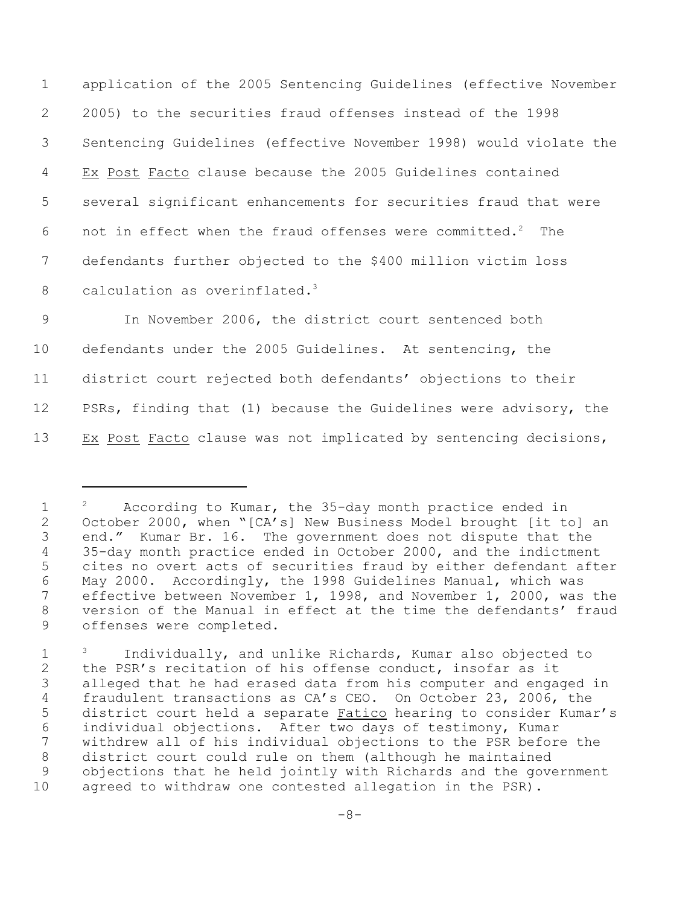application of the 2005 Sentencing Guidelines (effective November 2005) to the securities fraud offenses instead of the 1998 Sentencing Guidelines (effective November 1998) would violate the Ex Post Facto clause because the 2005 Guidelines contained several significant enhancements for securities fraud that were not in effect when the fraud offenses were committed.[2] The defendants further objected to the $400 million victim loss calculation as overinflated.[3]

In November 2006, the district court sentenced both defendants under the 2005 Guidelines. At sentencing, the district court rejected both defendants' objections to their PSRs, finding that (1) because the Guidelines were advisory, the Ex Post Facto clause was not implicated by sentencing decisions,

---

[2] According to Kumar, the 35-day month practice ended in October 2000, when "[CA's] New Business Model brought [it to] an end." Kumar Br. 16. The government does not dispute that the 35-day month practice ended in October 2000, and the indictment cites no overt acts of securities fraud by either defendant after May 2000. Accordingly, the 1998 Guidelines Manual, which was effective between November 1, 1998, and November 1, 2000, was the version of the Manual in effect at the time the defendants' fraud offenses were completed.

[3] Individually, and unlike Richards, Kumar also objected to the PSR's recitation of his offense conduct, insofar as it alleged that he had erased data from his computer and engaged in fraudulent transactions as CA's CEO. On October 23, 2006, the district court held a separate Fatico hearing to consider Kumar's individual objections. After two days of testimony, Kumar withdrew all of his individual objections to the PSR before the district court could rule on them (although he maintained objections that he held jointly with Richards and the government agreed to withdraw one contested allegation in the PSR).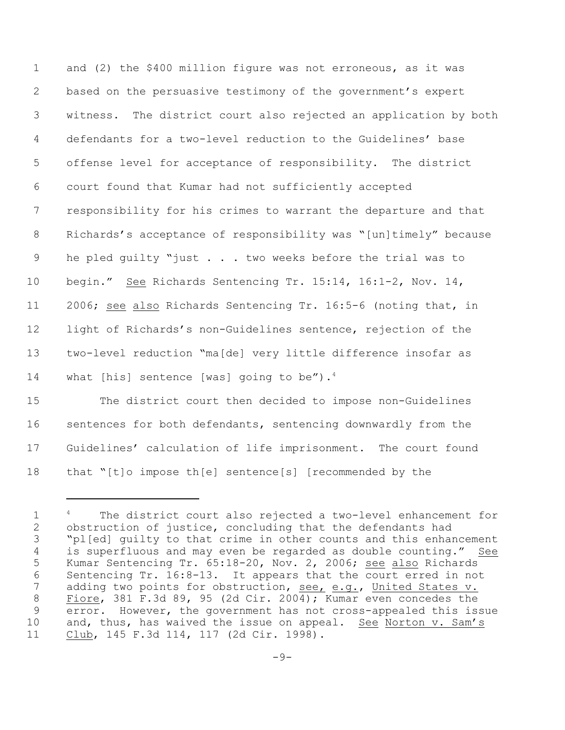and (2) the $400 million figure was not erroneous, as it was based on the persuasive testimony of the government's expert witness. The district court also rejected an application by both defendants for a two-level reduction to the Guidelines' base offense level for acceptance of responsibility. The district court found that Kumar had not sufficiently accepted responsibility for his crimes to warrant the departure and that Richards's acceptance of responsibility was "[un]timely" because he pled guilty "just . . . two weeks before the trial was to begin." See Richards Sentencing Tr. 15:14, 16:1-2, Nov. 14, 2006; see also Richards Sentencing Tr. 16:5-6 (noting that, in light of Richards's non-Guidelines sentence, rejection of the two-level reduction "ma[de] very little difference insofar as what [his] sentence [was] going to be").[4]

The district court then decided to impose non-Guidelines sentences for both defendants, sentencing downwardly from the Guidelines' calculation of life imprisonment. The court found that "[t]o impose th[e] sentence[s] [recommended by the

---

[4] The district court also rejected a two-level enhancement for obstruction of justice, concluding that the defendants had "pl[ed] guilty to that crime in other counts and this enhancement is superfluous and may even be regarded as double counting." See Kumar Sentencing Tr. 65:18-20, Nov. 2, 2006; see also Richards Sentencing Tr. 16:8-13. It appears that the court erred in not adding two points for obstruction, see, e.g., United States v. Fiore, 381 F.3d 89, 95 (2d Cir. 2004); Kumar even concedes the error. However, the government has not cross-appealed this issue and, thus, has waived the issue on appeal. See Norton v. Sam's Club, 145 F.3d 114, 117 (2d Cir. 1998).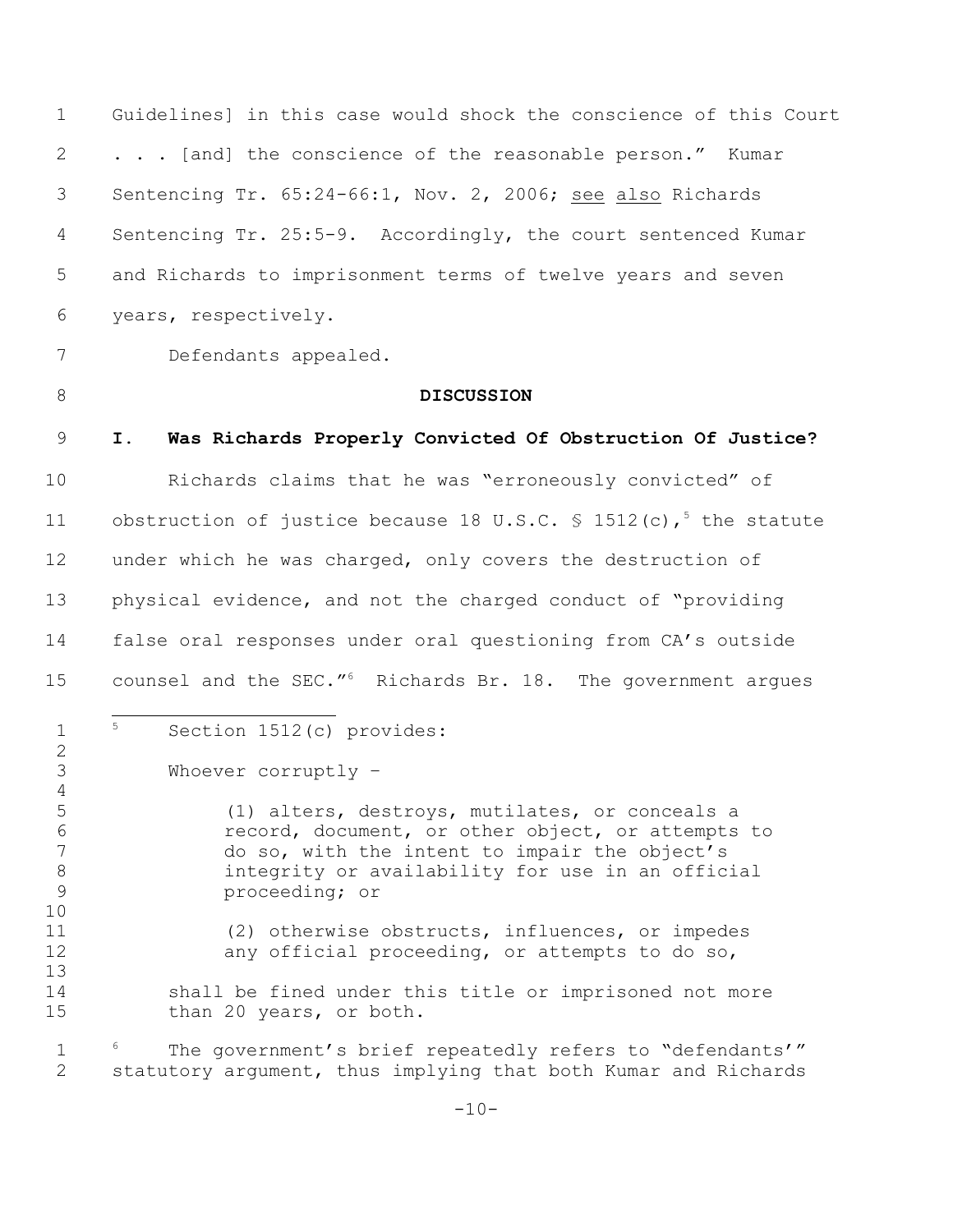Guidelines] in this case would shock the conscience of this Court . . . [and] the conscience of the reasonable person." Kumar Sentencing Tr. 65:24-66:1, Nov. 2, 2006; see also Richards Sentencing Tr. 25:5-9. Accordingly, the court sentenced Kumar and Richards to imprisonment terms of twelve years and seven years, respectively.

Defendants appealed.

## DISCUSSION

### I. Was Richards Properly Convicted Of Obstruction Of Justice?

Richards claims that he was "erroneously convicted" of obstruction of justice because 18 U.S.C. § 1512(c),[5] the statute under which he was charged, only covers the destruction of physical evidence, and not the charged conduct of "providing false oral responses under oral questioning from CA's outside counsel and the SEC."[6] Richards Br. 18. The government argues

---

[5] Section 1512(c) provides:

> Whoever corruptly –
>
> > (1) alters, destroys, mutilates, or conceals a record, document, or other object, or attempts to do so, with the intent to impair the object's integrity or availability for use in an official proceeding; or
> >
> > (2) otherwise obstructs, influences, or impedes any official proceeding, or attempts to do so,
>
> shall be fined under this title or imprisoned not more than 20 years, or both.

[6] The government's brief repeatedly refers to "defendants'" statutory argument, thus implying that both Kumar and Richards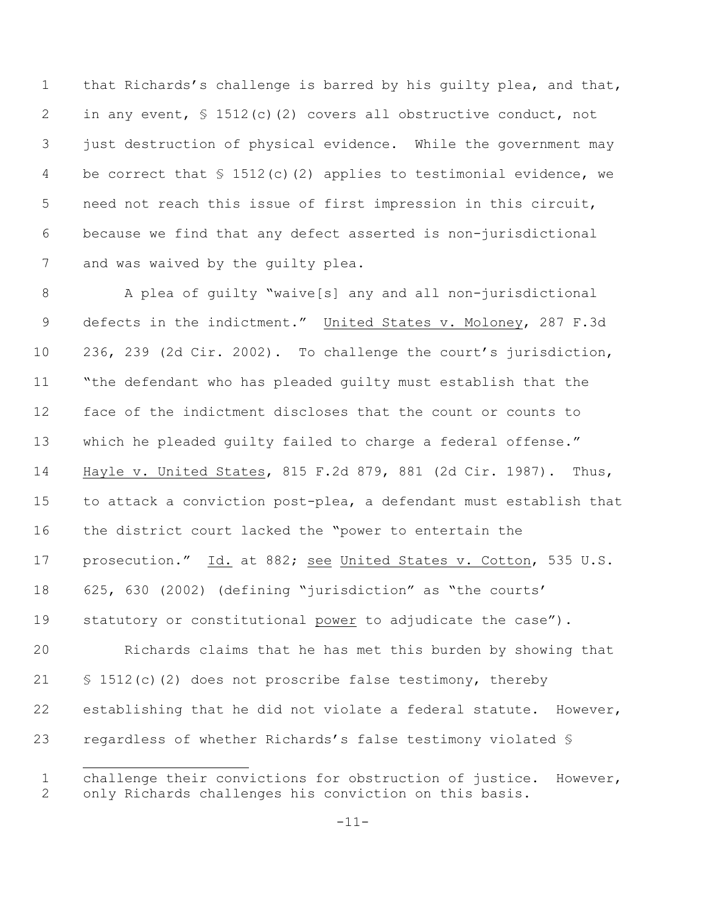that Richards's challenge is barred by his guilty plea, and that, in any event, § 1512(c)(2) covers all obstructive conduct, not just destruction of physical evidence. While the government may be correct that § 1512(c)(2) applies to testimonial evidence, we need not reach this issue of first impression in this circuit, because we find that any defect asserted is non-jurisdictional and was waived by the guilty plea.

A plea of guilty "waive[s] any and all non-jurisdictional defects in the indictment." United States v. Moloney, 287 F.3d 236, 239 (2d Cir. 2002). To challenge the court's jurisdiction, "the defendant who has pleaded guilty must establish that the face of the indictment discloses that the count or counts to which he pleaded guilty failed to charge a federal offense." Hayle v. United States, 815 F.2d 879, 881 (2d Cir. 1987). Thus, to attack a conviction post-plea, a defendant must establish that the district court lacked the "power to entertain the prosecution." Id. at 882; see United States v. Cotton, 535 U.S. 625, 630 (2002) (defining "jurisdiction" as "the courts' statutory or constitutional power to adjudicate the case").

Richards claims that he has met this burden by showing that § 1512(c)(2) does not proscribe false testimony, thereby establishing that he did not violate a federal statute. However, regardless of whether Richards's false testimony violated §

---

challenge their convictions for obstruction of justice. However, only Richards challenges his conviction on this basis.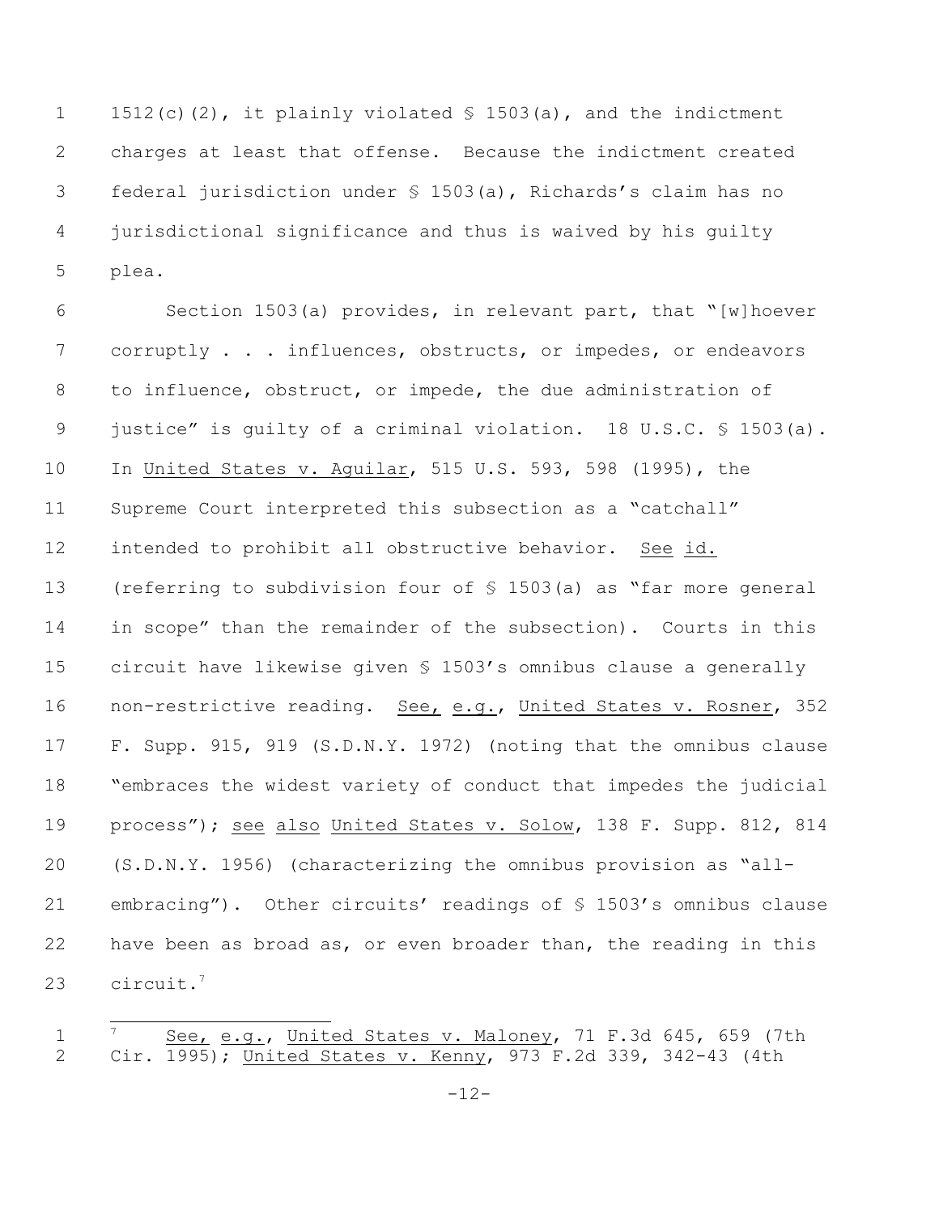1512(c)(2), it plainly violated § 1503(a), and the indictment charges at least that offense. Because the indictment created federal jurisdiction under § 1503(a), Richards's claim has no jurisdictional significance and thus is waived by his guilty plea.

Section 1503(a) provides, in relevant part, that "[w]hoever corruptly . . . influences, obstructs, or impedes, or endeavors to influence, obstruct, or impede, the due administration of justice" is guilty of a criminal violation. 18 U.S.C. § 1503(a). In United States v. Aguilar, 515 U.S. 593, 598 (1995), the Supreme Court interpreted this subsection as a "catchall" intended to prohibit all obstructive behavior. See id. (referring to subdivision four of § 1503(a) as "far more general in scope" than the remainder of the subsection). Courts in this circuit have likewise given § 1503's omnibus clause a generally non-restrictive reading. See, e.g., United States v. Rosner, 352 F. Supp. 915, 919 (S.D.N.Y. 1972) (noting that the omnibus clause "embraces the widest variety of conduct that impedes the judicial process"); see also United States v. Solow, 138 F. Supp. 812, 814 (S.D.N.Y. 1956) (characterizing the omnibus provision as "all-embracing"). Other circuits' readings of § 1503's omnibus clause have been as broad as, or even broader than, the reading in this circuit.[7]

---

[7] See, e.g., United States v. Maloney, 71 F.3d 645, 659 (7th Cir. 1995); United States v. Kenny, 973 F.2d 339, 342-43 (4th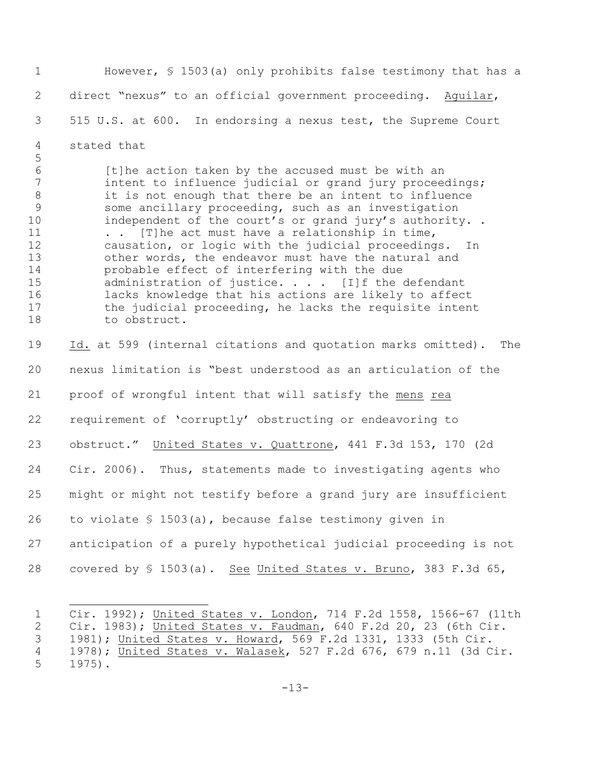However, § 1503(a) only prohibits false testimony that has a direct "nexus" to an official government proceeding. Aguilar, 515 U.S. at 600. In endorsing a nexus test, the Supreme Court stated that

> [t]he action taken by the accused must be with an intent to influence judicial or grand jury proceedings; it is not enough that there be an intent to influence some ancillary proceeding, such as an investigation independent of the court's or grand jury's authority. . . . [T]he act must have a relationship in time, causation, or logic with the judicial proceedings. In other words, the endeavor must have the natural and probable effect of interfering with the due administration of justice. . . . [I]f the defendant lacks knowledge that his actions are likely to affect the judicial proceeding, he lacks the requisite intent to obstruct.

Id. at 599 (internal citations and quotation marks omitted). The nexus limitation is "best understood as an articulation of the proof of wrongful intent that will satisfy the *mens rea* requirement of 'corruptly' obstructing or endeavoring to obstruct." United States v. Quattrone, 441 F.3d 153, 170 (2d Cir. 2006). Thus, statements made to investigating agents who might or might not testify before a grand jury are insufficient to violate § 1503(a), because false testimony given in anticipation of a purely hypothetical judicial proceeding is not covered by § 1503(a). See United States v. Bruno, 383 F.3d 65,

---

Cir. 1992); United States v. London, 714 F.2d 1558, 1566-67 (11th Cir. 1983); United States v. Faudman, 640 F.2d 20, 23 (6th Cir. 1981); United States v. Howard, 569 F.2d 1331, 1333 (5th Cir. 1978); United States v. Walasek, 527 F.2d 676, 679 n.11 (3d Cir. 1975).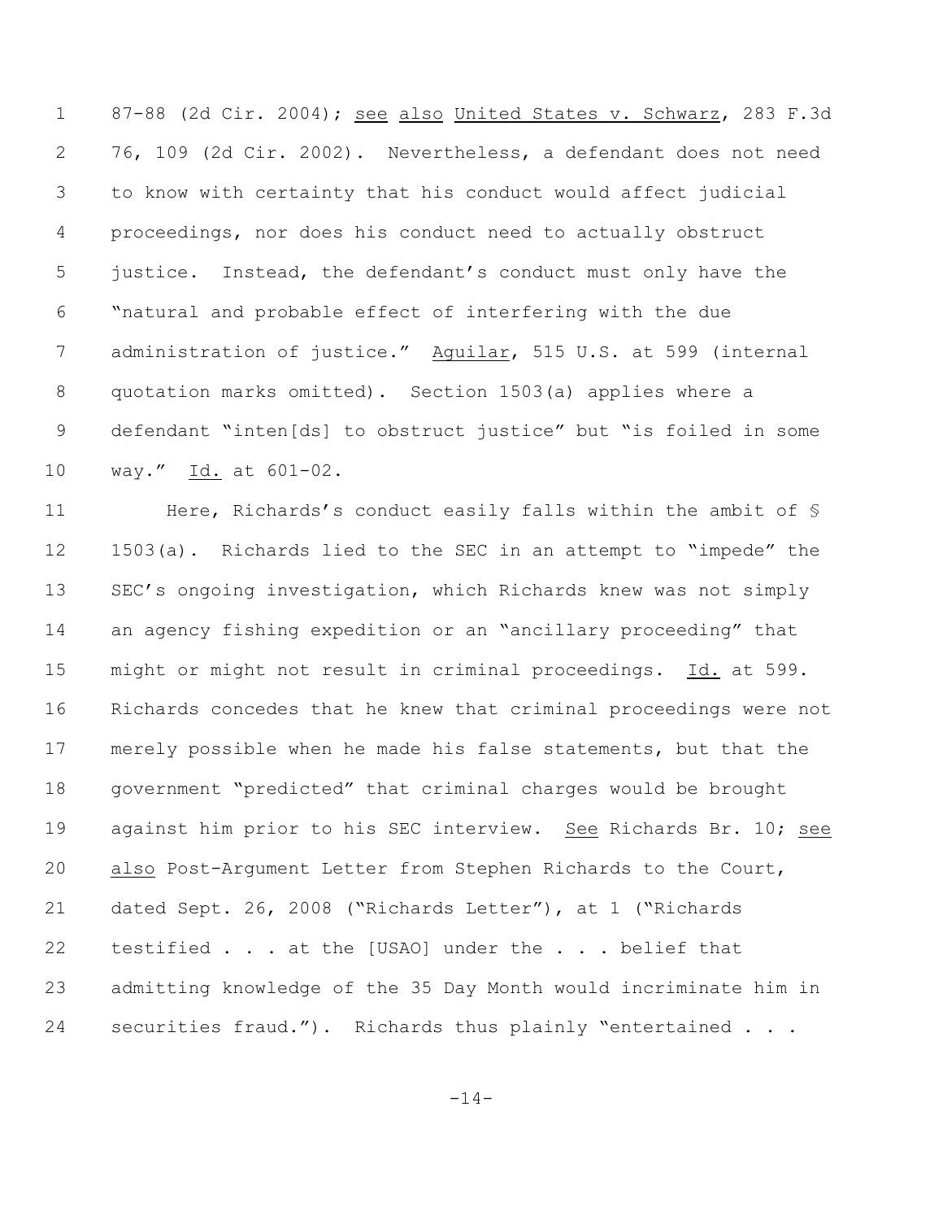87-88 (2d Cir. 2004); see also United States v. Schwarz, 283 F.3d 76, 109 (2d Cir. 2002). Nevertheless, a defendant does not need to know with certainty that his conduct would affect judicial proceedings, nor does his conduct need to actually obstruct justice. Instead, the defendant's conduct must only have the "natural and probable effect of interfering with the due administration of justice." Aguilar, 515 U.S. at 599 (internal quotation marks omitted). Section 1503(a) applies where a defendant "inten[ds] to obstruct justice" but "is foiled in some way." Id. at 601-02.

Here, Richards's conduct easily falls within the ambit of § 1503(a). Richards lied to the SEC in an attempt to "impede" the SEC's ongoing investigation, which Richards knew was not simply an agency fishing expedition or an "ancillary proceeding" that might or might not result in criminal proceedings. Id. at 599. Richards concedes that he knew that criminal proceedings were not merely possible when he made his false statements, but that the government "predicted" that criminal charges would be brought against him prior to his SEC interview. See Richards Br. 10; see also Post-Argument Letter from Stephen Richards to the Court, dated Sept. 26, 2008 ("Richards Letter"), at 1 ("Richards testified . . . at the [USAO] under the . . . belief that admitting knowledge of the 35 Day Month would incriminate him in securities fraud."). Richards thus plainly "entertained . . .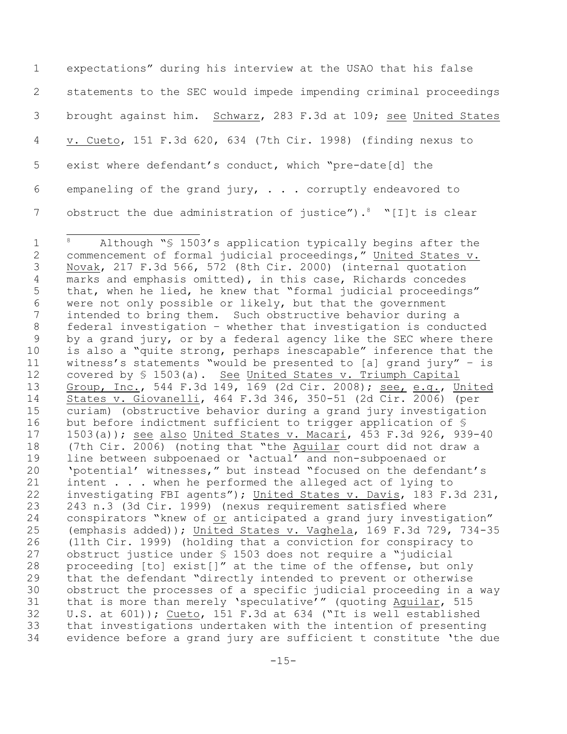expectations" during his interview at the USAO that his false statements to the SEC would impede impending criminal proceedings brought against him. Schwarz, 283 F.3d at 109; see United States v. Cueto, 151 F.3d 620, 634 (7th Cir. 1998) (finding nexus to exist where defendant's conduct, which "pre-date[d] the empaneling of the grand jury, . . . corruptly endeavored to obstruct the due administration of justice").[8] "[I]t is clear

---

[8] Although "§ 1503's application typically begins after the commencement of formal judicial proceedings," United States v. Novak, 217 F.3d 566, 572 (8th Cir. 2000) (internal quotation marks and emphasis omitted), in this case, Richards concedes that, when he lied, he knew that "formal judicial proceedings" were not only possible or likely, but that the government intended to bring them. Such obstructive behavior during a federal investigation – whether that investigation is conducted by a grand jury, or by a federal agency like the SEC where there is also a "quite strong, perhaps inescapable" inference that the witness's statements "would be presented to [a] grand jury" – is covered by § 1503(a). See United States v. Triumph Capital Group, Inc., 544 F.3d 149, 169 (2d Cir. 2008); see, e.g., United States v. Giovanelli, 464 F.3d 346, 350-51 (2d Cir. 2006) (per curiam) (obstructive behavior during a grand jury investigation but before indictment sufficient to trigger application of § 1503(a)); see also United States v. Macari, 453 F.3d 926, 939-40 (7th Cir. 2006) (noting that "the Aguilar court did not draw a line between subpoenaed or 'actual' and non-subpoenaed or 'potential' witnesses," but instead "focused on the defendant's intent . . . when he performed the alleged act of lying to investigating FBI agents"); United States v. Davis, 183 F.3d 231, 243 n.3 (3d Cir. 1999) (nexus requirement satisfied where conspirators "knew of or anticipated a grand jury investigation" (emphasis added)); United States v. Vaghela, 169 F.3d 729, 734-35 (11th Cir. 1999) (holding that a conviction for conspiracy to obstruct justice under § 1503 does not require a "judicial proceeding [to] exist[]" at the time of the offense, but only that the defendant "directly intended to prevent or otherwise obstruct the processes of a specific judicial proceeding in a way that is more than merely 'speculative'" (quoting Aguilar, 515 U.S. at 601)); Cueto, 151 F.3d at 634 ("It is well established that investigations undertaken with the intention of presenting evidence before a grand jury are sufficient t constitute 'the due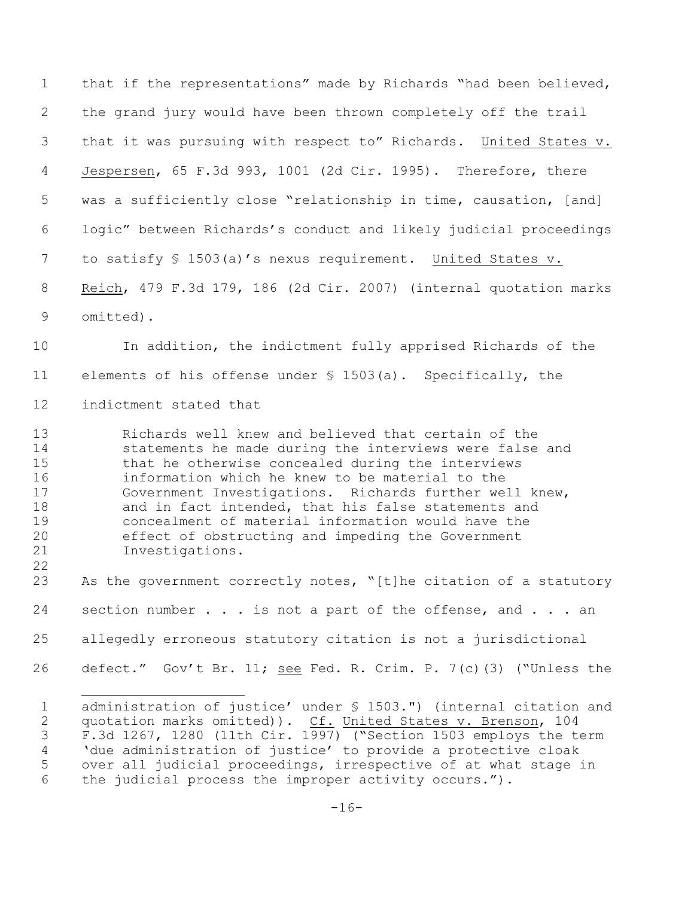that if the representations" made by Richards "had been believed, the grand jury would have been thrown completely off the trail that it was pursuing with respect to" Richards. United States v. Jespersen, 65 F.3d 993, 1001 (2d Cir. 1995). Therefore, there was a sufficiently close "relationship in time, causation, [and] logic" between Richards's conduct and likely judicial proceedings to satisfy § 1503(a)'s nexus requirement. United States v. Reich, 479 F.3d 179, 186 (2d Cir. 2007) (internal quotation marks omitted).

In addition, the indictment fully apprised Richards of the elements of his offense under § 1503(a). Specifically, the indictment stated that

> Richards well knew and believed that certain of the statements he made during the interviews were false and that he otherwise concealed during the interviews information which he knew to be material to the Government Investigations. Richards further well knew, and in fact intended, that his false statements and concealment of material information would have the effect of obstructing and impeding the Government Investigations.

As the government correctly notes, "[t]he citation of a statutory section number . . . is not a part of the offense, and . . . an allegedly erroneous statutory citation is not a jurisdictional defect." Gov't Br. 11; see Fed. R. Crim. P. 7(c)(3) ("Unless the

---

administration of justice' under § 1503.") (internal citation and quotation marks omitted)). Cf. United States v. Brenson, 104 F.3d 1267, 1280 (11th Cir. 1997) ("Section 1503 employs the term 'due administration of justice' to provide a protective cloak over all judicial proceedings, irrespective of at what stage in the judicial process the improper activity occurs.").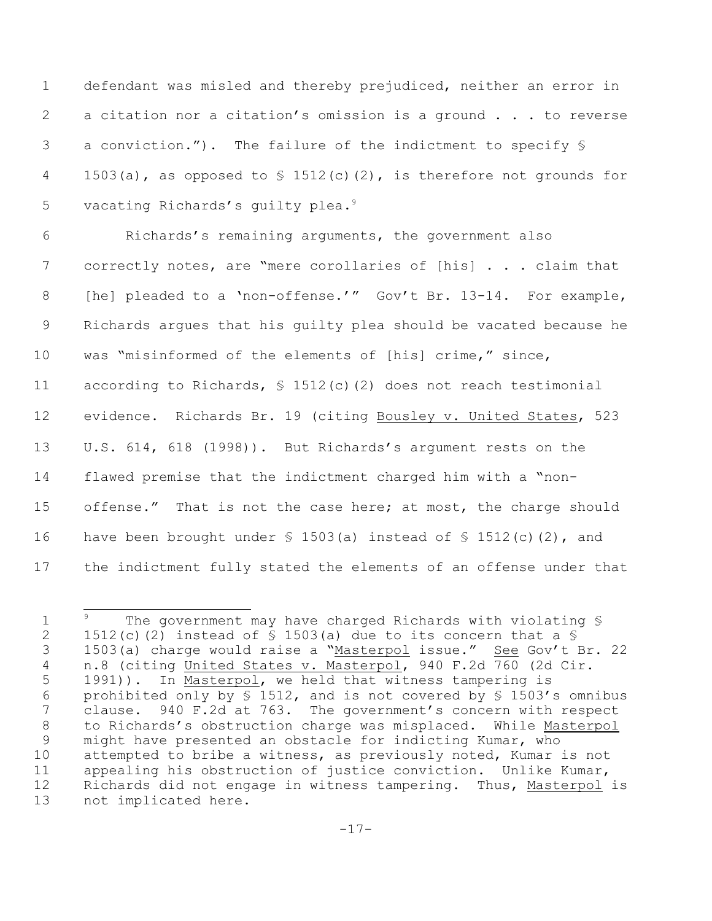defendant was misled and thereby prejudiced, neither an error in a citation nor a citation's omission is a ground . . . to reverse a conviction."). The failure of the indictment to specify § 1503(a), as opposed to § 1512(c)(2), is therefore not grounds for vacating Richards's guilty plea.[9]

Richards's remaining arguments, the government also correctly notes, are "mere corollaries of [his] . . . claim that [he] pleaded to a 'non-offense.'" Gov't Br. 13-14. For example, Richards argues that his guilty plea should be vacated because he was "misinformed of the elements of [his] crime," since, according to Richards, § 1512(c)(2) does not reach testimonial evidence. Richards Br. 19 (citing Bousley v. United States, 523 U.S. 614, 618 (1998)). But Richards's argument rests on the flawed premise that the indictment charged him with a "non-offense." That is not the case here; at most, the charge should have been brought under § 1503(a) instead of § 1512(c)(2), and the indictment fully stated the elements of an offense under that

---

[9] The government may have charged Richards with violating § 1512(c)(2) instead of § 1503(a) due to its concern that a § 1503(a) charge would raise a "Masterpol issue." See Gov't Br. 22 n.8 (citing United States v. Masterpol, 940 F.2d 760 (2d Cir. 1991)). In Masterpol, we held that witness tampering is prohibited only by § 1512, and is not covered by § 1503's omnibus clause. 940 F.2d at 763. The government's concern with respect to Richards's obstruction charge was misplaced. While Masterpol might have presented an obstacle for indicting Kumar, who attempted to bribe a witness, as previously noted, Kumar is not appealing his obstruction of justice conviction. Unlike Kumar, Richards did not engage in witness tampering. Thus, Masterpol is not implicated here.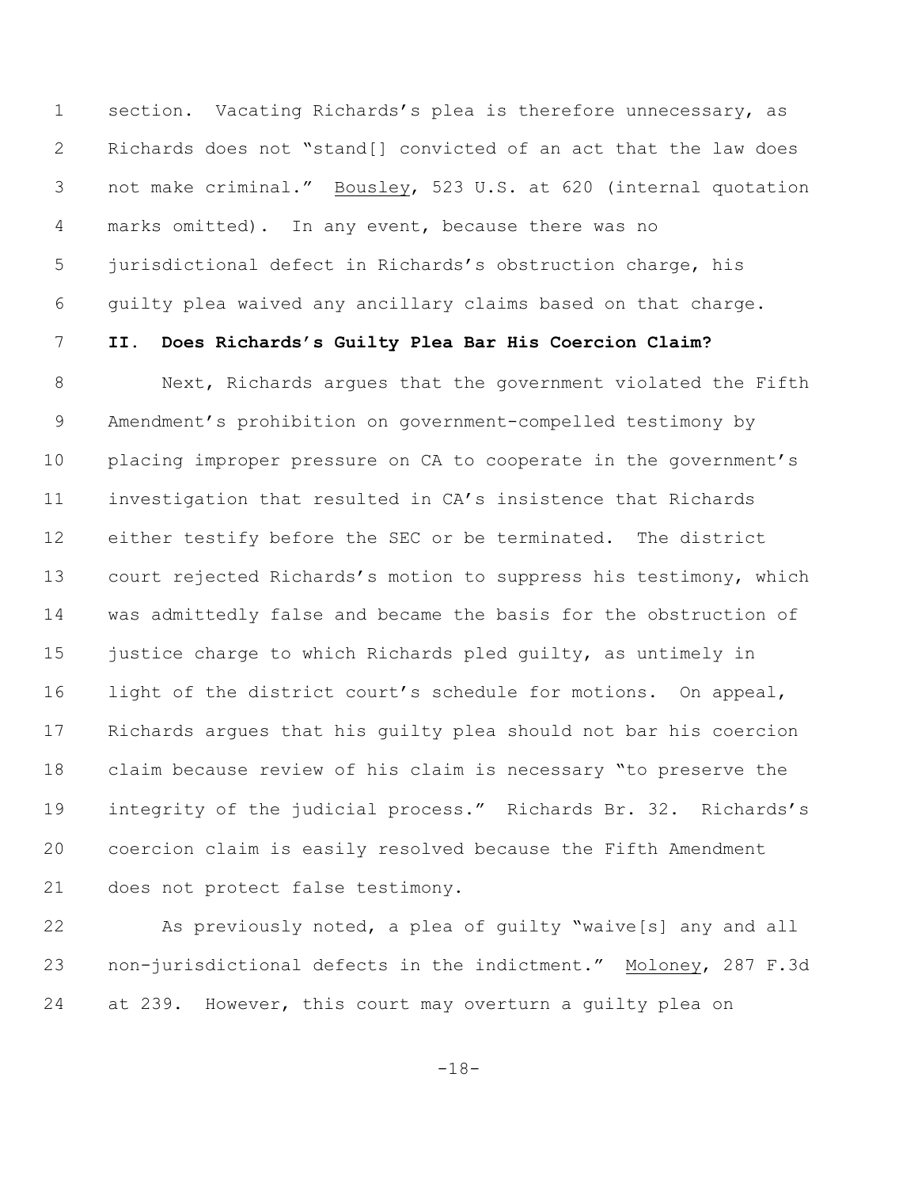section. Vacating Richards's plea is therefore unnecessary, as Richards does not "stand[] convicted of an act that the law does not make criminal." Bousley, 523 U.S. at 620 (internal quotation marks omitted). In any event, because there was no jurisdictional defect in Richards's obstruction charge, his guilty plea waived any ancillary claims based on that charge.

**II. Does Richards's Guilty Plea Bar His Coercion Claim?**

Next, Richards argues that the government violated the Fifth Amendment's prohibition on government-compelled testimony by placing improper pressure on CA to cooperate in the government's investigation that resulted in CA's insistence that Richards either testify before the SEC or be terminated. The district court rejected Richards's motion to suppress his testimony, which was admittedly false and became the basis for the obstruction of justice charge to which Richards pled guilty, as untimely in light of the district court's schedule for motions. On appeal, Richards argues that his guilty plea should not bar his coercion claim because review of his claim is necessary "to preserve the integrity of the judicial process." Richards Br. 32. Richards's coercion claim is easily resolved because the Fifth Amendment does not protect false testimony.

As previously noted, a plea of guilty "waive[s] any and all non-jurisdictional defects in the indictment." Moloney, 287 F.3d at 239. However, this court may overturn a guilty plea on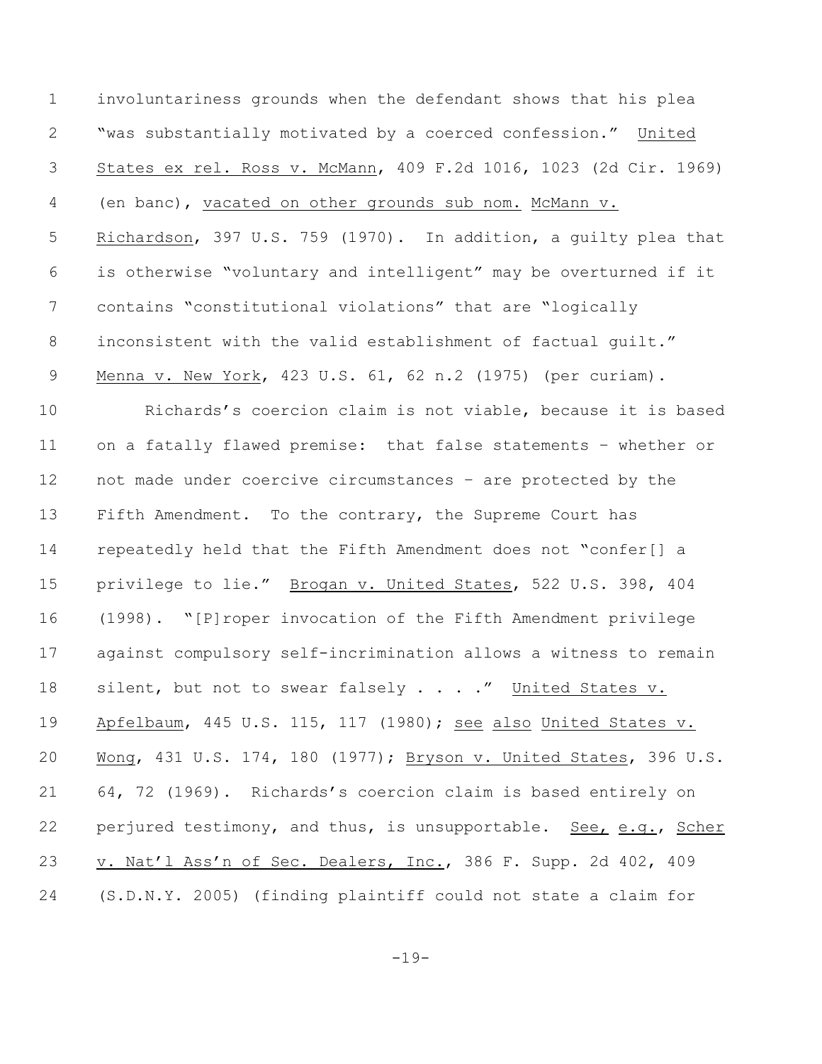involuntariness grounds when the defendant shows that his plea "was substantially motivated by a coerced confession." United States ex rel. Ross v. McMann, 409 F.2d 1016, 1023 (2d Cir. 1969) (en banc), vacated on other grounds sub nom. McMann v. Richardson, 397 U.S. 759 (1970). In addition, a guilty plea that is otherwise "voluntary and intelligent" may be overturned if it contains "constitutional violations" that are "logically inconsistent with the valid establishment of factual guilt." Menna v. New York, 423 U.S. 61, 62 n.2 (1975) (per curiam).

Richards's coercion claim is not viable, because it is based on a fatally flawed premise: that false statements – whether or not made under coercive circumstances – are protected by the Fifth Amendment. To the contrary, the Supreme Court has repeatedly held that the Fifth Amendment does not "confer[] a privilege to lie." Brogan v. United States, 522 U.S. 398, 404 (1998). "[P]roper invocation of the Fifth Amendment privilege against compulsory self-incrimination allows a witness to remain silent, but not to swear falsely . . . ." United States v. Apfelbaum, 445 U.S. 115, 117 (1980); see also United States v. Wong, 431 U.S. 174, 180 (1977); Bryson v. United States, 396 U.S. 64, 72 (1969). Richards's coercion claim is based entirely on perjured testimony, and thus, is unsupportable. See, e.g., Scher v. Nat'l Ass'n of Sec. Dealers, Inc., 386 F. Supp. 2d 402, 409 (S.D.N.Y. 2005) (finding plaintiff could not state a claim for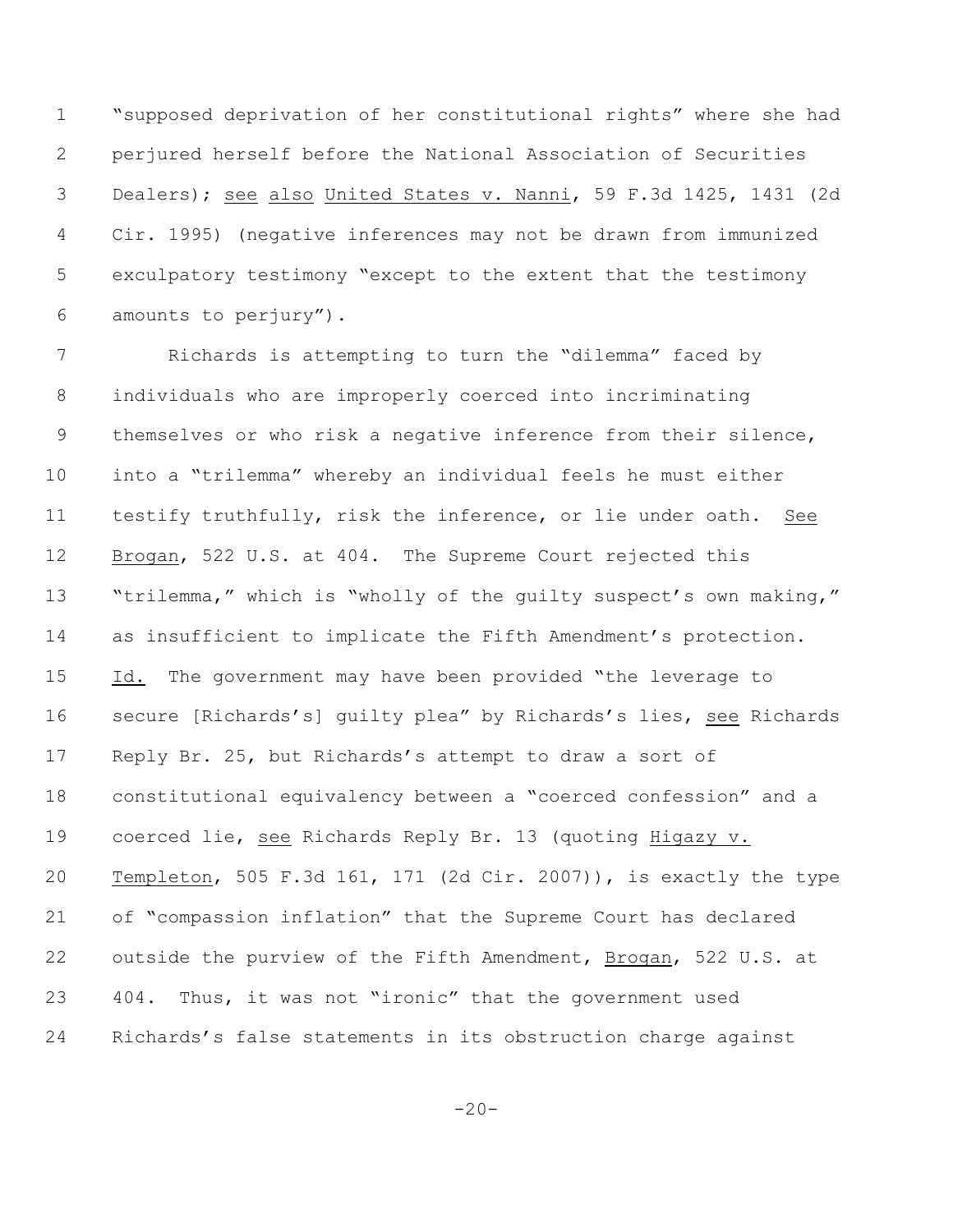"supposed deprivation of her constitutional rights" where she had perjured herself before the National Association of Securities Dealers); see also United States v. Nanni, 59 F.3d 1425, 1431 (2d Cir. 1995) (negative inferences may not be drawn from immunized exculpatory testimony "except to the extent that the testimony amounts to perjury").

Richards is attempting to turn the "dilemma" faced by individuals who are improperly coerced into incriminating themselves or who risk a negative inference from their silence, into a "trilemma" whereby an individual feels he must either testify truthfully, risk the inference, or lie under oath. See Brogan, 522 U.S. at 404. The Supreme Court rejected this "trilemma," which is "wholly of the guilty suspect's own making," as insufficient to implicate the Fifth Amendment's protection. Id. The government may have been provided "the leverage to secure [Richards's] guilty plea" by Richards's lies, see Richards Reply Br. 25, but Richards's attempt to draw a sort of constitutional equivalency between a "coerced confession" and a coerced lie, see Richards Reply Br. 13 (quoting Higazy v. Templeton, 505 F.3d 161, 171 (2d Cir. 2007)), is exactly the type of "compassion inflation" that the Supreme Court has declared outside the purview of the Fifth Amendment, Brogan, 522 U.S. at 404. Thus, it was not "ironic" that the government used Richards's false statements in its obstruction charge against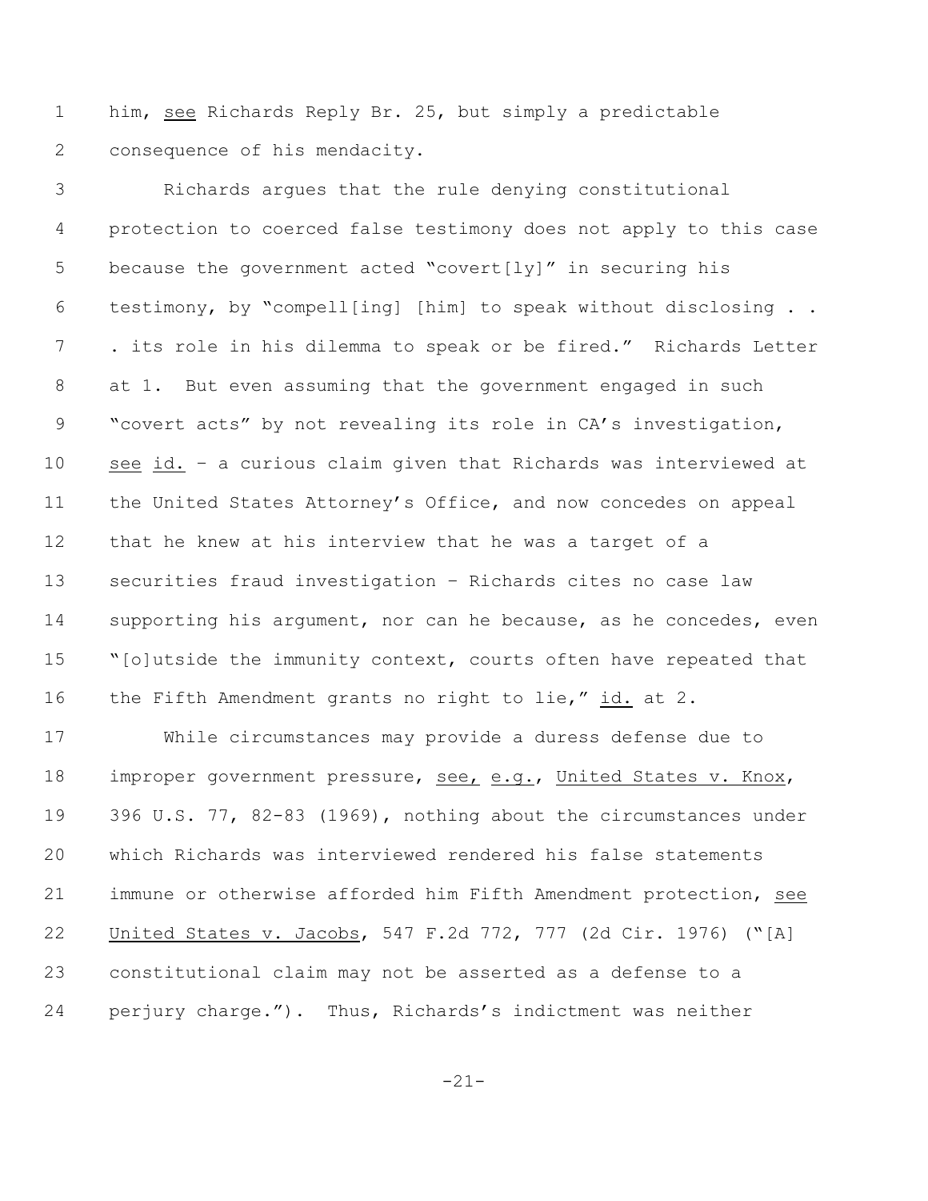him, see Richards Reply Br. 25, but simply a predictable consequence of his mendacity.

Richards argues that the rule denying constitutional protection to coerced false testimony does not apply to this case because the government acted "covert[ly]" in securing his testimony, by "compell[ing] [him] to speak without disclosing . . . its role in his dilemma to speak or be fired." Richards Letter at 1. But even assuming that the government engaged in such "covert acts" by not revealing its role in CA's investigation, see id. – a curious claim given that Richards was interviewed at the United States Attorney's Office, and now concedes on appeal that he knew at his interview that he was a target of a securities fraud investigation – Richards cites no case law supporting his argument, nor can he because, as he concedes, even "[o]utside the immunity context, courts often have repeated that the Fifth Amendment grants no right to lie," id. at 2.

While circumstances may provide a duress defense due to improper government pressure, see, e.g., United States v. Knox, 396 U.S. 77, 82-83 (1969), nothing about the circumstances under which Richards was interviewed rendered his false statements immune or otherwise afforded him Fifth Amendment protection, see United States v. Jacobs, 547 F.2d 772, 777 (2d Cir. 1976) ("[A] constitutional claim may not be asserted as a defense to a perjury charge."). Thus, Richards's indictment was neither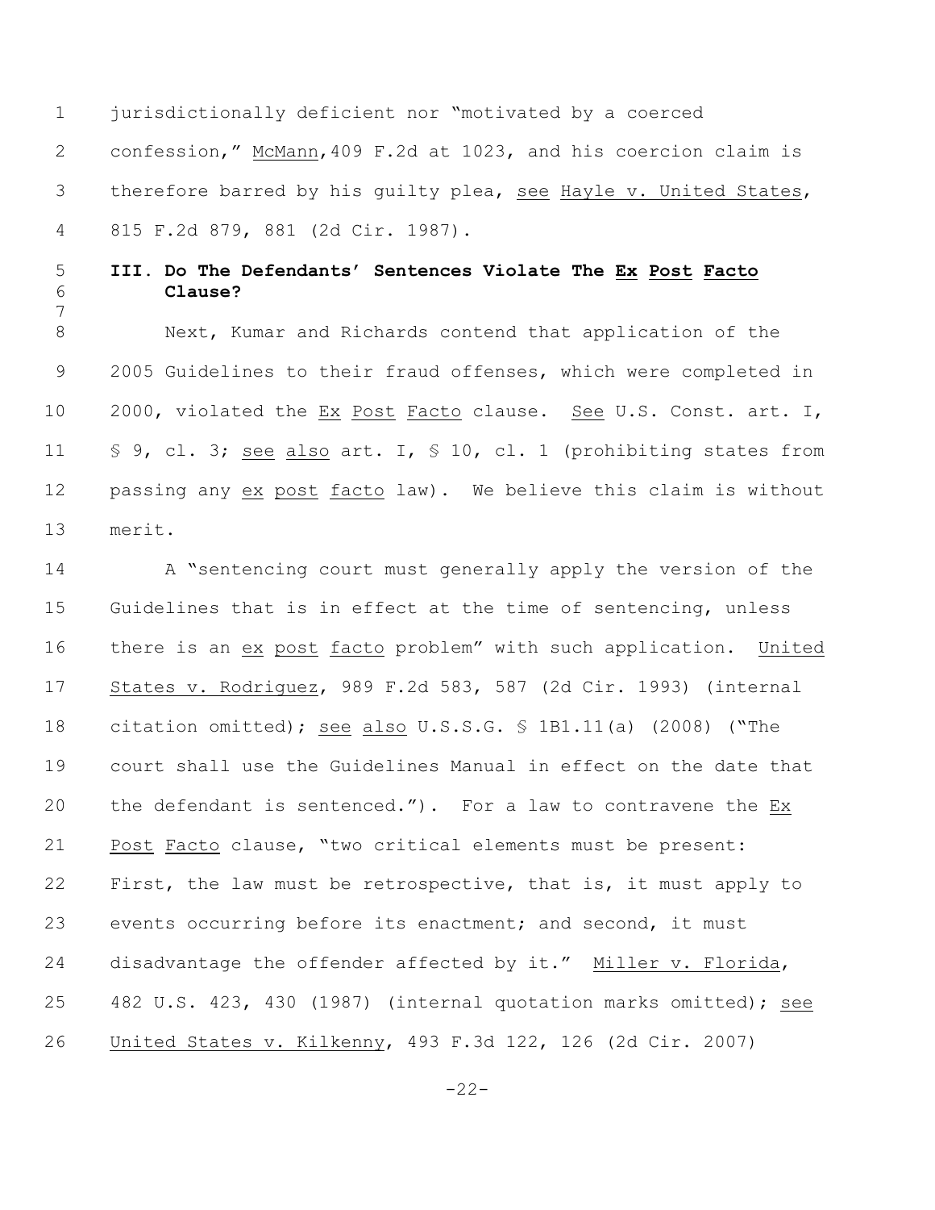jurisdictionally deficient nor "motivated by a coerced confession," McMann, 409 F.2d at 1023, and his coercion claim is therefore barred by his guilty plea, see Hayle v. United States, 815 F.2d 879, 881 (2d Cir. 1987).

### III. Do The Defendants' Sentences Violate The *Ex Post Facto* Clause?

Next, Kumar and Richards contend that application of the 2005 Guidelines to their fraud offenses, which were completed in 2000, violated the *Ex Post Facto* clause. *See* U.S. Const. art. I, § 9, cl. 3; *see also* art. I, § 10, cl. 1 (prohibiting states from passing any *ex post facto* law). We believe this claim is without merit.

A "sentencing court must generally apply the version of the Guidelines that is in effect at the time of sentencing, unless there is an *ex post facto* problem" with such application. United States v. Rodriguez, 989 F.2d 583, 587 (2d Cir. 1993) (internal citation omitted); *see also* U.S.S.G. § 1B1.11(a) (2008) ("The court shall use the Guidelines Manual in effect on the date that the defendant is sentenced."). For a law to contravene the *Ex Post Facto* clause, "two critical elements must be present: First, the law must be retrospective, that is, it must apply to events occurring before its enactment; and second, it must disadvantage the offender affected by it." Miller v. Florida, 482 U.S. 423, 430 (1987) (internal quotation marks omitted); *see* United States v. Kilkenny, 493 F.3d 122, 126 (2d Cir. 2007)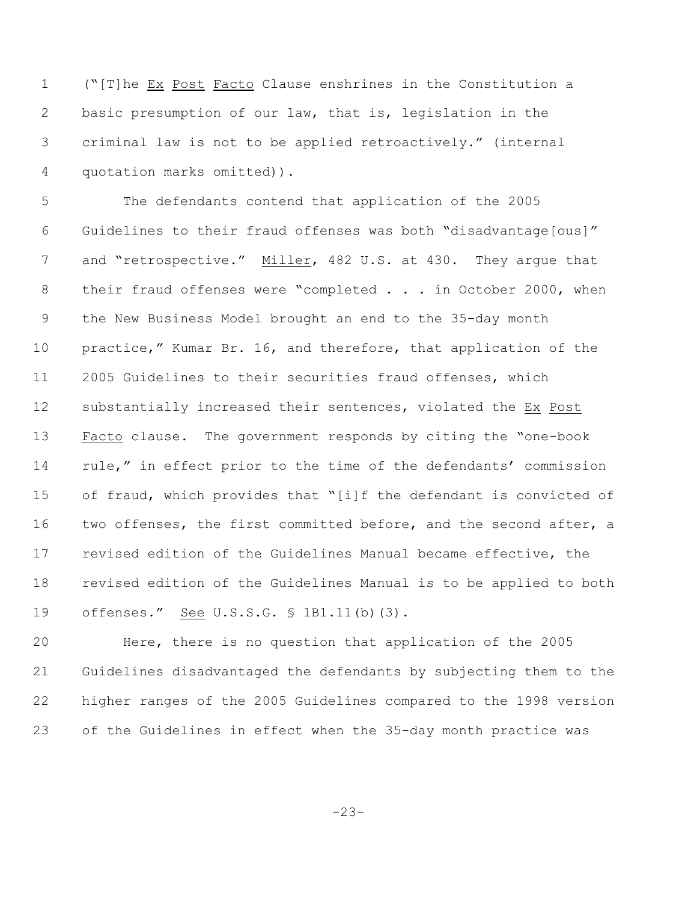("[T]he _Ex Post Facto_ Clause enshrines in the Constitution a basic presumption of our law, that is, legislation in the criminal law is not to be applied retroactively." (internal quotation marks omitted)).

The defendants contend that application of the 2005 Guidelines to their fraud offenses was both "disadvantage[ous]" and "retrospective." _Miller_, 482 U.S. at 430. They argue that their fraud offenses were "completed . . . in October 2000, when the New Business Model brought an end to the 35-day month practice," Kumar Br. 16, and therefore, that application of the 2005 Guidelines to their securities fraud offenses, which substantially increased their sentences, violated the _Ex Post Facto_ clause. The government responds by citing the "one-book rule," in effect prior to the time of the defendants' commission of fraud, which provides that "[i]f the defendant is convicted of two offenses, the first committed before, and the second after, a revised edition of the Guidelines Manual became effective, the revised edition of the Guidelines Manual is to be applied to both offenses." _See_ U.S.S.G. § 1B1.11(b)(3).

Here, there is no question that application of the 2005 Guidelines disadvantaged the defendants by subjecting them to the higher ranges of the 2005 Guidelines compared to the 1998 version of the Guidelines in effect when the 35-day month practice was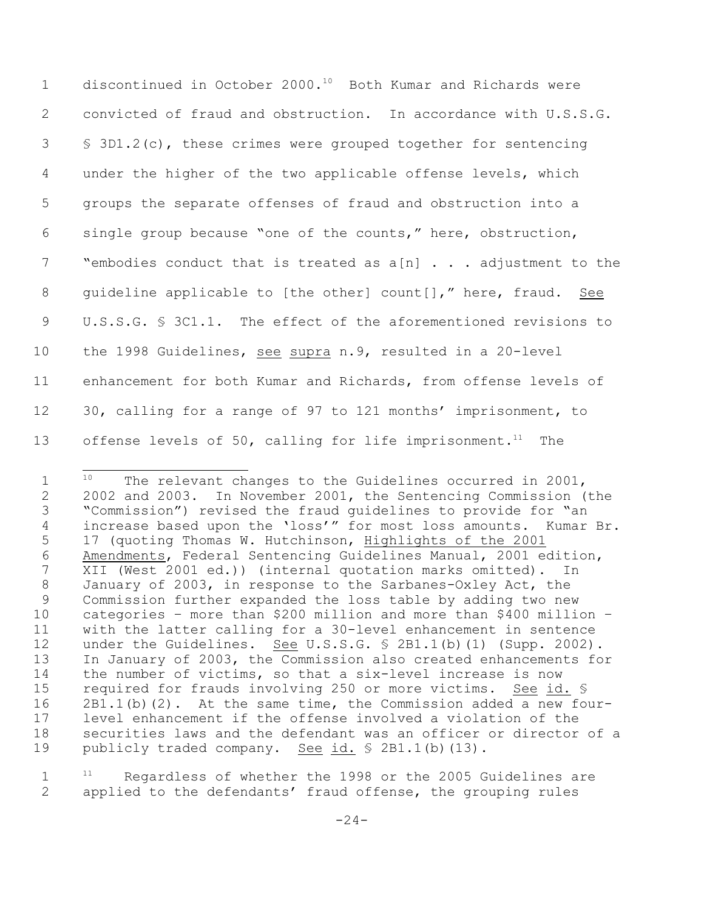discontinued in October 2000.[10] Both Kumar and Richards were convicted of fraud and obstruction. In accordance with U.S.S.G. § 3D1.2(c), these crimes were grouped together for sentencing under the higher of the two applicable offense levels, which groups the separate offenses of fraud and obstruction into a single group because "one of the counts," here, obstruction, "embodies conduct that is treated as a[n] . . . adjustment to the guideline applicable to [the other] count[]," here, fraud. See U.S.S.G. § 3C1.1. The effect of the aforementioned revisions to the 1998 Guidelines, see supra n.9, resulted in a 20-level enhancement for both Kumar and Richards, from offense levels of 30, calling for a range of 97 to 121 months' imprisonment, to offense levels of 50, calling for life imprisonment.[11] The

---

[10] The relevant changes to the Guidelines occurred in 2001, 2002 and 2003. In November 2001, the Sentencing Commission (the "Commission") revised the fraud guidelines to provide for "an increase based upon the 'loss'" for most loss amounts. Kumar Br. 17 (quoting Thomas W. Hutchinson, Highlights of the 2001 Amendments, Federal Sentencing Guidelines Manual, 2001 edition, XII (West 2001 ed.)) (internal quotation marks omitted). In January of 2003, in response to the Sarbanes-Oxley Act, the Commission further expanded the loss table by adding two new categories – more than $200 million and more than $400 million – with the latter calling for a 30-level enhancement in sentence under the Guidelines. See U.S.S.G. § 2B1.1(b)(1) (Supp. 2002). In January of 2003, the Commission also created enhancements for the number of victims, so that a six-level increase is now required for frauds involving 250 or more victims. See id. § 2B1.1(b)(2). At the same time, the Commission added a new four-level enhancement if the offense involved a violation of the securities laws and the defendant was an officer or director of a publicly traded company. See id. § 2B1.1(b)(13).

[11] Regardless of whether the 1998 or the 2005 Guidelines are applied to the defendants' fraud offense, the grouping rules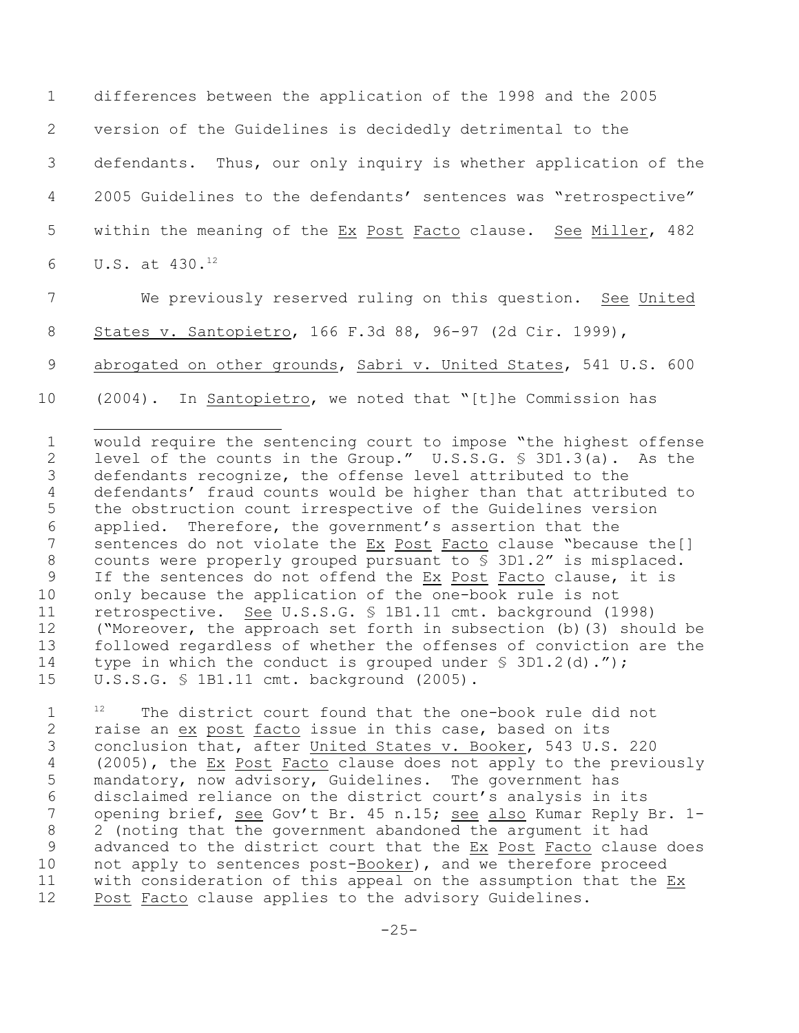differences between the application of the 1998 and the 2005 version of the Guidelines is decidedly detrimental to the defendants. Thus, our only inquiry is whether application of the 2005 Guidelines to the defendants' sentences was "retrospective" within the meaning of the Ex Post Facto clause. See Miller, 482 U.S. at 430.[12]

We previously reserved ruling on this question. See United States v. Santopietro, 166 F.3d 88, 96-97 (2d Cir. 1999), abrogated on other grounds, Sabri v. United States, 541 U.S. 600 (2004). In Santopietro, we noted that "[t]he Commission has

---

would require the sentencing court to impose "the highest offense level of the counts in the Group." U.S.S.G. § 3D1.3(a). As the defendants recognize, the offense level attributed to the defendants' fraud counts would be higher than that attributed to the obstruction count irrespective of the Guidelines version applied. Therefore, the government's assertion that the sentences do not violate the Ex Post Facto clause "because the[] counts were properly grouped pursuant to § 3D1.2" is misplaced. If the sentences do not offend the Ex Post Facto clause, it is only because the application of the one-book rule is not retrospective. See U.S.S.G. § 1B1.11 cmt. background (1998) ("Moreover, the approach set forth in subsection (b)(3) should be followed regardless of whether the offenses of conviction are the type in which the conduct is grouped under § 3D1.2(d)."); U.S.S.G. § 1B1.11 cmt. background (2005).

[12] The district court found that the one-book rule did not raise an ex post facto issue in this case, based on its conclusion that, after United States v. Booker, 543 U.S. 220 (2005), the Ex Post Facto clause does not apply to the previously mandatory, now advisory, Guidelines. The government has disclaimed reliance on the district court's analysis in its opening brief, see Gov't Br. 45 n.15; see also Kumar Reply Br. 1-2 (noting that the government abandoned the argument it had advanced to the district court that the Ex Post Facto clause does not apply to sentences post-Booker), and we therefore proceed with consideration of this appeal on the assumption that the Ex Post Facto clause applies to the advisory Guidelines.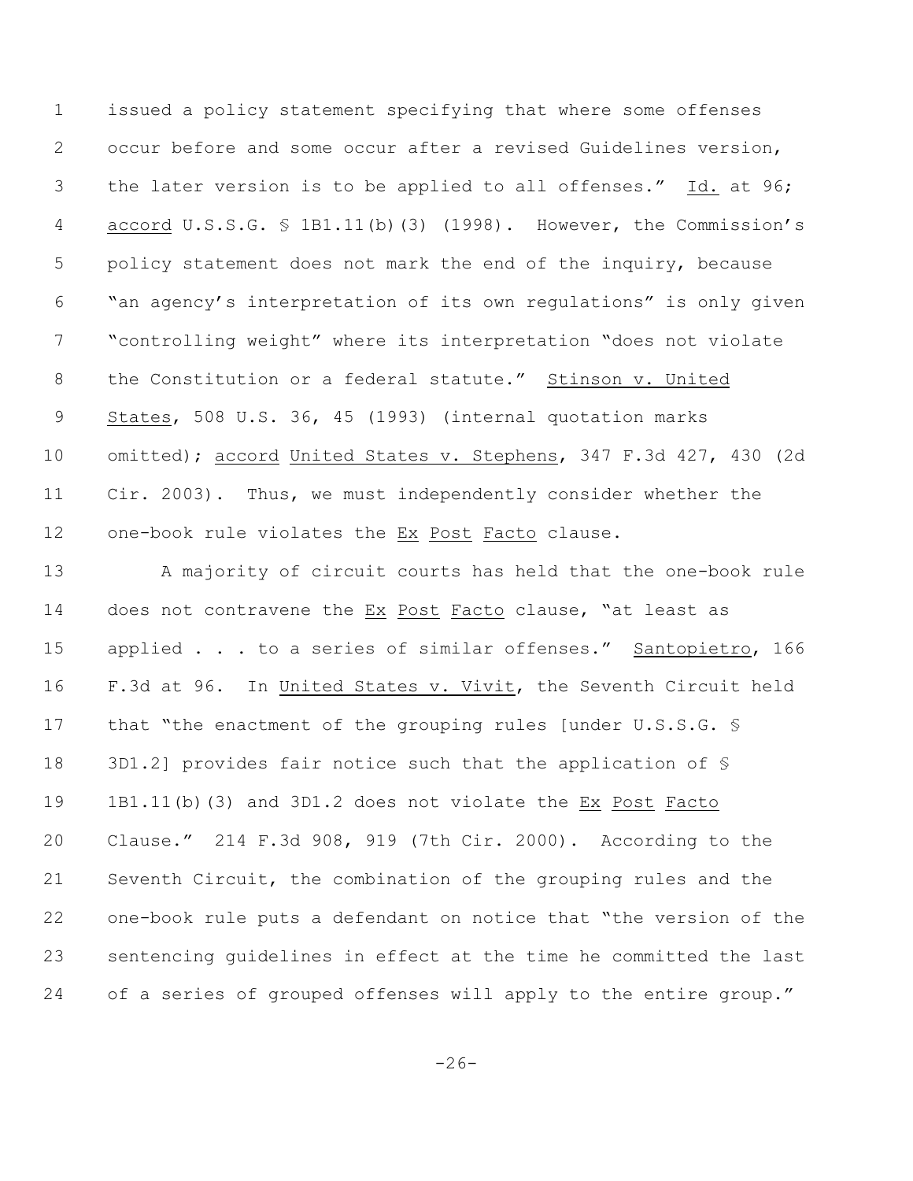issued a policy statement specifying that where some offenses occur before and some occur after a revised Guidelines version, the later version is to be applied to all offenses." _Id._ at 96; _accord_ U.S.S.G. § 1B1.11(b)(3) (1998). However, the Commission's policy statement does not mark the end of the inquiry, because "an agency's interpretation of its own regulations" is only given "controlling weight" where its interpretation "does not violate the Constitution or a federal statute." _Stinson v. United States_, 508 U.S. 36, 45 (1993) (internal quotation marks omitted); _accord_ _United States v. Stephens_, 347 F.3d 427, 430 (2d Cir. 2003). Thus, we must independently consider whether the one-book rule violates the _Ex Post Facto_ clause.

A majority of circuit courts has held that the one-book rule does not contravene the _Ex Post Facto_ clause, "at least as applied . . . to a series of similar offenses." _Santopietro_, 166 F.3d at 96. In _United States v. Vivit_, the Seventh Circuit held that "the enactment of the grouping rules [under U.S.S.G. § 3D1.2] provides fair notice such that the application of § 1B1.11(b)(3) and 3D1.2 does not violate the _Ex Post Facto_ Clause." 214 F.3d 908, 919 (7th Cir. 2000). According to the Seventh Circuit, the combination of the grouping rules and the one-book rule puts a defendant on notice that "the version of the sentencing guidelines in effect at the time he committed the last of a series of grouped offenses will apply to the entire group."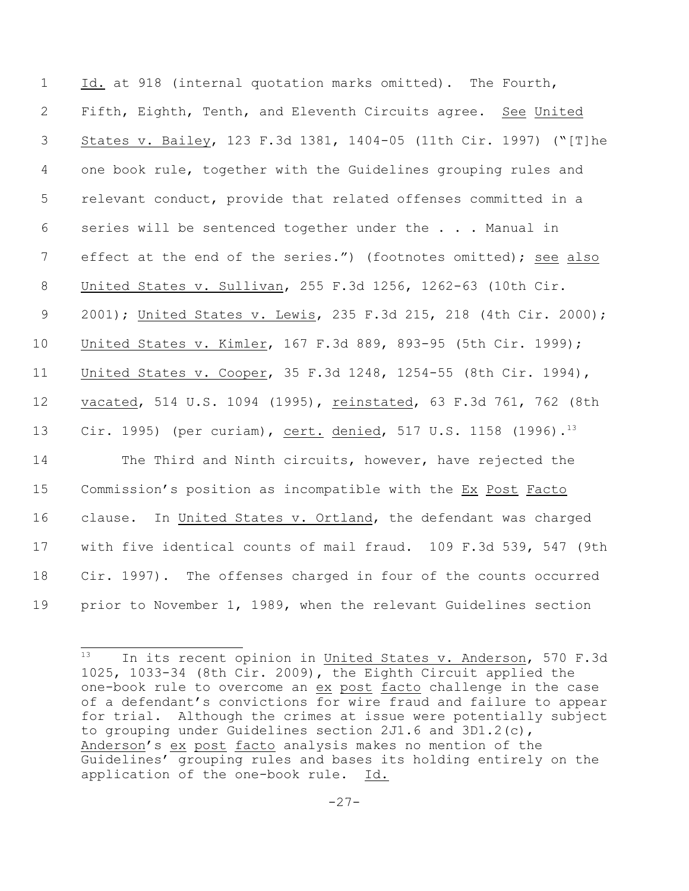Id. at 918 (internal quotation marks omitted). The Fourth, Fifth, Eighth, Tenth, and Eleventh Circuits agree. See United States v. Bailey, 123 F.3d 1381, 1404-05 (11th Cir. 1997) ("[T]he one book rule, together with the Guidelines grouping rules and relevant conduct, provide that related offenses committed in a series will be sentenced together under the . . . Manual in effect at the end of the series.") (footnotes omitted); see also United States v. Sullivan, 255 F.3d 1256, 1262-63 (10th Cir. 2001); United States v. Lewis, 235 F.3d 215, 218 (4th Cir. 2000); United States v. Kimler, 167 F.3d 889, 893-95 (5th Cir. 1999); United States v. Cooper, 35 F.3d 1248, 1254-55 (8th Cir. 1994), vacated, 514 U.S. 1094 (1995), reinstated, 63 F.3d 761, 762 (8th Cir. 1995) (per curiam), cert. denied, 517 U.S. 1158 (1996).[13]

The Third and Ninth circuits, however, have rejected the Commission's position as incompatible with the Ex Post Facto clause. In United States v. Ortland, the defendant was charged with five identical counts of mail fraud. 109 F.3d 539, 547 (9th Cir. 1997). The offenses charged in four of the counts occurred prior to November 1, 1989, when the relevant Guidelines section

---

[13] In its recent opinion in United States v. Anderson, 570 F.3d 1025, 1033-34 (8th Cir. 2009), the Eighth Circuit applied the one-book rule to overcome an ex post facto challenge in the case of a defendant's convictions for wire fraud and failure to appear for trial. Although the crimes at issue were potentially subject to grouping under Guidelines section 2J1.6 and 3D1.2(c), Anderson's ex post facto analysis makes no mention of the Guidelines' grouping rules and bases its holding entirely on the application of the one-book rule. Id.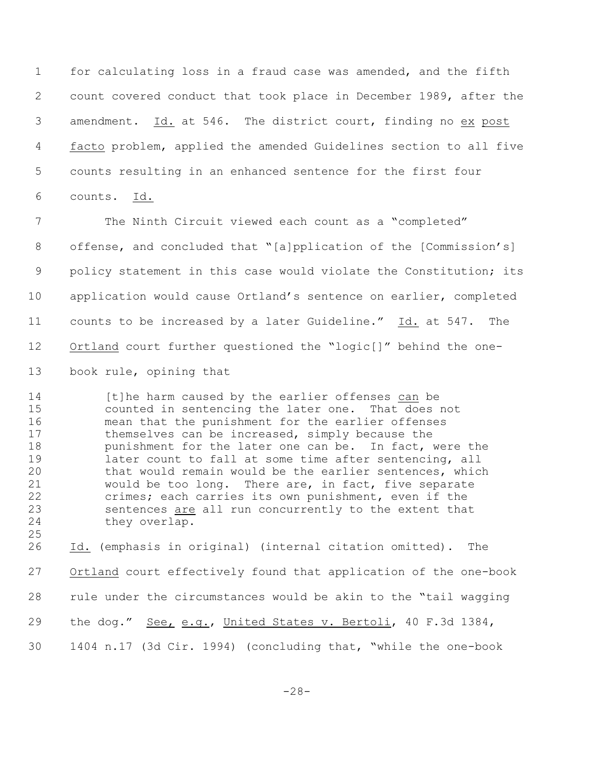for calculating loss in a fraud case was amended, and the fifth count covered conduct that took place in December 1989, after the amendment. Id. at 546. The district court, finding no *ex post facto* problem, applied the amended Guidelines section to all five counts resulting in an enhanced sentence for the first four counts. Id.

The Ninth Circuit viewed each count as a "completed" offense, and concluded that "[a]pplication of the [Commission's] policy statement in this case would violate the Constitution; its application would cause Ortland's sentence on earlier, completed counts to be increased by a later Guideline." Id. at 547. The *Ortland* court further questioned the "logic[]" behind the one-book rule, opining that

> [t]he harm caused by the earlier offenses *can* be counted in sentencing the later one. That does not mean that the punishment for the earlier offenses themselves can be increased, simply because the punishment for the later one can be. In fact, were the later count to fall at some time after sentencing, all that would remain would be the earlier sentences, which would be too long. There are, in fact, five separate crimes; each carries its own punishment, even if the sentences *are* all run concurrently to the extent that they overlap.

Id. (emphasis in original) (internal citation omitted). The *Ortland* court effectively found that application of the one-book rule under the circumstances would be akin to the "tail wagging the dog." *See, e.g.*, *United States v. Bertoli*, 40 F.3d 1384, 1404 n.17 (3d Cir. 1994) (concluding that, "while the one-book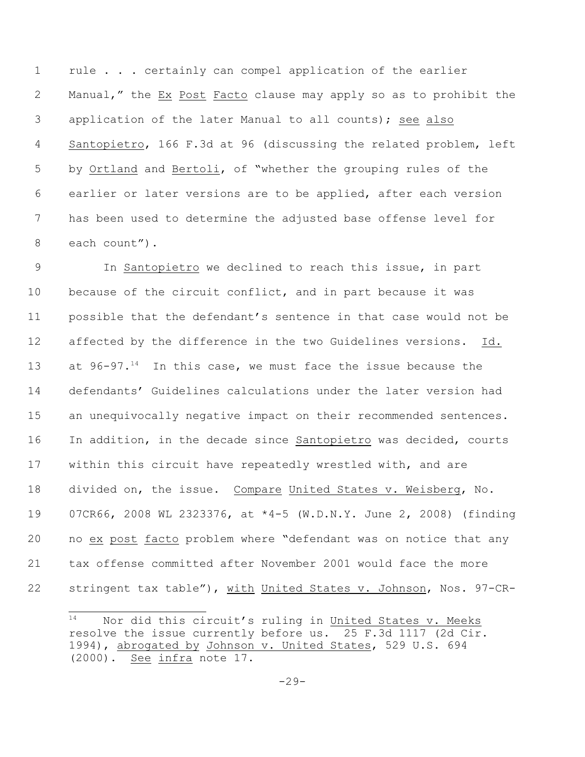rule . . . certainly can compel application of the earlier Manual," the _Ex Post Facto_ clause may apply so as to prohibit the application of the later Manual to all counts); _see also_ _Santopietro_, 166 F.3d at 96 (discussing the related problem, left by _Ortland_ and _Bertoli_, of "whether the grouping rules of the earlier or later versions are to be applied, after each version has been used to determine the adjusted base offense level for each count").

In _Santopietro_ we declined to reach this issue, in part because of the circuit conflict, and in part because it was possible that the defendant's sentence in that case would not be affected by the difference in the two Guidelines versions. _Id._ at 96-97.[14] In this case, we must face the issue because the defendants' Guidelines calculations under the later version had an unequivocally negative impact on their recommended sentences. In addition, in the decade since _Santopietro_ was decided, courts within this circuit have repeatedly wrestled with, and are divided on, the issue. _Compare_ _United States v. Weisberg_, No. 07CR66, 2008 WL 2323376, at *4-5 (W.D.N.Y. June 2, 2008) (finding no _ex post facto_ problem where "defendant was on notice that any tax offense committed after November 2001 would face the more stringent tax table"), _with_ _United States v. Johnson_, Nos. 97-CR-

---

[14] Nor did this circuit's ruling in _United States v. Meeks_ resolve the issue currently before us. 25 F.3d 1117 (2d Cir. 1994), _abrogated by_ _Johnson v. United States_, 529 U.S. 694 (2000). _See infra_ note 17.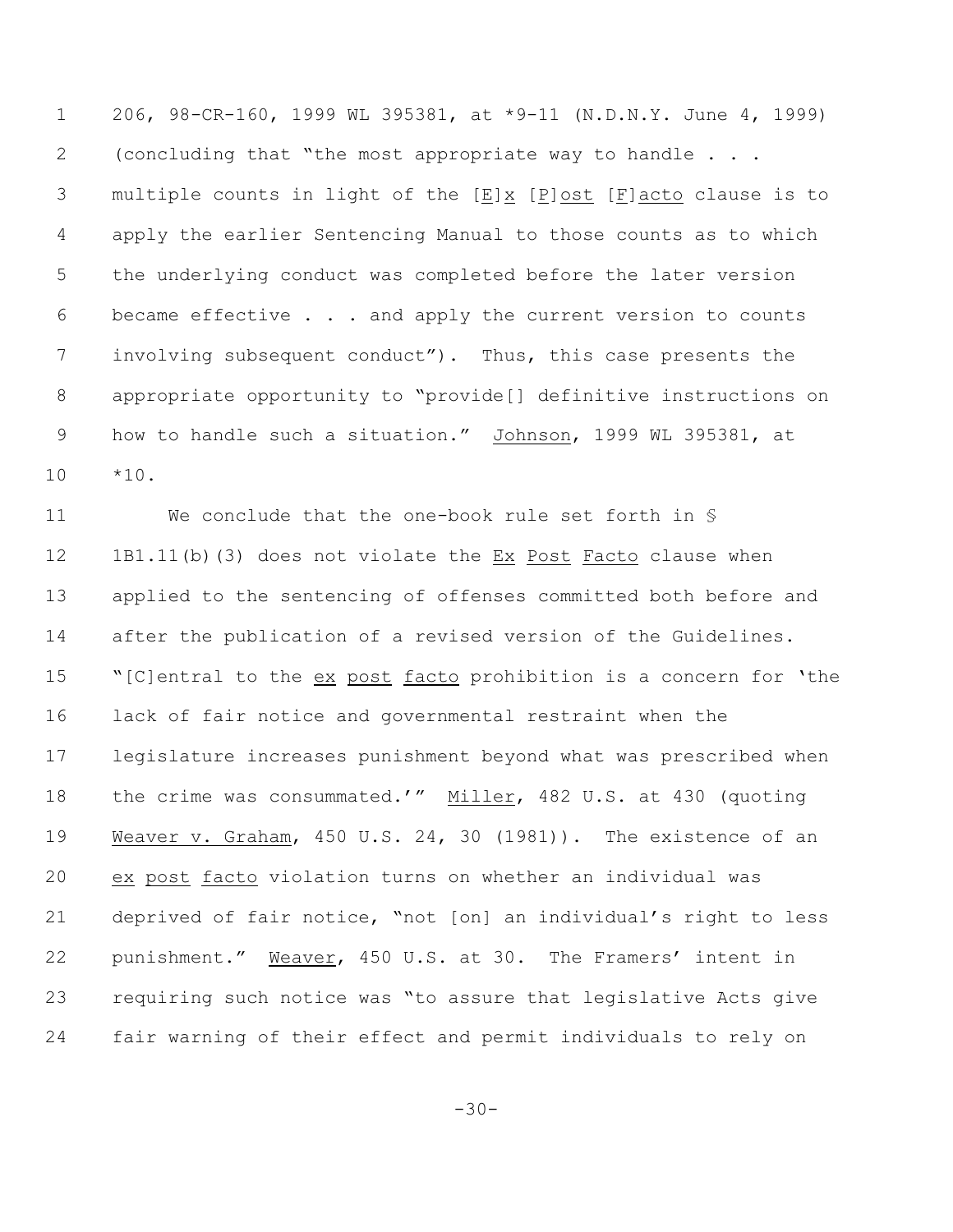206, 98-CR-160, 1999 WL 395381, at *9-11 (N.D.N.Y. June 4, 1999) (concluding that "the most appropriate way to handle . . . multiple counts in light of the [E]x [P]ost [F]acto clause is to apply the earlier Sentencing Manual to those counts as to which the underlying conduct was completed before the later version became effective . . . and apply the current version to counts involving subsequent conduct"). Thus, this case presents the appropriate opportunity to "provide[] definitive instructions on how to handle such a situation." Johnson, 1999 WL 395381, at *10.

We conclude that the one-book rule set forth in § 1B1.11(b)(3) does not violate the *Ex Post Facto* clause when applied to the sentencing of offenses committed both before and after the publication of a revised version of the Guidelines. "[C]entral to the *ex post facto* prohibition is a concern for 'the lack of fair notice and governmental restraint when the legislature increases punishment beyond what was prescribed when the crime was consummated.'" Miller, 482 U.S. at 430 (quoting Weaver v. Graham, 450 U.S. 24, 30 (1981)). The existence of an *ex post facto* violation turns on whether an individual was deprived of fair notice, "not [on] an individual's right to less punishment." Weaver, 450 U.S. at 30. The Framers' intent in requiring such notice was "to assure that legislative Acts give fair warning of their effect and permit individuals to rely on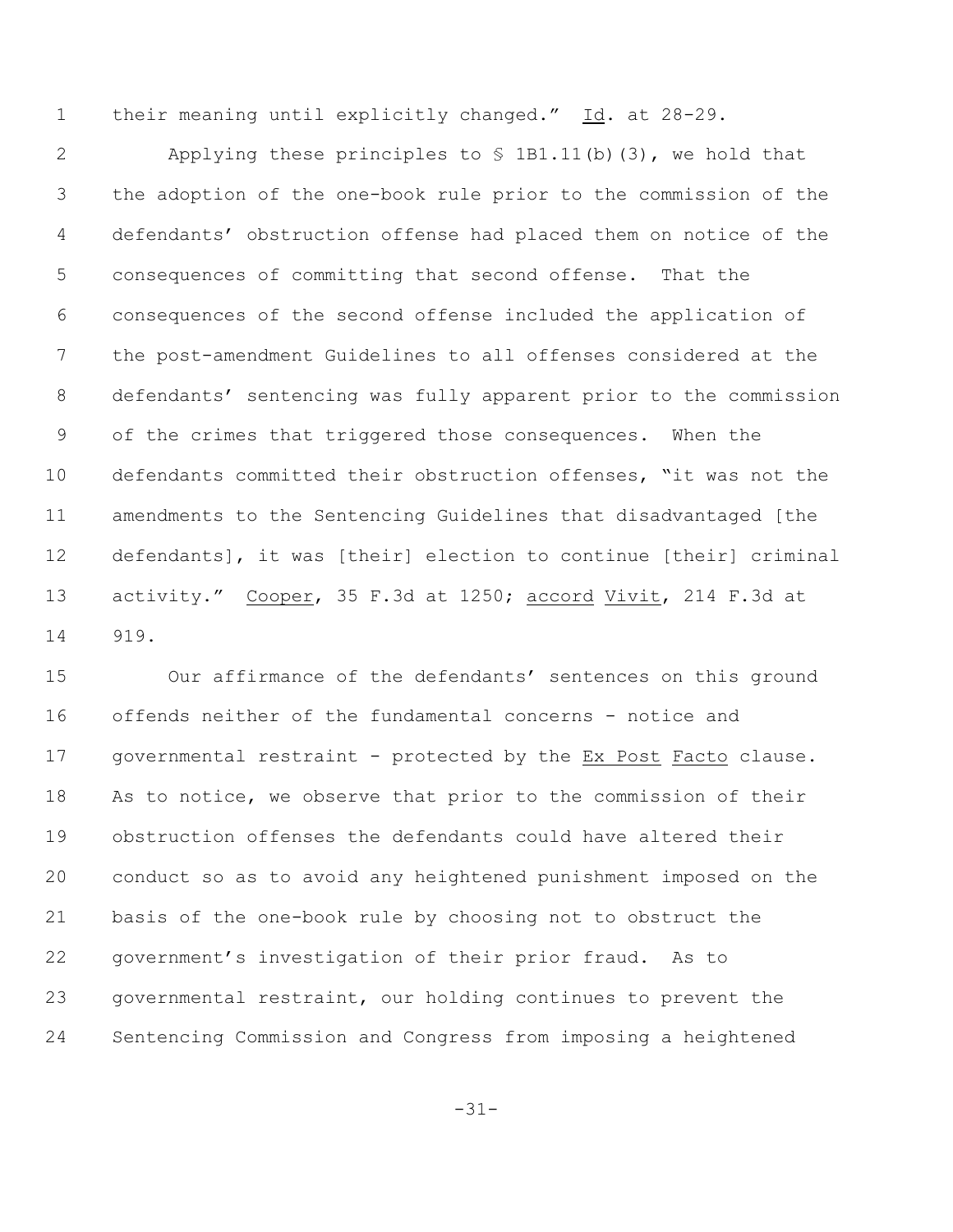their meaning until explicitly changed." _Id_. at 28-29.

Applying these principles to § 1B1.11(b)(3), we hold that the adoption of the one-book rule prior to the commission of the defendants' obstruction offense had placed them on notice of the consequences of committing that second offense. That the consequences of the second offense included the application of the post-amendment Guidelines to all offenses considered at the defendants' sentencing was fully apparent prior to the commission of the crimes that triggered those consequences. When the defendants committed their obstruction offenses, "it was not the amendments to the Sentencing Guidelines that disadvantaged [the defendants], it was [their] election to continue [their] criminal activity." _Cooper_, 35 F.3d at 1250; _accord_ _Vivit_, 214 F.3d at 919.

Our affirmance of the defendants' sentences on this ground offends neither of the fundamental concerns - notice and governmental restraint - protected by the _Ex Post_ _Facto_ clause. As to notice, we observe that prior to the commission of their obstruction offenses the defendants could have altered their conduct so as to avoid any heightened punishment imposed on the basis of the one-book rule by choosing not to obstruct the government's investigation of their prior fraud. As to governmental restraint, our holding continues to prevent the Sentencing Commission and Congress from imposing a heightened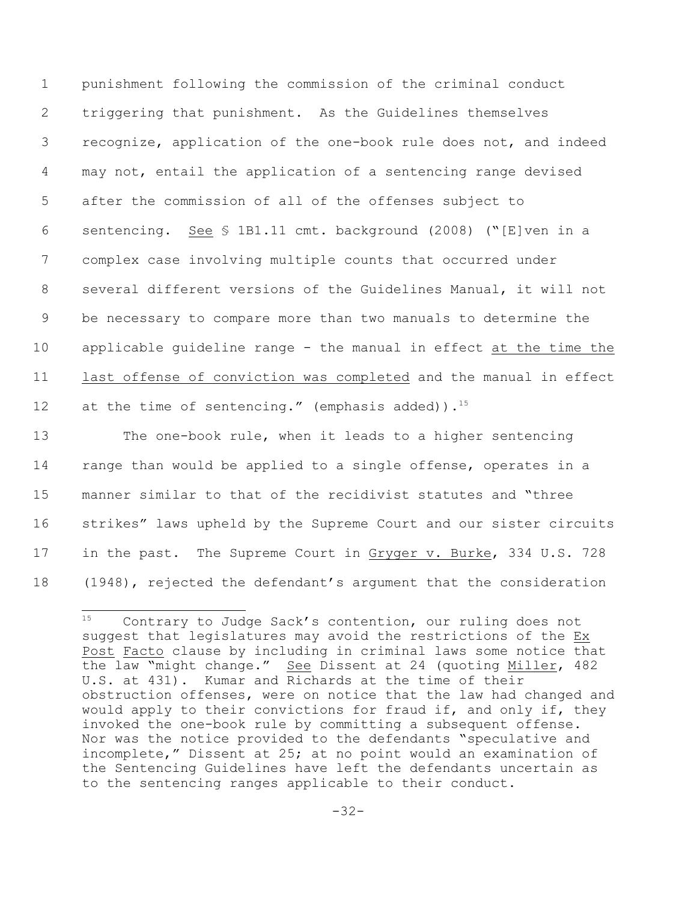punishment following the commission of the criminal conduct triggering that punishment. As the Guidelines themselves recognize, application of the one-book rule does not, and indeed may not, entail the application of a sentencing range devised after the commission of all of the offenses subject to sentencing. See § 1B1.11 cmt. background (2008) ("[E]ven in a complex case involving multiple counts that occurred under several different versions of the Guidelines Manual, it will not be necessary to compare more than two manuals to determine the applicable guideline range - the manual in effect at the time the last offense of conviction was completed and the manual in effect at the time of sentencing." (emphasis added)).[15]

The one-book rule, when it leads to a higher sentencing range than would be applied to a single offense, operates in a manner similar to that of the recidivist statutes and "three strikes" laws upheld by the Supreme Court and our sister circuits in the past. The Supreme Court in Gryger v. Burke, 334 U.S. 728 (1948), rejected the defendant's argument that the consideration

---

[15] Contrary to Judge Sack's contention, our ruling does not suggest that legislatures may avoid the restrictions of the Ex Post Facto clause by including in criminal laws some notice that the law "might change." See Dissent at 24 (quoting Miller, 482 U.S. at 431). Kumar and Richards at the time of their obstruction offenses, were on notice that the law had changed and would apply to their convictions for fraud if, and only if, they invoked the one-book rule by committing a subsequent offense. Nor was the notice provided to the defendants "speculative and incomplete," Dissent at 25; at no point would an examination of the Sentencing Guidelines have left the defendants uncertain as to the sentencing ranges applicable to their conduct.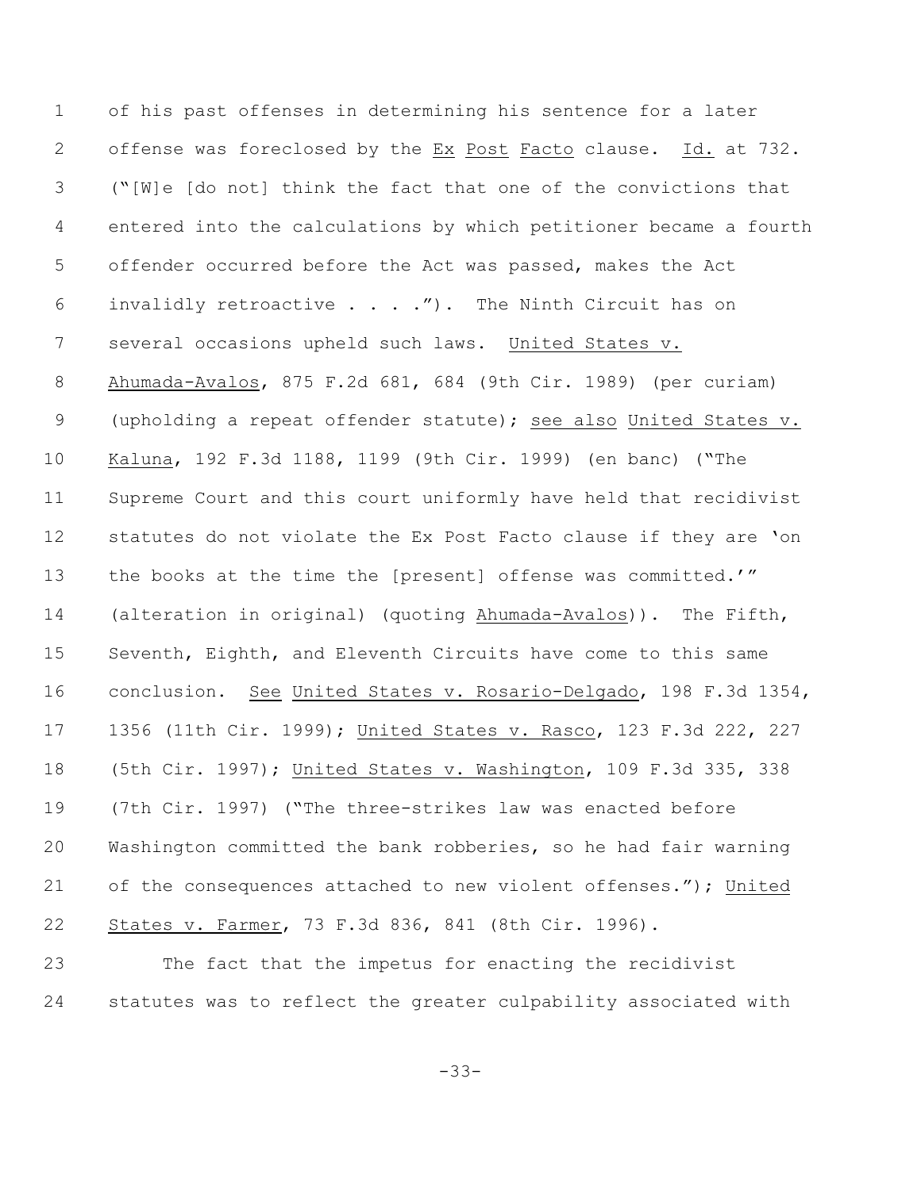of his past offenses in determining his sentence for a later offense was foreclosed by the Ex Post Facto clause. Id. at 732. ("[W]e [do not] think the fact that one of the convictions that entered into the calculations by which petitioner became a fourth offender occurred before the Act was passed, makes the Act invalidly retroactive . . . ."). The Ninth Circuit has on several occasions upheld such laws. United States v. Ahumada-Avalos, 875 F.2d 681, 684 (9th Cir. 1989) (per curiam) (upholding a repeat offender statute); see also United States v. Kaluna, 192 F.3d 1188, 1199 (9th Cir. 1999) (en banc) ("The Supreme Court and this court uniformly have held that recidivist statutes do not violate the Ex Post Facto clause if they are 'on the books at the time the [present] offense was committed.'" (alteration in original) (quoting Ahumada-Avalos)). The Fifth, Seventh, Eighth, and Eleventh Circuits have come to this same conclusion. See United States v. Rosario-Delgado, 198 F.3d 1354, 1356 (11th Cir. 1999); United States v. Rasco, 123 F.3d 222, 227 (5th Cir. 1997); United States v. Washington, 109 F.3d 335, 338 (7th Cir. 1997) ("The three-strikes law was enacted before Washington committed the bank robberies, so he had fair warning of the consequences attached to new violent offenses."); United States v. Farmer, 73 F.3d 836, 841 (8th Cir. 1996).

The fact that the impetus for enacting the recidivist statutes was to reflect the greater culpability associated with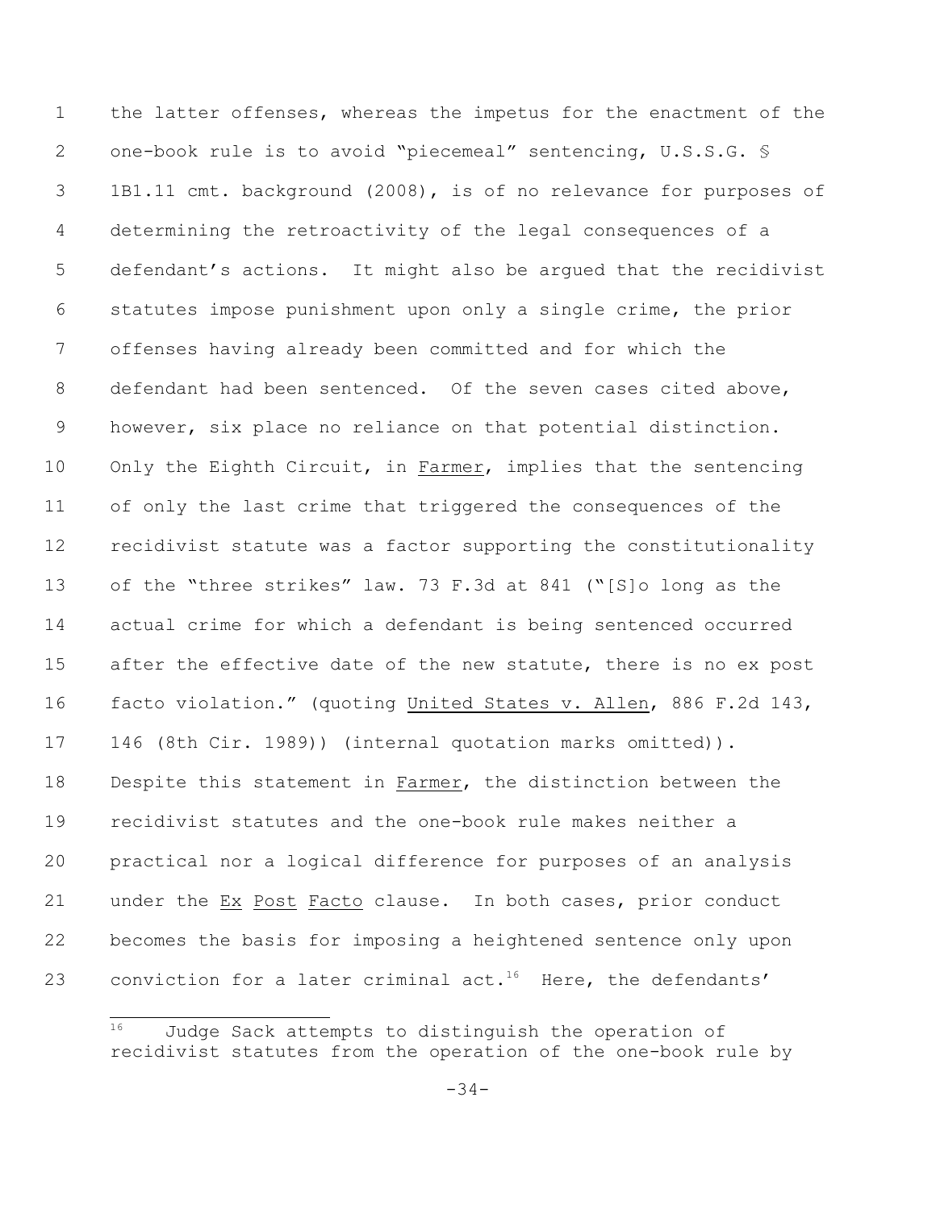the latter offenses, whereas the impetus for the enactment of the one-book rule is to avoid "piecemeal" sentencing, U.S.S.G. § 1B1.11 cmt. background (2008), is of no relevance for purposes of determining the retroactivity of the legal consequences of a defendant's actions. It might also be argued that the recidivist statutes impose punishment upon only a single crime, the prior offenses having already been committed and for which the defendant had been sentenced. Of the seven cases cited above, however, six place no reliance on that potential distinction. Only the Eighth Circuit, in Farmer, implies that the sentencing of only the last crime that triggered the consequences of the recidivist statute was a factor supporting the constitutionality of the "three strikes" law. 73 F.3d at 841 ("[S]o long as the actual crime for which a defendant is being sentenced occurred after the effective date of the new statute, there is no ex post facto violation." (quoting United States v. Allen, 886 F.2d 143, 146 (8th Cir. 1989)) (internal quotation marks omitted)). Despite this statement in Farmer, the distinction between the recidivist statutes and the one-book rule makes neither a practical nor a logical difference for purposes of an analysis under the Ex Post Facto clause. In both cases, prior conduct becomes the basis for imposing a heightened sentence only upon conviction for a later criminal act.[16] Here, the defendants'

---

[16] Judge Sack attempts to distinguish the operation of recidivist statutes from the operation of the one-book rule by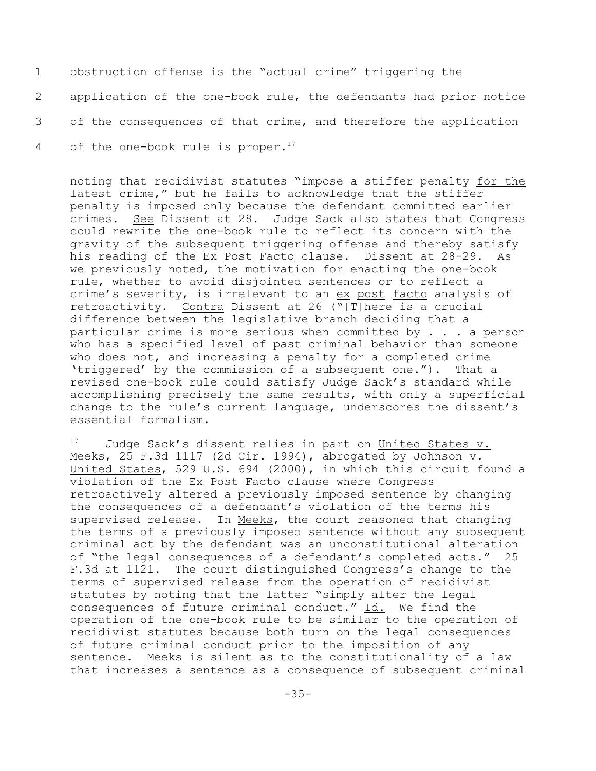obstruction offense is the "actual crime" triggering the application of the one-book rule, the defendants had prior notice of the consequences of that crime, and therefore the application of the one-book rule is proper.[17]

---

noting that recidivist statutes "impose a stiffer penalty for the latest crime," but he fails to acknowledge that the stiffer penalty is imposed only because the defendant committed earlier crimes. See Dissent at 28. Judge Sack also states that Congress could rewrite the one-book rule to reflect its concern with the gravity of the subsequent triggering offense and thereby satisfy his reading of the Ex Post Facto clause. Dissent at 28-29. As we previously noted, the motivation for enacting the one-book rule, whether to avoid disjointed sentences or to reflect a crime's severity, is irrelevant to an ex post facto analysis of retroactivity. Contra Dissent at 26 ("[T]here is a crucial difference between the legislative branch deciding that a particular crime is more serious when committed by . . . a person who has a specified level of past criminal behavior than someone who does not, and increasing a penalty for a completed crime 'triggered' by the commission of a subsequent one."). That a revised one-book rule could satisfy Judge Sack's standard while accomplishing precisely the same results, with only a superficial change to the rule's current language, underscores the dissent's essential formalism.

[17] Judge Sack's dissent relies in part on United States v. Meeks, 25 F.3d 1117 (2d Cir. 1994), abrogated by Johnson v. United States, 529 U.S. 694 (2000), in which this circuit found a violation of the Ex Post Facto clause where Congress retroactively altered a previously imposed sentence by changing the consequences of a defendant's violation of the terms his supervised release. In Meeks, the court reasoned that changing the terms of a previously imposed sentence without any subsequent criminal act by the defendant was an unconstitutional alteration of "the legal consequences of a defendant's completed acts." 25 F.3d at 1121. The court distinguished Congress's change to the terms of supervised release from the operation of recidivist statutes by noting that the latter "simply alter the legal consequences of future criminal conduct." Id. We find the operation of the one-book rule to be similar to the operation of recidivist statutes because both turn on the legal consequences of future criminal conduct prior to the imposition of any sentence. Meeks is silent as to the constitutionality of a law that increases a sentence as a consequence of subsequent criminal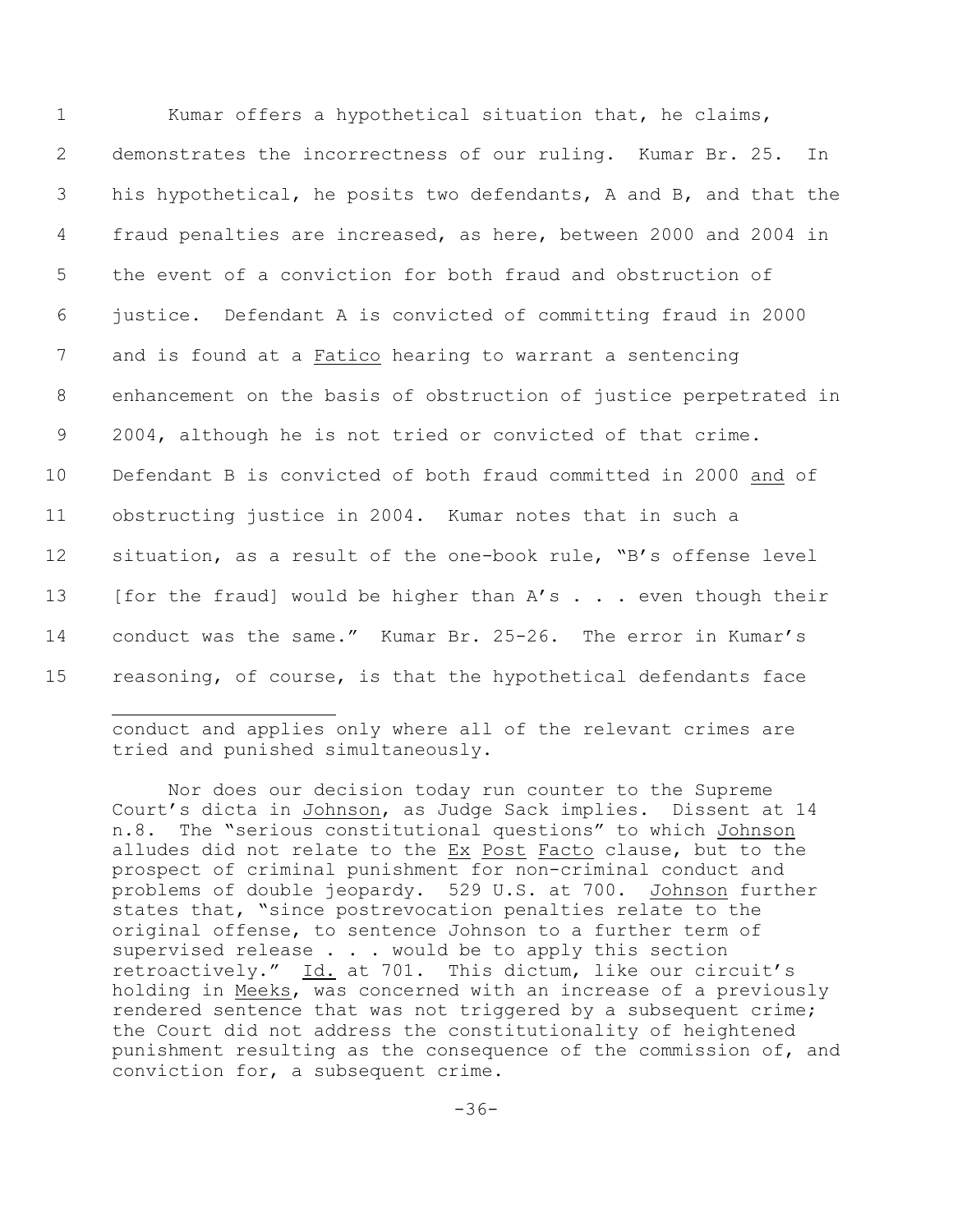Kumar offers a hypothetical situation that, he claims, demonstrates the incorrectness of our ruling. Kumar Br. 25. In his hypothetical, he posits two defendants, A and B, and that the fraud penalties are increased, as here, between 2000 and 2004 in the event of a conviction for both fraud and obstruction of justice. Defendant A is convicted of committing fraud in 2000 and is found at a Fatico hearing to warrant a sentencing enhancement on the basis of obstruction of justice perpetrated in 2004, although he is not tried or convicted of that crime. Defendant B is convicted of both fraud committed in 2000 and of obstructing justice in 2004. Kumar notes that in such a situation, as a result of the one-book rule, "B's offense level [for the fraud] would be higher than A's . . . even though their conduct was the same." Kumar Br. 25-26. The error in Kumar's reasoning, of course, is that the hypothetical defendants face

---

conduct and applies only where all of the relevant crimes are tried and punished simultaneously.

Nor does our decision today run counter to the Supreme Court's dicta in Johnson, as Judge Sack implies. Dissent at 14 n.8. The "serious constitutional questions" to which Johnson alludes did not relate to the Ex Post Facto clause, but to the prospect of criminal punishment for non-criminal conduct and problems of double jeopardy. 529 U.S. at 700. Johnson further states that, "since postrevocation penalties relate to the original offense, to sentence Johnson to a further term of supervised release . . . would be to apply this section retroactively." Id. at 701. This dictum, like our circuit's holding in Meeks, was concerned with an increase of a previously rendered sentence that was not triggered by a subsequent crime; the Court did not address the constitutionality of heightened punishment resulting as the consequence of the commission of, and conviction for, a subsequent crime.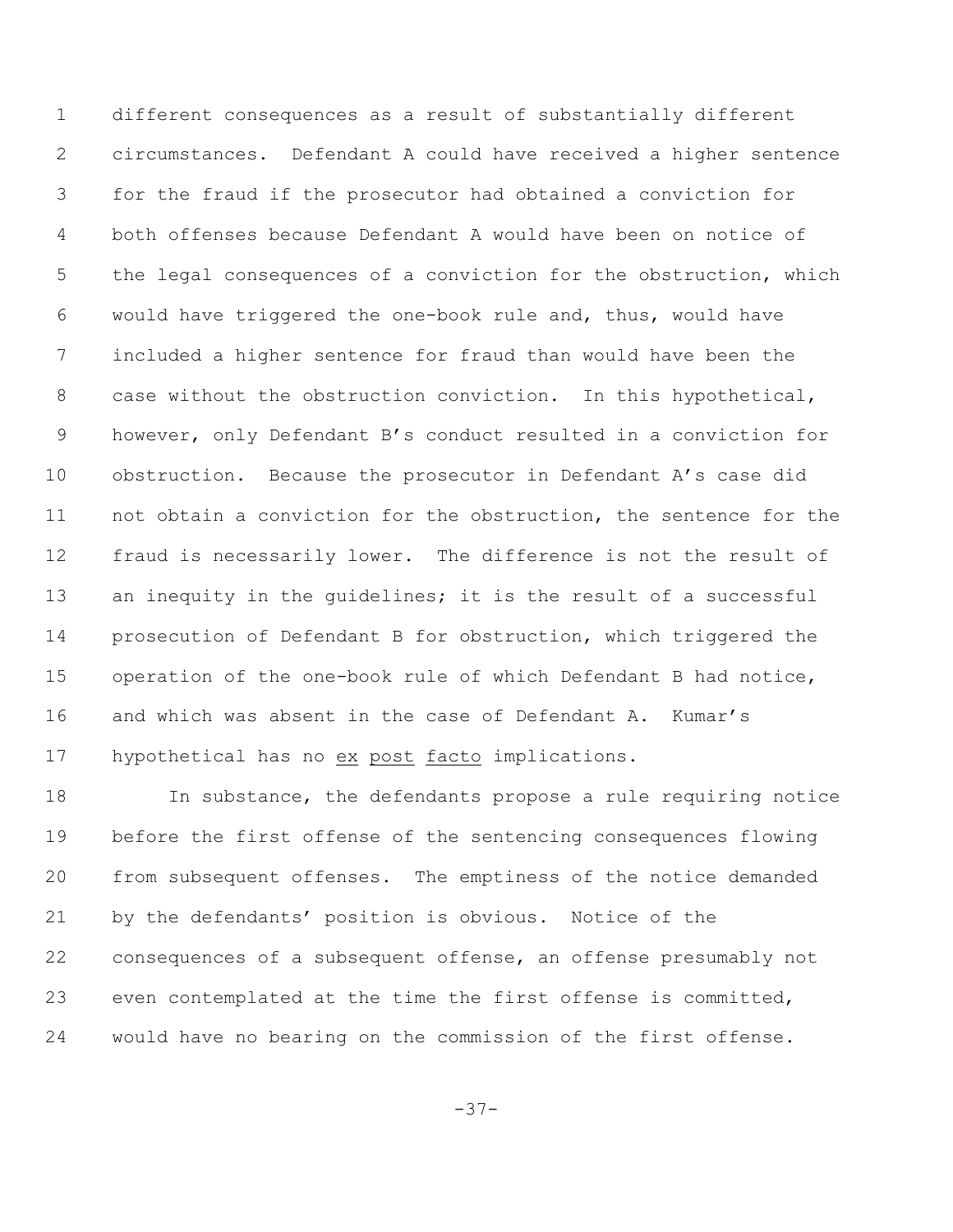different consequences as a result of substantially different circumstances. Defendant A could have received a higher sentence for the fraud if the prosecutor had obtained a conviction for both offenses because Defendant A would have been on notice of the legal consequences of a conviction for the obstruction, which would have triggered the one-book rule and, thus, would have included a higher sentence for fraud than would have been the case without the obstruction conviction. In this hypothetical, however, only Defendant B's conduct resulted in a conviction for obstruction. Because the prosecutor in Defendant A's case did not obtain a conviction for the obstruction, the sentence for the fraud is necessarily lower. The difference is not the result of an inequity in the guidelines; it is the result of a successful prosecution of Defendant B for obstruction, which triggered the operation of the one-book rule of which Defendant B had notice, and which was absent in the case of Defendant A. Kumar's hypothetical has no *ex post facto* implications.

In substance, the defendants propose a rule requiring notice before the first offense of the sentencing consequences flowing from subsequent offenses. The emptiness of the notice demanded by the defendants' position is obvious. Notice of the consequences of a subsequent offense, an offense presumably not even contemplated at the time the first offense is committed, would have no bearing on the commission of the first offense.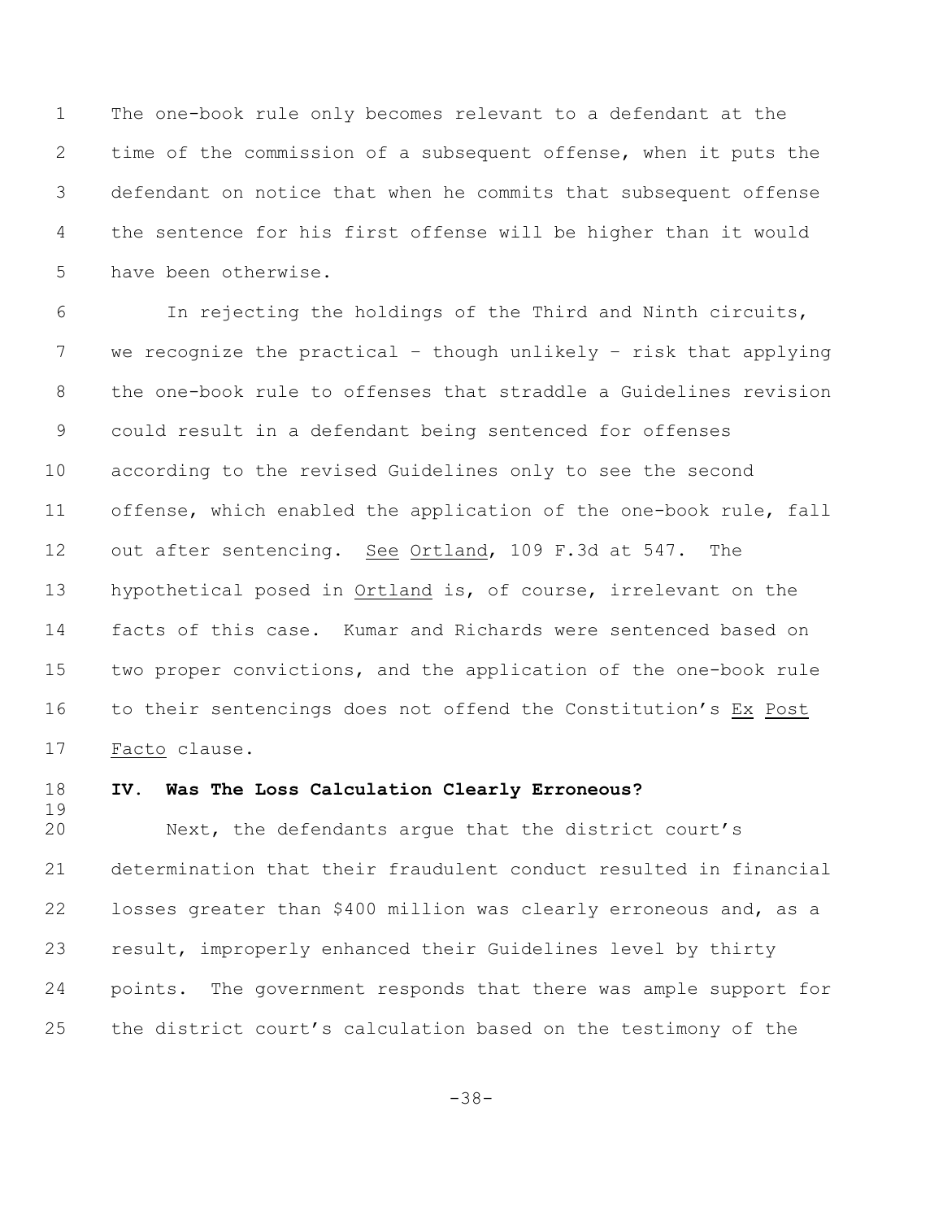The one-book rule only becomes relevant to a defendant at the time of the commission of a subsequent offense, when it puts the defendant on notice that when he commits that subsequent offense the sentence for his first offense will be higher than it would have been otherwise.

In rejecting the holdings of the Third and Ninth circuits, we recognize the practical – though unlikely – risk that applying the one-book rule to offenses that straddle a Guidelines revision could result in a defendant being sentenced for offenses according to the revised Guidelines only to see the second offense, which enabled the application of the one-book rule, fall out after sentencing. See Ortland, 109 F.3d at 547. The hypothetical posed in Ortland is, of course, irrelevant on the facts of this case. Kumar and Richards were sentenced based on two proper convictions, and the application of the one-book rule to their sentencings does not offend the Constitution's Ex Post Facto clause.

## IV. Was The Loss Calculation Clearly Erroneous?

Next, the defendants argue that the district court's determination that their fraudulent conduct resulted in financial losses greater than $400 million was clearly erroneous and, as a result, improperly enhanced their Guidelines level by thirty points. The government responds that there was ample support for the district court's calculation based on the testimony of the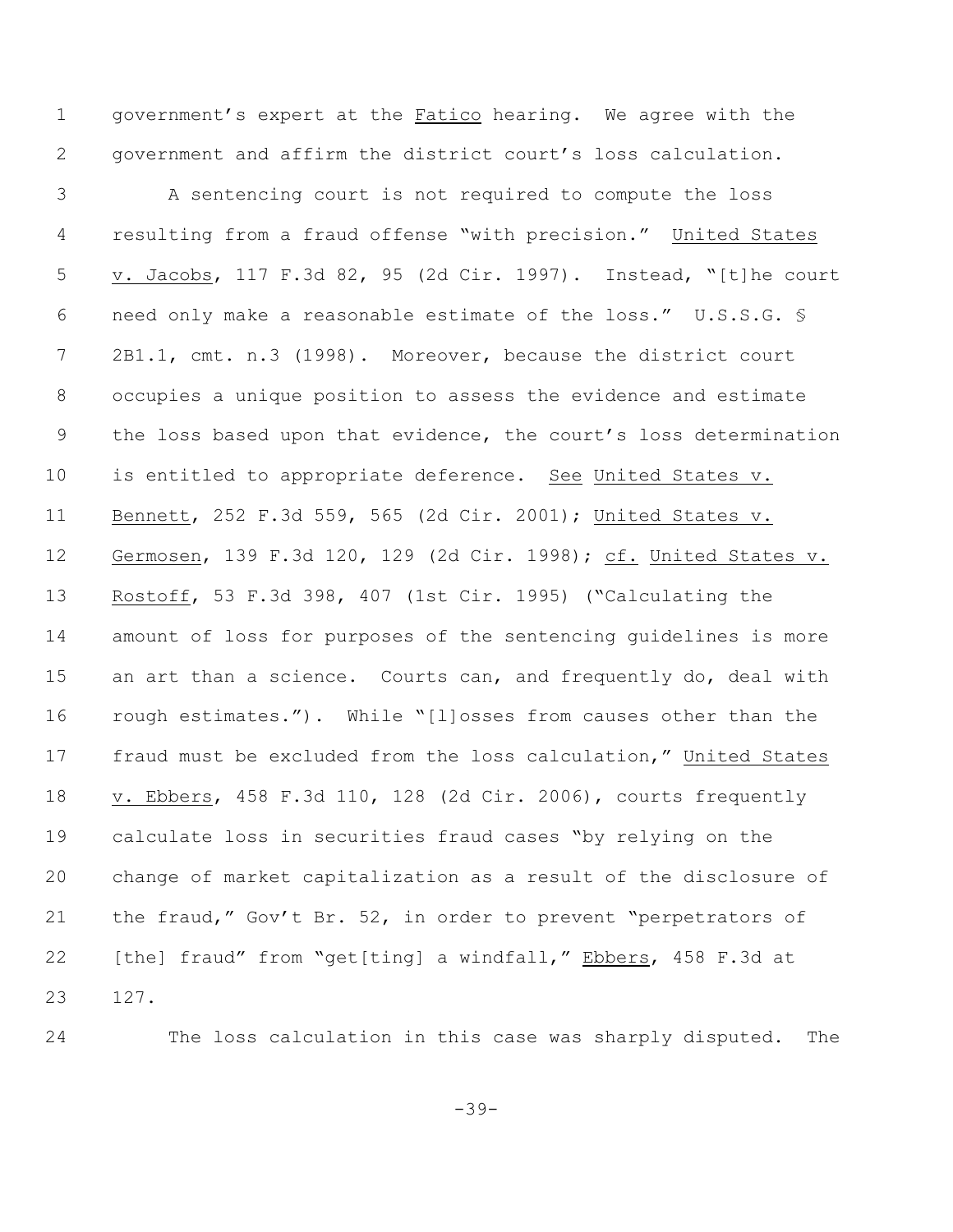government's expert at the _Fatico_ hearing. We agree with the government and affirm the district court's loss calculation.

A sentencing court is not required to compute the loss resulting from a fraud offense "with precision." _United States v. Jacobs_, 117 F.3d 82, 95 (2d Cir. 1997). Instead, "[t]he court need only make a reasonable estimate of the loss." U.S.S.G. § 2B1.1, cmt. n.3 (1998). Moreover, because the district court occupies a unique position to assess the evidence and estimate the loss based upon that evidence, the court's loss determination is entitled to appropriate deference. _See_ _United States v. Bennett_, 252 F.3d 559, 565 (2d Cir. 2001); _United States v. Germosen_, 139 F.3d 120, 129 (2d Cir. 1998); _cf._ _United States v. Rostoff_, 53 F.3d 398, 407 (1st Cir. 1995) ("Calculating the amount of loss for purposes of the sentencing guidelines is more an art than a science. Courts can, and frequently do, deal with rough estimates."). While "[l]osses from causes other than the fraud must be excluded from the loss calculation," _United States v. Ebbers_, 458 F.3d 110, 128 (2d Cir. 2006), courts frequently calculate loss in securities fraud cases "by relying on the change of market capitalization as a result of the disclosure of the fraud," Gov't Br. 52, in order to prevent "perpetrators of [the] fraud" from "get[ting] a windfall," _Ebbers_, 458 F.3d at 127.

The loss calculation in this case was sharply disputed. The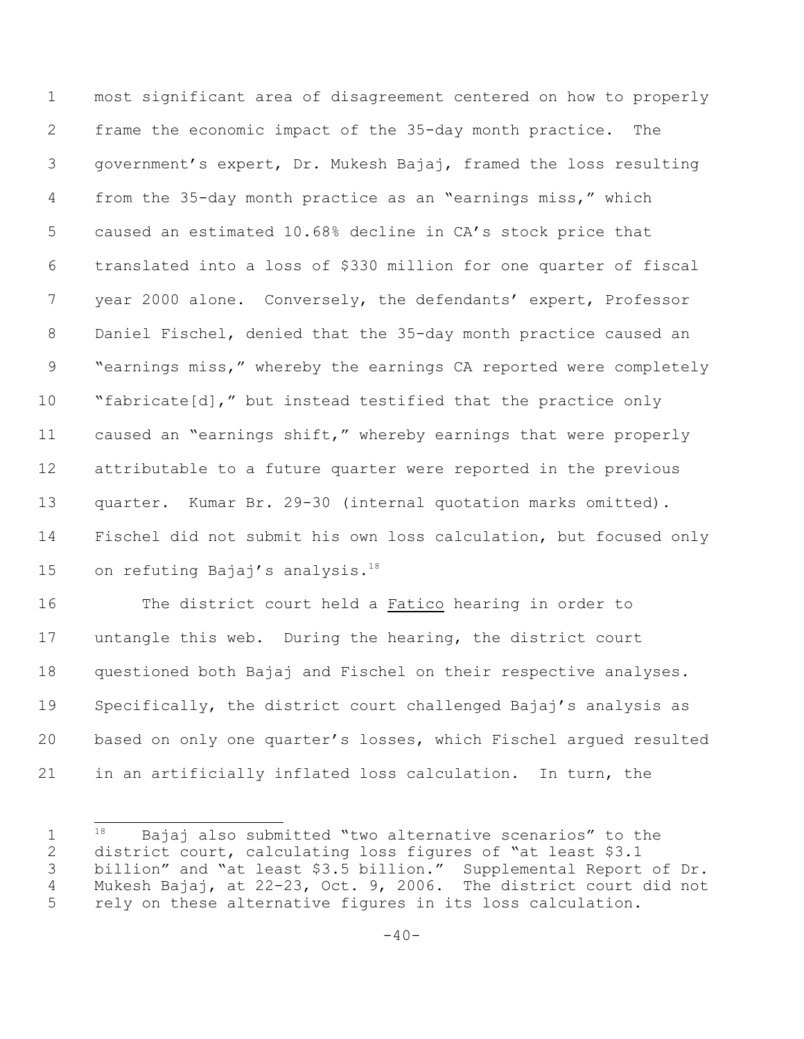most significant area of disagreement centered on how to properly frame the economic impact of the 35-day month practice. The government's expert, Dr. Mukesh Bajaj, framed the loss resulting from the 35-day month practice as an "earnings miss," which caused an estimated 10.68% decline in CA's stock price that translated into a loss of $330 million for one quarter of fiscal year 2000 alone. Conversely, the defendants' expert, Professor Daniel Fischel, denied that the 35-day month practice caused an "earnings miss," whereby the earnings CA reported were completely "fabricate[d]," but instead testified that the practice only caused an "earnings shift," whereby earnings that were properly attributable to a future quarter were reported in the previous quarter. Kumar Br. 29-30 (internal quotation marks omitted). Fischel did not submit his own loss calculation, but focused only on refuting Bajaj's analysis.[18]

The district court held a <u>Fatico</u> hearing in order to untangle this web. During the hearing, the district court questioned both Bajaj and Fischel on their respective analyses. Specifically, the district court challenged Bajaj's analysis as based on only one quarter's losses, which Fischel argued resulted in an artificially inflated loss calculation. In turn, the

[18] Bajaj also submitted "two alternative scenarios" to the district court, calculating loss figures of "at least $3.1 billion" and "at least $3.5 billion." Supplemental Report of Dr. Mukesh Bajaj, at 22-23, Oct. 9, 2006. The district court did not rely on these alternative figures in its loss calculation.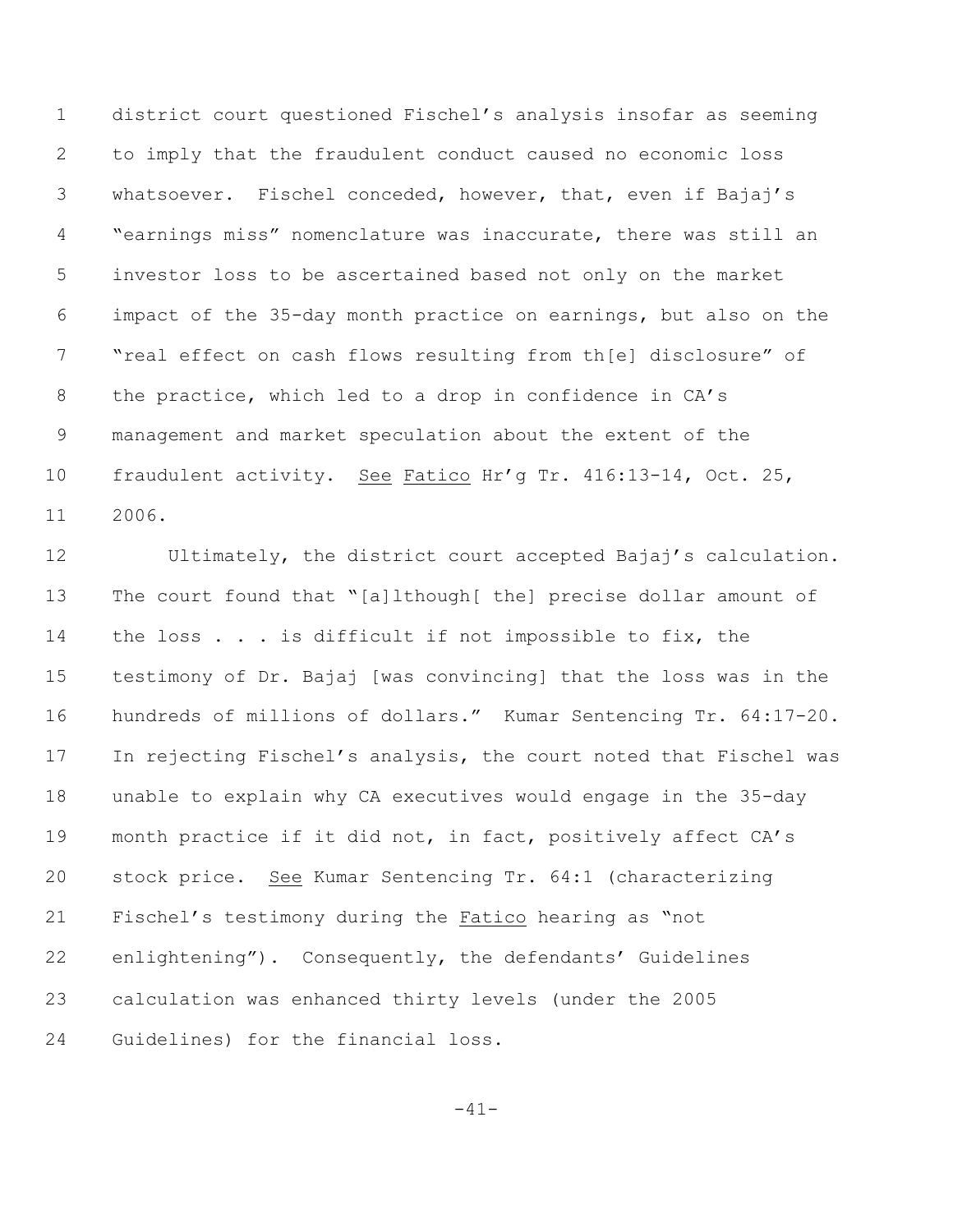district court questioned Fischel's analysis insofar as seeming to imply that the fraudulent conduct caused no economic loss whatsoever. Fischel conceded, however, that, even if Bajaj's "earnings miss" nomenclature was inaccurate, there was still an investor loss to be ascertained based not only on the market impact of the 35-day month practice on earnings, but also on the "real effect on cash flows resulting from th[e] disclosure" of the practice, which led to a drop in confidence in CA's management and market speculation about the extent of the fraudulent activity. <u>See</u> <u>Fatico</u> Hr'g Tr. 416:13-14, Oct. 25, 2006.

Ultimately, the district court accepted Bajaj's calculation. The court found that "[a]lthough[ the] precise dollar amount of the loss . . . is difficult if not impossible to fix, the testimony of Dr. Bajaj [was convincing] that the loss was in the hundreds of millions of dollars." Kumar Sentencing Tr. 64:17-20. In rejecting Fischel's analysis, the court noted that Fischel was unable to explain why CA executives would engage in the 35-day month practice if it did not, in fact, positively affect CA's stock price. <u>See</u> Kumar Sentencing Tr. 64:1 (characterizing Fischel's testimony during the <u>Fatico</u> hearing as "not enlightening"). Consequently, the defendants' Guidelines calculation was enhanced thirty levels (under the 2005 Guidelines) for the financial loss.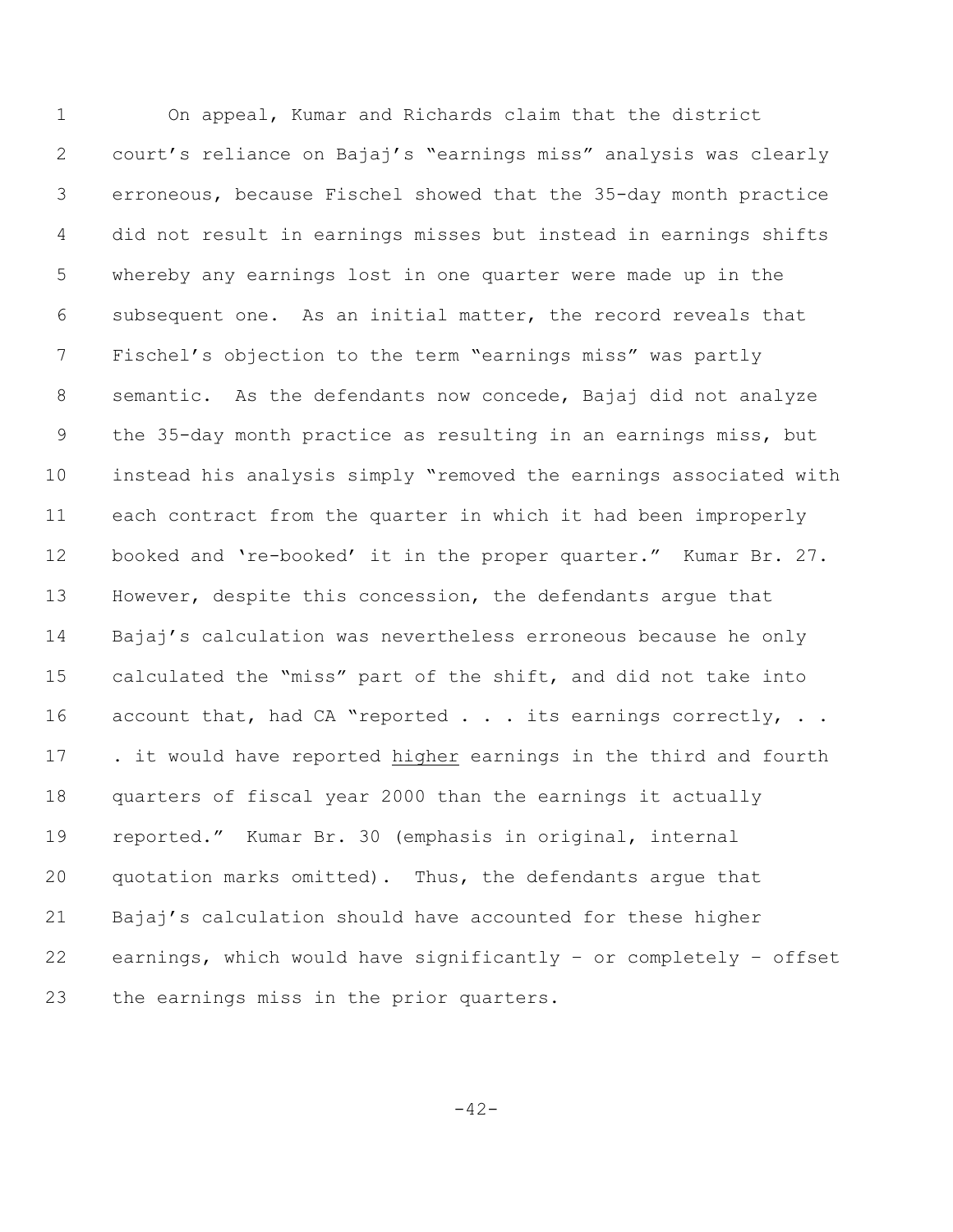On appeal, Kumar and Richards claim that the district court's reliance on Bajaj's "earnings miss" analysis was clearly erroneous, because Fischel showed that the 35-day month practice did not result in earnings misses but instead in earnings shifts whereby any earnings lost in one quarter were made up in the subsequent one. As an initial matter, the record reveals that Fischel's objection to the term "earnings miss" was partly semantic. As the defendants now concede, Bajaj did not analyze the 35-day month practice as resulting in an earnings miss, but instead his analysis simply "removed the earnings associated with each contract from the quarter in which it had been improperly booked and 're-booked' it in the proper quarter." Kumar Br. 27. However, despite this concession, the defendants argue that Bajaj's calculation was nevertheless erroneous because he only calculated the "miss" part of the shift, and did not take into account that, had CA "reported . . . its earnings correctly, . . . it would have reported <u>higher</u> earnings in the third and fourth quarters of fiscal year 2000 than the earnings it actually reported." Kumar Br. 30 (emphasis in original, internal quotation marks omitted). Thus, the defendants argue that Bajaj's calculation should have accounted for these higher earnings, which would have significantly – or completely – offset the earnings miss in the prior quarters.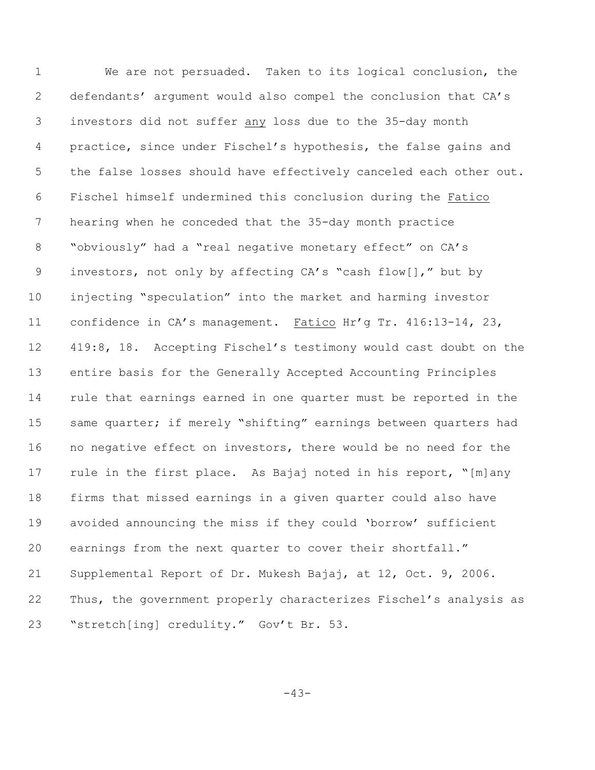We are not persuaded. Taken to its logical conclusion, the defendants' argument would also compel the conclusion that CA's investors did not suffer any loss due to the 35-day month practice, since under Fischel's hypothesis, the false gains and the false losses should have effectively canceled each other out. Fischel himself undermined this conclusion during the *Fatico* hearing when he conceded that the 35-day month practice "obviously" had a "real negative monetary effect" on CA's investors, not only by affecting CA's "cash flow[]," but by injecting "speculation" into the market and harming investor confidence in CA's management. *Fatico* Hr'g Tr. 416:13-14, 23, 419:8, 18. Accepting Fischel's testimony would cast doubt on the entire basis for the Generally Accepted Accounting Principles rule that earnings earned in one quarter must be reported in the same quarter; if merely "shifting" earnings between quarters had no negative effect on investors, there would be no need for the rule in the first place. As Bajaj noted in his report, "[m]any firms that missed earnings in a given quarter could also have avoided announcing the miss if they could 'borrow' sufficient earnings from the next quarter to cover their shortfall." Supplemental Report of Dr. Mukesh Bajaj, at 12, Oct. 9, 2006. Thus, the government properly characterizes Fischel's analysis as "stretch[ing] credulity." Gov't Br. 53.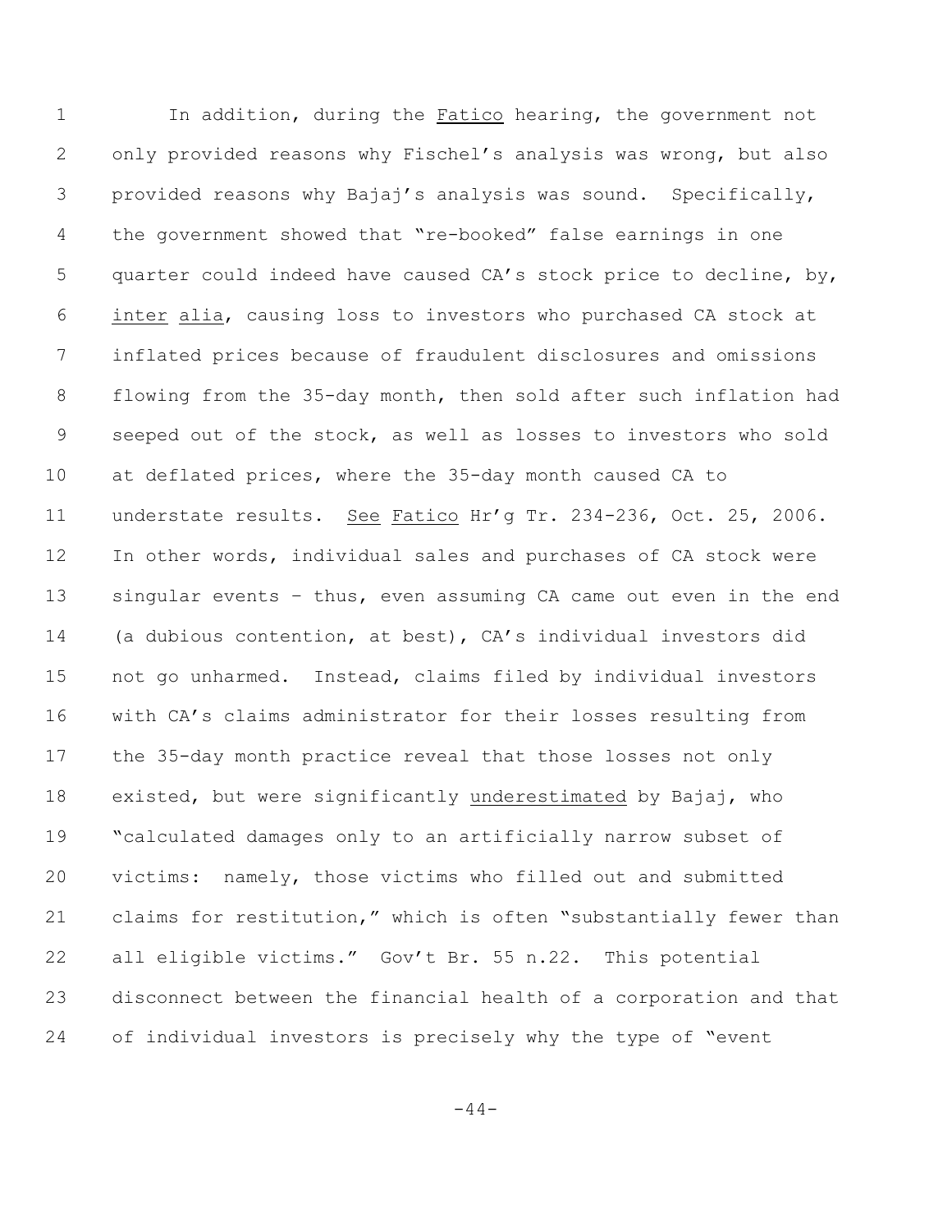In addition, during the *Fatico* hearing, the government not only provided reasons why Fischel's analysis was wrong, but also provided reasons why Bajaj's analysis was sound. Specifically, the government showed that "re-booked" false earnings in one quarter could indeed have caused CA's stock price to decline, by, *inter alia*, causing loss to investors who purchased CA stock at inflated prices because of fraudulent disclosures and omissions flowing from the 35-day month, then sold after such inflation had seeped out of the stock, as well as losses to investors who sold at deflated prices, where the 35-day month caused CA to understate results. *See Fatico* Hr'g Tr. 234-236, Oct. 25, 2006. In other words, individual sales and purchases of CA stock were singular events – thus, even assuming CA came out even in the end (a dubious contention, at best), CA's individual investors did not go unharmed. Instead, claims filed by individual investors with CA's claims administrator for their losses resulting from the 35-day month practice reveal that those losses not only existed, but were significantly *underestimated* by Bajaj, who "calculated damages only to an artificially narrow subset of victims: namely, those victims who filled out and submitted claims for restitution," which is often "substantially fewer than all eligible victims." Gov't Br. 55 n.22. This potential disconnect between the financial health of a corporation and that of individual investors is precisely why the type of "event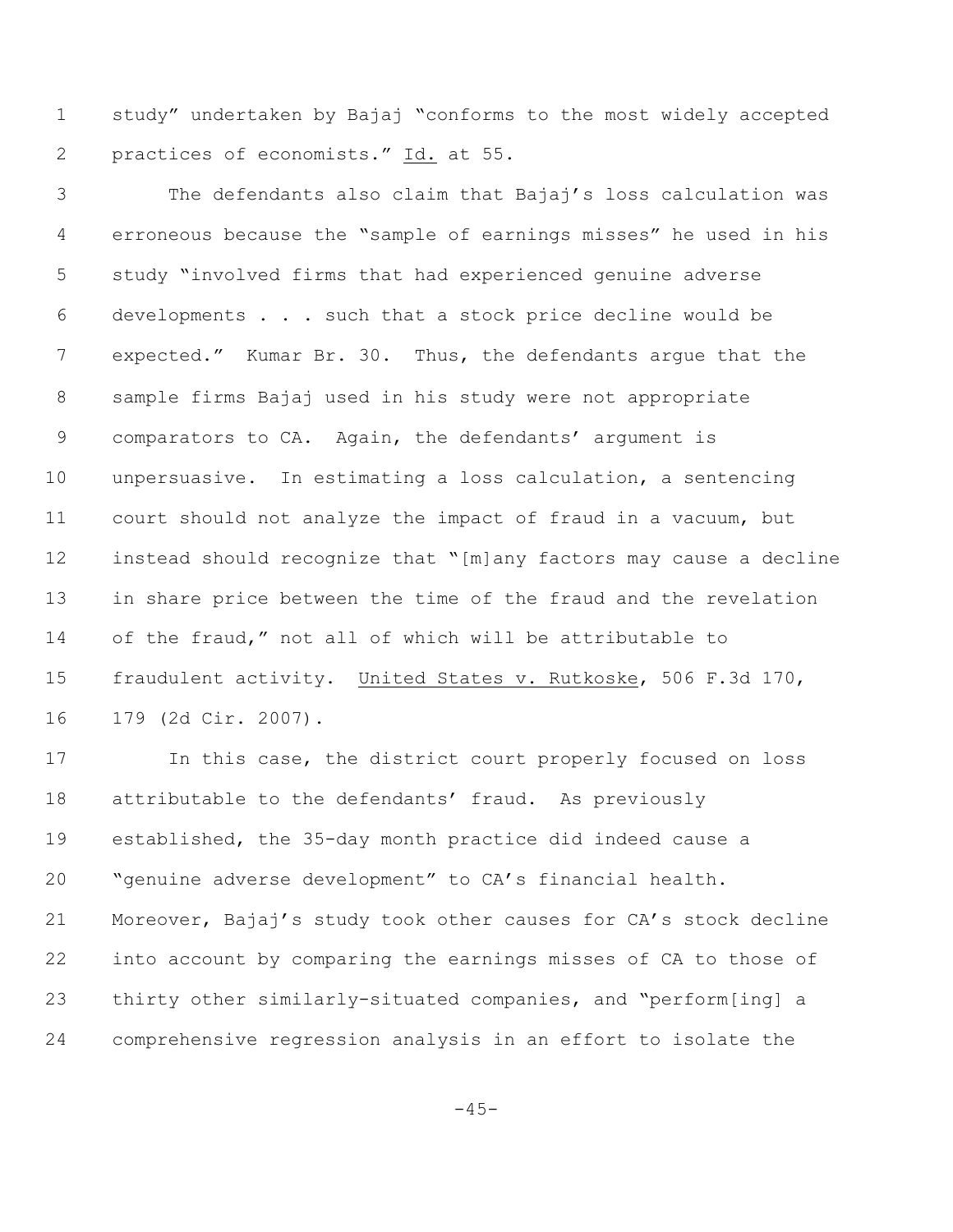study" undertaken by Bajaj "conforms to the most widely accepted practices of economists." Id. at 55.

The defendants also claim that Bajaj's loss calculation was erroneous because the "sample of earnings misses" he used in his study "involved firms that had experienced genuine adverse developments . . . such that a stock price decline would be expected." Kumar Br. 30. Thus, the defendants argue that the sample firms Bajaj used in his study were not appropriate comparators to CA. Again, the defendants' argument is unpersuasive. In estimating a loss calculation, a sentencing court should not analyze the impact of fraud in a vacuum, but instead should recognize that "[m]any factors may cause a decline in share price between the time of the fraud and the revelation of the fraud," not all of which will be attributable to fraudulent activity. United States v. Rutkoske, 506 F.3d 170, 179 (2d Cir. 2007).

In this case, the district court properly focused on loss attributable to the defendants' fraud. As previously established, the 35-day month practice did indeed cause a "genuine adverse development" to CA's financial health. Moreover, Bajaj's study took other causes for CA's stock decline into account by comparing the earnings misses of CA to those of thirty other similarly-situated companies, and "perform[ing] a comprehensive regression analysis in an effort to isolate the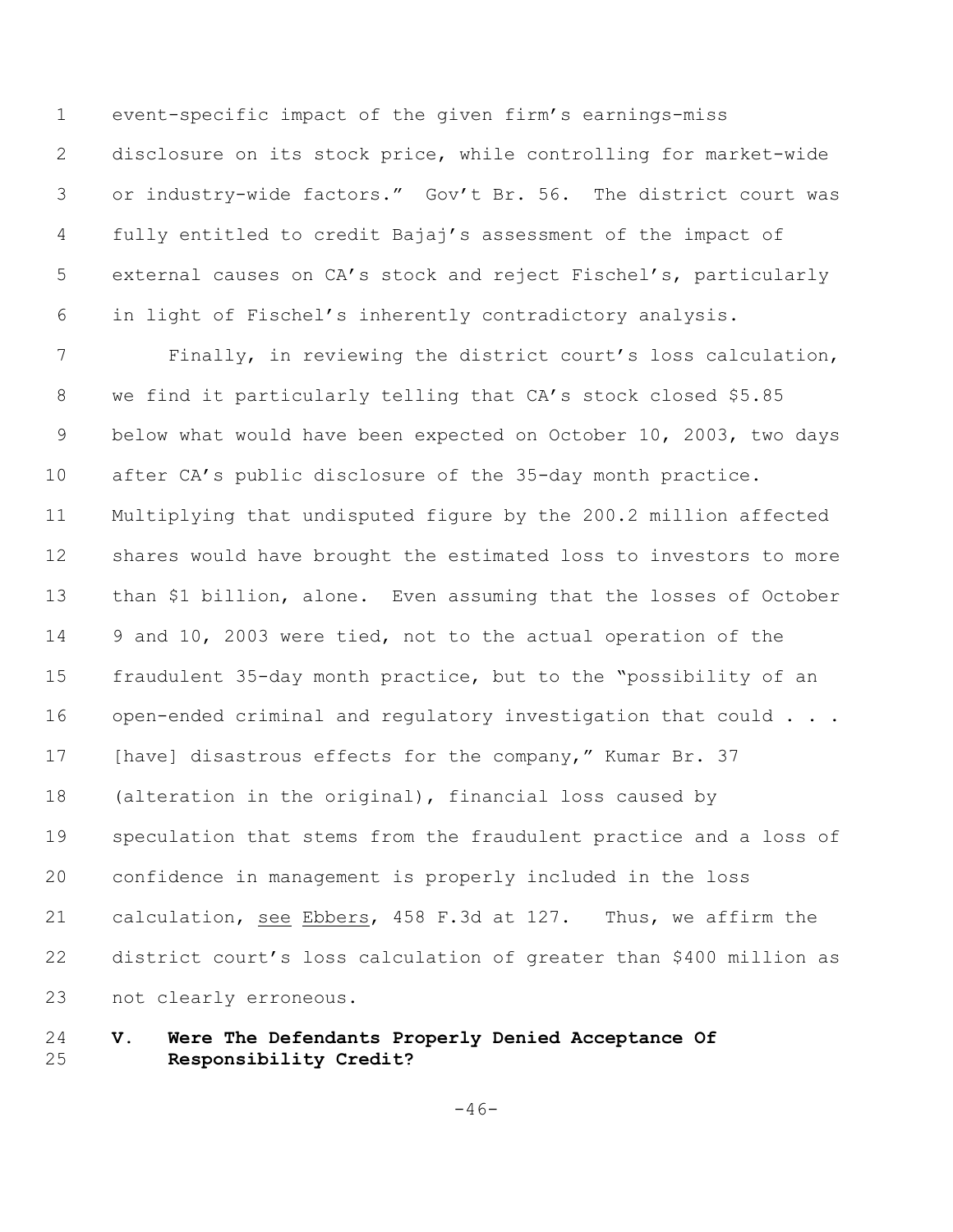event-specific impact of the given firm's earnings-miss disclosure on its stock price, while controlling for market-wide or industry-wide factors." Gov't Br. 56. The district court was fully entitled to credit Bajaj's assessment of the impact of external causes on CA's stock and reject Fischel's, particularly in light of Fischel's inherently contradictory analysis.

Finally, in reviewing the district court's loss calculation, we find it particularly telling that CA's stock closed $5.85 below what would have been expected on October 10, 2003, two days after CA's public disclosure of the 35-day month practice. Multiplying that undisputed figure by the 200.2 million affected shares would have brought the estimated loss to investors to more than $1 billion, alone. Even assuming that the losses of October 9 and 10, 2003 were tied, not to the actual operation of the fraudulent 35-day month practice, but to the "possibility of an open-ended criminal and regulatory investigation that could . . . [have] disastrous effects for the company," Kumar Br. 37 (alteration in the original), financial loss caused by speculation that stems from the fraudulent practice and a loss of confidence in management is properly included in the loss calculation, see Ebbers, 458 F.3d at 127. Thus, we affirm the district court's loss calculation of greater than $400 million as not clearly erroneous.

## V. Were The Defendants Properly Denied Acceptance Of Responsibility Credit?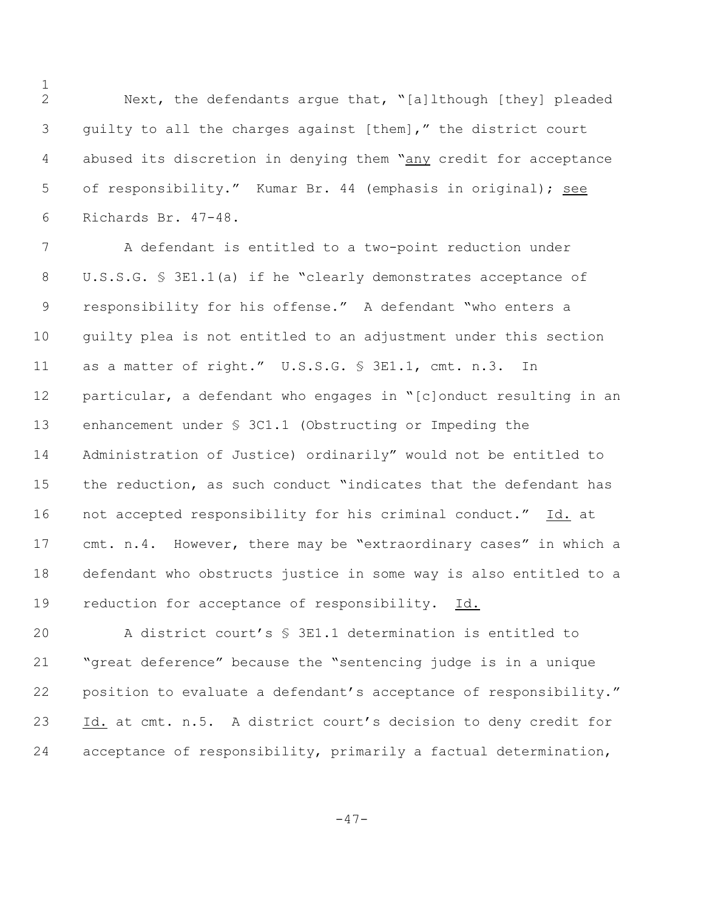Next, the defendants argue that, "[a]lthough [they] pleaded guilty to all the charges against [them]," the district court abused its discretion in denying them "<u>any</u> credit for acceptance of responsibility." Kumar Br. 44 (emphasis in original); <u>see</u> Richards Br. 47-48.

A defendant is entitled to a two-point reduction under U.S.S.G. § 3E1.1(a) if he "clearly demonstrates acceptance of responsibility for his offense." A defendant "who enters a guilty plea is not entitled to an adjustment under this section as a matter of right." U.S.S.G. § 3E1.1, cmt. n.3. In particular, a defendant who engages in "[c]onduct resulting in an enhancement under § 3C1.1 (Obstructing or Impeding the Administration of Justice) ordinarily" would not be entitled to the reduction, as such conduct "indicates that the defendant has not accepted responsibility for his criminal conduct." <u>Id.</u> at cmt. n.4. However, there may be "extraordinary cases" in which a defendant who obstructs justice in some way is also entitled to a reduction for acceptance of responsibility. <u>Id.</u>

A district court's § 3E1.1 determination is entitled to "great deference" because the "sentencing judge is in a unique position to evaluate a defendant's acceptance of responsibility." <u>Id.</u> at cmt. n.5. A district court's decision to deny credit for acceptance of responsibility, primarily a factual determination,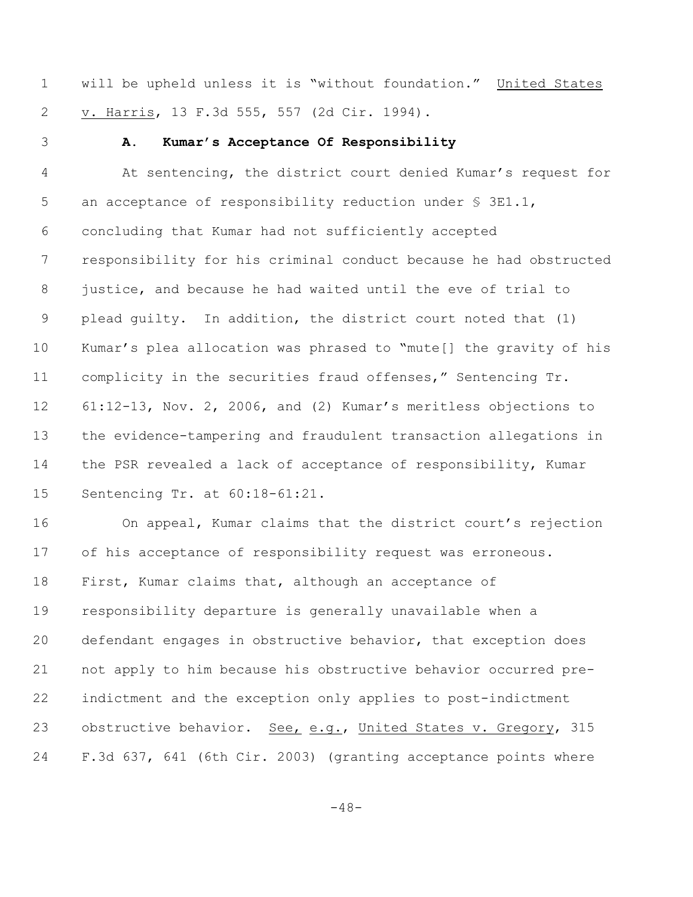will be upheld unless it is "without foundation." United States v. Harris, 13 F.3d 555, 557 (2d Cir. 1994).

### A. Kumar's Acceptance Of Responsibility

At sentencing, the district court denied Kumar's request for an acceptance of responsibility reduction under § 3E1.1, concluding that Kumar had not sufficiently accepted responsibility for his criminal conduct because he had obstructed justice, and because he had waited until the eve of trial to plead guilty. In addition, the district court noted that (1) Kumar's plea allocation was phrased to "mute[] the gravity of his complicity in the securities fraud offenses," Sentencing Tr. 61:12-13, Nov. 2, 2006, and (2) Kumar's meritless objections to the evidence-tampering and fraudulent transaction allegations in the PSR revealed a lack of acceptance of responsibility, Kumar Sentencing Tr. at 60:18-61:21.

On appeal, Kumar claims that the district court's rejection of his acceptance of responsibility request was erroneous. First, Kumar claims that, although an acceptance of responsibility departure is generally unavailable when a defendant engages in obstructive behavior, that exception does not apply to him because his obstructive behavior occurred pre-indictment and the exception only applies to post-indictment obstructive behavior. See, e.g., United States v. Gregory, 315 F.3d 637, 641 (6th Cir. 2003) (granting acceptance points where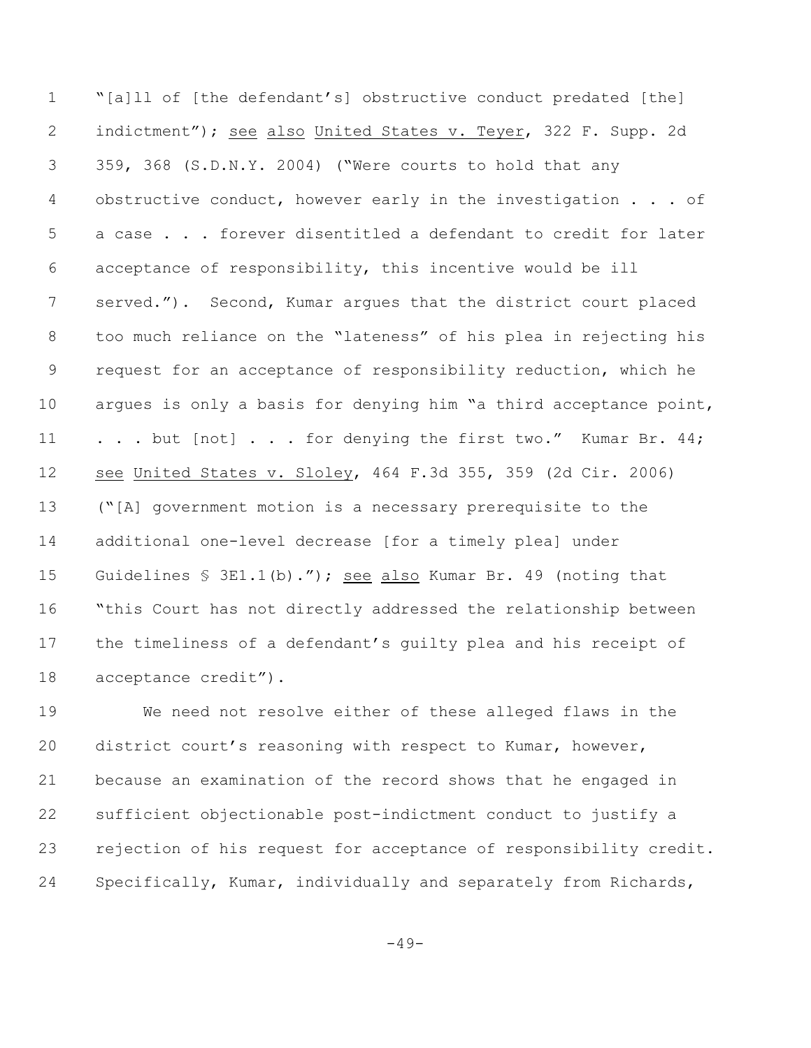"[a]ll of [the defendant's] obstructive conduct predated [the] indictment"); see also United States v. Teyer, 322 F. Supp. 2d 359, 368 (S.D.N.Y. 2004) ("Were courts to hold that any obstructive conduct, however early in the investigation . . . of a case . . . forever disentitled a defendant to credit for later acceptance of responsibility, this incentive would be ill served."). Second, Kumar argues that the district court placed too much reliance on the "lateness" of his plea in rejecting his request for an acceptance of responsibility reduction, which he argues is only a basis for denying him "a third acceptance point, . . . but [not] . . . for denying the first two." Kumar Br. 44; see United States v. Sloley, 464 F.3d 355, 359 (2d Cir. 2006) ("[A] government motion is a necessary prerequisite to the additional one-level decrease [for a timely plea] under Guidelines § 3E1.1(b)."); see also Kumar Br. 49 (noting that "this Court has not directly addressed the relationship between the timeliness of a defendant's guilty plea and his receipt of acceptance credit").

We need not resolve either of these alleged flaws in the district court's reasoning with respect to Kumar, however, because an examination of the record shows that he engaged in sufficient objectionable post-indictment conduct to justify a rejection of his request for acceptance of responsibility credit. Specifically, Kumar, individually and separately from Richards,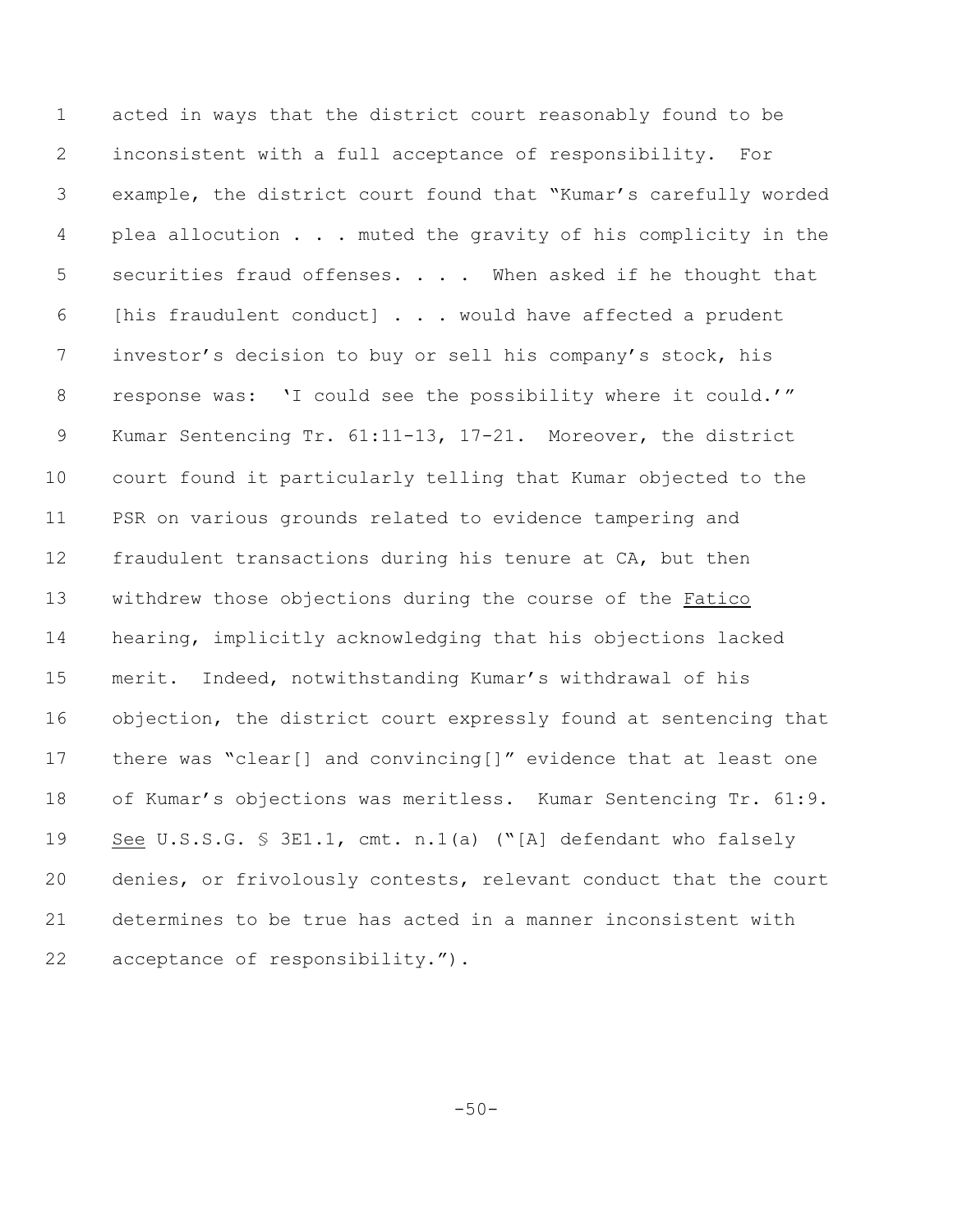acted in ways that the district court reasonably found to be inconsistent with a full acceptance of responsibility. For example, the district court found that "Kumar's carefully worded plea allocution . . . muted the gravity of his complicity in the securities fraud offenses. . . . When asked if he thought that [his fraudulent conduct] . . . would have affected a prudent investor's decision to buy or sell his company's stock, his response was: 'I could see the possibility where it could.'" Kumar Sentencing Tr. 61:11-13, 17-21. Moreover, the district court found it particularly telling that Kumar objected to the PSR on various grounds related to evidence tampering and fraudulent transactions during his tenure at CA, but then withdrew those objections during the course of the Fatico hearing, implicitly acknowledging that his objections lacked merit. Indeed, notwithstanding Kumar's withdrawal of his objection, the district court expressly found at sentencing that there was "clear[] and convincing[]" evidence that at least one of Kumar's objections was meritless. Kumar Sentencing Tr. 61:9. See U.S.S.G. § 3E1.1, cmt. n.1(a) ("[A] defendant who falsely denies, or frivolously contests, relevant conduct that the court determines to be true has acted in a manner inconsistent with acceptance of responsibility.").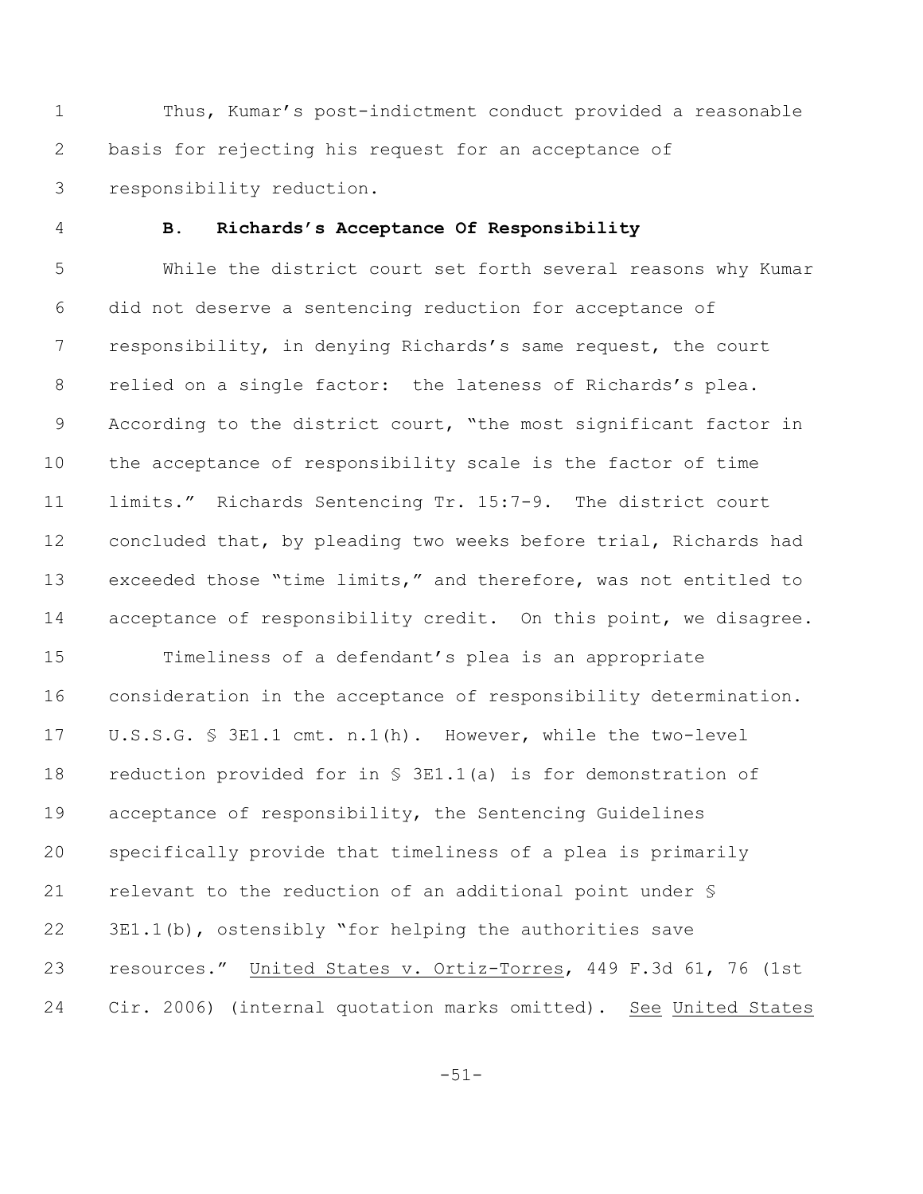Thus, Kumar's post-indictment conduct provided a reasonable basis for rejecting his request for an acceptance of responsibility reduction.

**B. Richards's Acceptance Of Responsibility**

While the district court set forth several reasons why Kumar did not deserve a sentencing reduction for acceptance of responsibility, in denying Richards's same request, the court relied on a single factor: the lateness of Richards's plea. According to the district court, "the most significant factor in the acceptance of responsibility scale is the factor of time limits." Richards Sentencing Tr. 15:7-9. The district court concluded that, by pleading two weeks before trial, Richards had exceeded those "time limits," and therefore, was not entitled to acceptance of responsibility credit. On this point, we disagree.

Timeliness of a defendant's plea is an appropriate consideration in the acceptance of responsibility determination. U.S.S.G. § 3E1.1 cmt. n.1(h). However, while the two-level reduction provided for in § 3E1.1(a) is for demonstration of acceptance of responsibility, the Sentencing Guidelines specifically provide that timeliness of a plea is primarily relevant to the reduction of an additional point under § 3E1.1(b), ostensibly "for helping the authorities save resources." United States v. Ortiz-Torres, 449 F.3d 61, 76 (1st Cir. 2006) (internal quotation marks omitted). See United States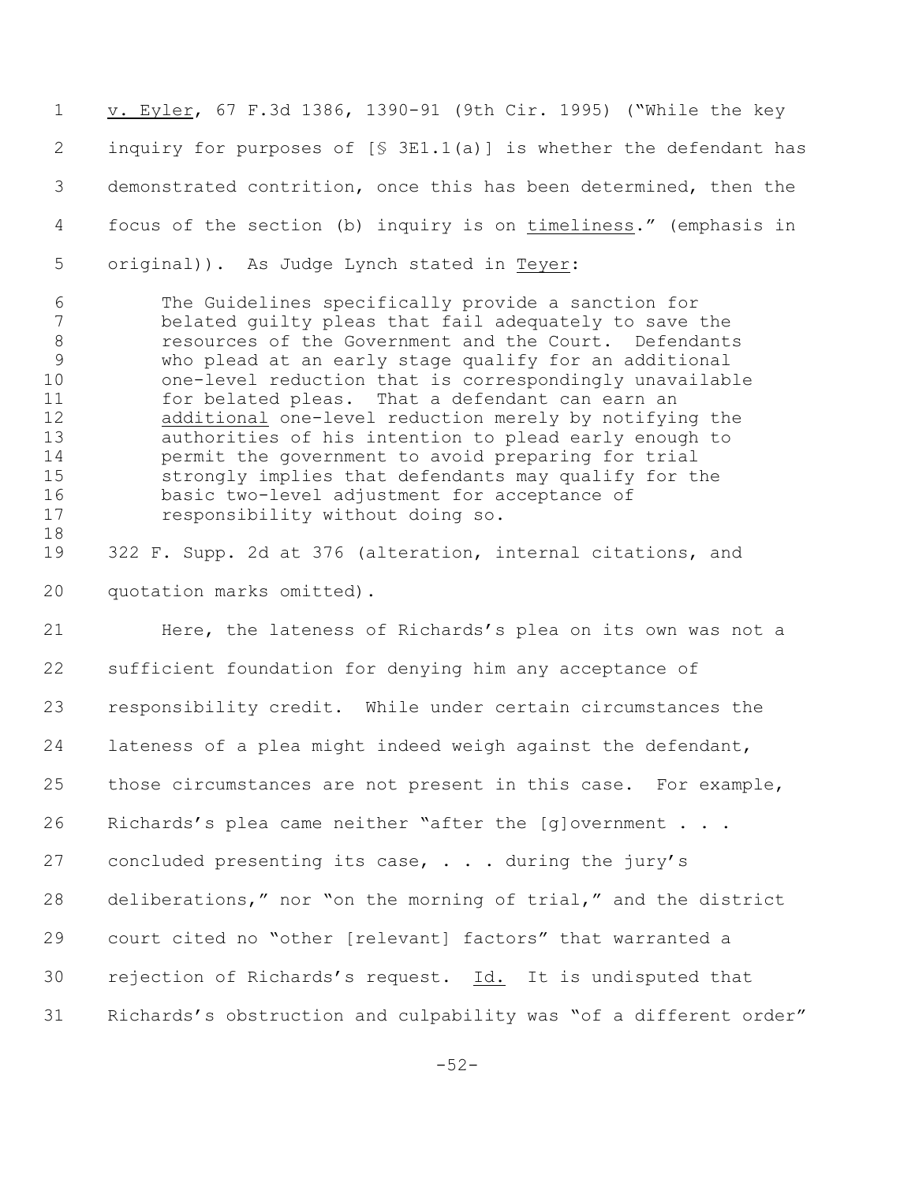v. Eyler, 67 F.3d 1386, 1390-91 (9th Cir. 1995) ("While the key inquiry for purposes of [§ 3E1.1(a)] is whether the defendant has demonstrated contrition, once this has been determined, then the focus of the section (b) inquiry is on timeliness." (emphasis in original)). As Judge Lynch stated in Teyer:

> The Guidelines specifically provide a sanction for belated guilty pleas that fail adequately to save the resources of the Government and the Court. Defendants who plead at an early stage qualify for an additional one-level reduction that is correspondingly unavailable for belated pleas. That a defendant can earn an additional one-level reduction merely by notifying the authorities of his intention to plead early enough to permit the government to avoid preparing for trial strongly implies that defendants may qualify for the basic two-level adjustment for acceptance of responsibility without doing so.

322 F. Supp. 2d at 376 (alteration, internal citations, and quotation marks omitted).

Here, the lateness of Richards's plea on its own was not a sufficient foundation for denying him any acceptance of responsibility credit. While under certain circumstances the lateness of a plea might indeed weigh against the defendant, those circumstances are not present in this case. For example, Richards's plea came neither "after the [g]overnment . . . concluded presenting its case, . . . during the jury's deliberations," nor "on the morning of trial," and the district court cited no "other [relevant] factors" that warranted a rejection of Richards's request. Id. It is undisputed that Richards's obstruction and culpability was "of a different order"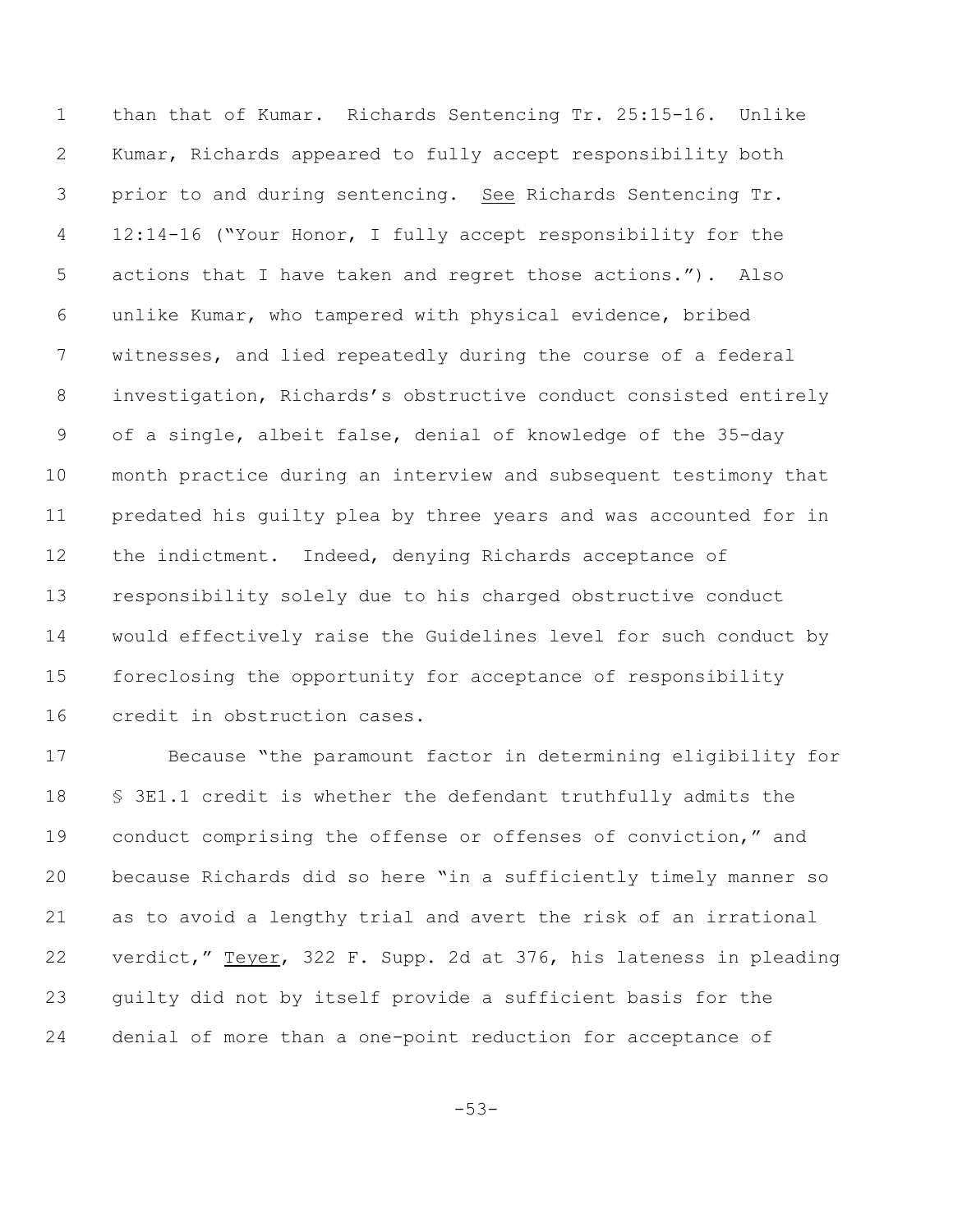than that of Kumar. Richards Sentencing Tr. 25:15-16. Unlike Kumar, Richards appeared to fully accept responsibility both prior to and during sentencing. See Richards Sentencing Tr. 12:14-16 ("Your Honor, I fully accept responsibility for the actions that I have taken and regret those actions."). Also unlike Kumar, who tampered with physical evidence, bribed witnesses, and lied repeatedly during the course of a federal investigation, Richards's obstructive conduct consisted entirely of a single, albeit false, denial of knowledge of the 35-day month practice during an interview and subsequent testimony that predated his guilty plea by three years and was accounted for in the indictment. Indeed, denying Richards acceptance of responsibility solely due to his charged obstructive conduct would effectively raise the Guidelines level for such conduct by foreclosing the opportunity for acceptance of responsibility credit in obstruction cases.

Because "the paramount factor in determining eligibility for § 3E1.1 credit is whether the defendant truthfully admits the conduct comprising the offense or offenses of conviction," and because Richards did so here "in a sufficiently timely manner so as to avoid a lengthy trial and avert the risk of an irrational verdict," Teyer, 322 F. Supp. 2d at 376, his lateness in pleading guilty did not by itself provide a sufficient basis for the denial of more than a one-point reduction for acceptance of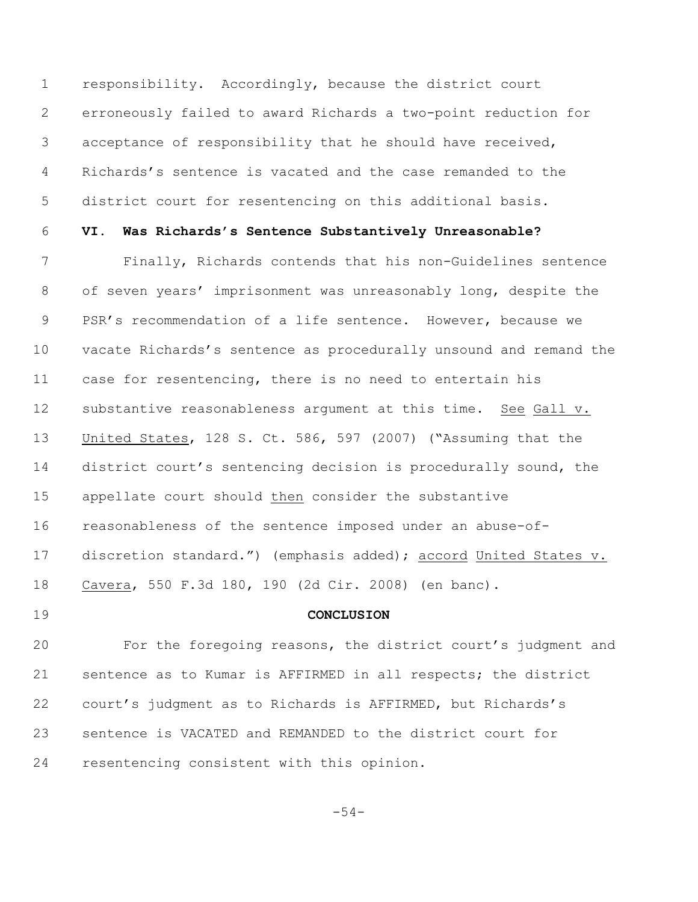responsibility. Accordingly, because the district court erroneously failed to award Richards a two-point reduction for acceptance of responsibility that he should have received, Richards's sentence is vacated and the case remanded to the district court for resentencing on this additional basis.

**VI. Was Richards's Sentence Substantively Unreasonable?**

Finally, Richards contends that his non-Guidelines sentence of seven years' imprisonment was unreasonably long, despite the PSR's recommendation of a life sentence. However, because we vacate Richards's sentence as procedurally unsound and remand the case for resentencing, there is no need to entertain his substantive reasonableness argument at this time. See Gall v. United States, 128 S. Ct. 586, 597 (2007) ("Assuming that the district court's sentencing decision is procedurally sound, the appellate court should then consider the substantive reasonableness of the sentence imposed under an abuse-of-discretion standard.") (emphasis added); accord United States v. Cavera, 550 F.3d 180, 190 (2d Cir. 2008) (en banc).

**CONCLUSION**

For the foregoing reasons, the district court's judgment and sentence as to Kumar is AFFIRMED in all respects; the district court's judgment as to Richards is AFFIRMED, but Richards's sentence is VACATED and REMANDED to the district court for resentencing consistent with this opinion.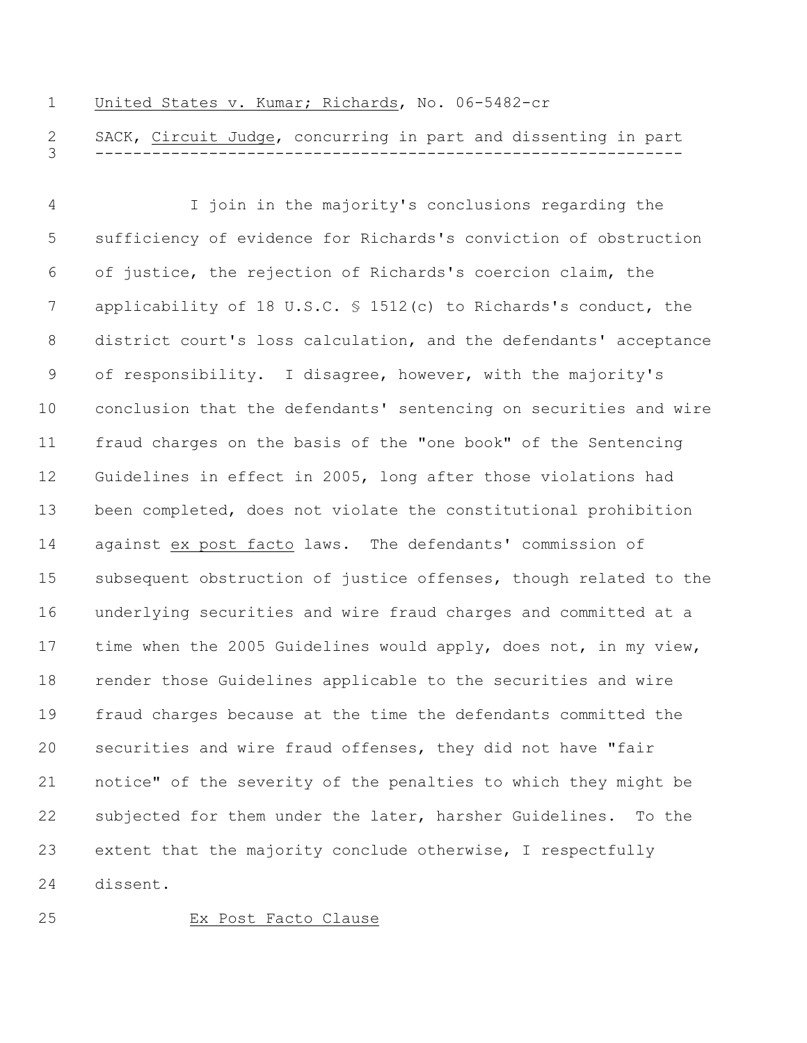United States v. Kumar; Richards, No. 06-5482-cr

SACK, *Circuit Judge*, concurring in part and dissenting in part

---

I join in the majority's conclusions regarding the sufficiency of evidence for Richards's conviction of obstruction of justice, the rejection of Richards's coercion claim, the applicability of 18 U.S.C. § 1512(c) to Richards's conduct, the district court's loss calculation, and the defendants' acceptance of responsibility. I disagree, however, with the majority's conclusion that the defendants' sentencing on securities and wire fraud charges on the basis of the "one book" of the Sentencing Guidelines in effect in 2005, long after those violations had been completed, does not violate the constitutional prohibition against *ex post facto* laws. The defendants' commission of subsequent obstruction of justice offenses, though related to the underlying securities and wire fraud charges and committed at a time when the 2005 Guidelines would apply, does not, in my view, render those Guidelines applicable to the securities and wire fraud charges because at the time the defendants committed the securities and wire fraud offenses, they did not have "fair notice" of the severity of the penalties to which they might be subjected for them under the later, harsher Guidelines. To the extent that the majority conclude otherwise, I respectfully dissent.

Ex Post Facto Clause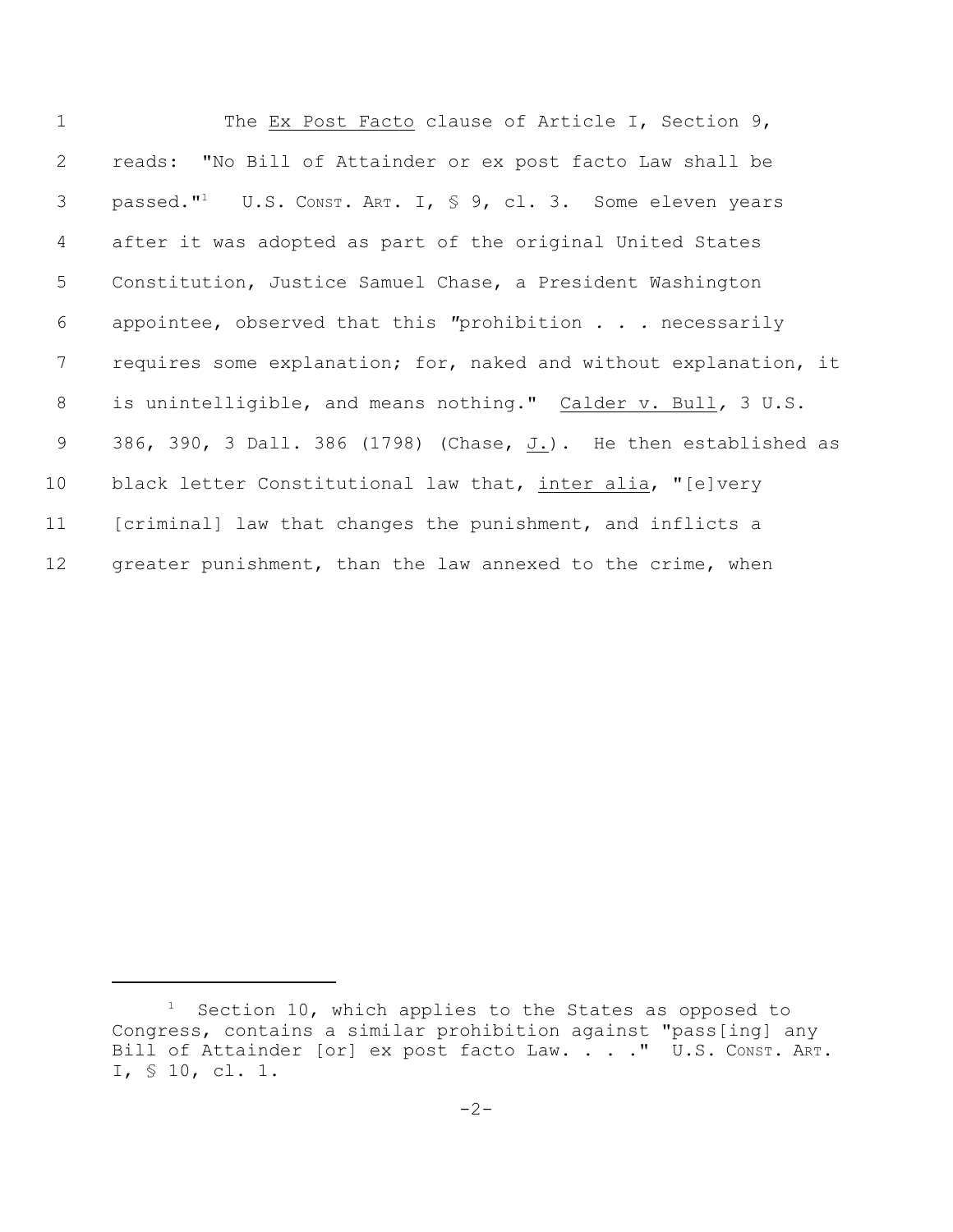The *Ex Post Facto* clause of Article I, Section 9, reads: "No Bill of Attainder or ex post facto Law shall be passed."[1] U.S. CONST. ART. I, § 9, cl. 3. Some eleven years after it was adopted as part of the original United States Constitution, Justice Samuel Chase, a President Washington appointee, observed that this "prohibition . . . necessarily requires some explanation; for, naked and without explanation, it is unintelligible, and means nothing." *Calder v. Bull*, 3 U.S. 386, 390, 3 Dall. 386 (1798) (Chase, *J.*). He then established as black letter Constitutional law that, *inter alia*, "[e]very [criminal] law that changes the punishment, and inflicts a greater punishment, than the law annexed to the crime, when

---

[1] Section 10, which applies to the States as opposed to Congress, contains a similar prohibition against "pass[ing] any Bill of Attainder [or] ex post facto Law. . . ." U.S. CONST. ART. I, § 10, cl. 1.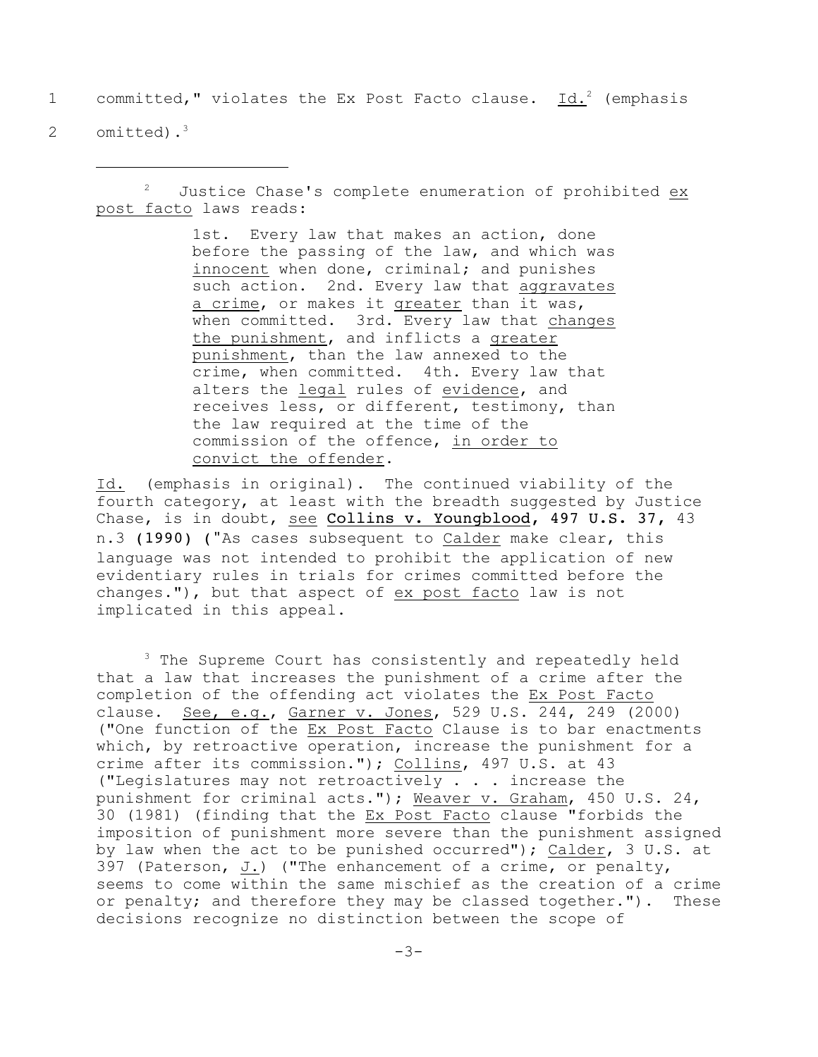committed," violates the Ex Post Facto clause. Id.[2] (emphasis omitted).[3]

---

[2] Justice Chase's complete enumeration of prohibited ex post facto laws reads:

> 1st. Every law that makes an action, done before the passing of the law, and which was innocent when done, criminal; and punishes such action. 2nd. Every law that aggravates a crime, or makes it greater than it was, when committed. 3rd. Every law that changes the punishment, and inflicts a greater punishment, than the law annexed to the crime, when committed. 4th. Every law that alters the legal rules of evidence, and receives less, or different, testimony, than the law required at the time of the commission of the offence, in order to convict the offender.

Id. (emphasis in original). The continued viability of the fourth category, at least with the breadth suggested by Justice Chase, is in doubt, see **Collins v. Youngblood, 497 U.S. 37,** 43 n.3 **(1990) (**"As cases subsequent to Calder make clear, this language was not intended to prohibit the application of new evidentiary rules in trials for crimes committed before the changes."), but that aspect of ex post facto law is not implicated in this appeal.

[3] The Supreme Court has consistently and repeatedly held that a law that increases the punishment of a crime after the completion of the offending act violates the Ex Post Facto clause. See, e.g., Garner v. Jones, 529 U.S. 244, 249 (2000) ("One function of the Ex Post Facto Clause is to bar enactments which, by retroactive operation, increase the punishment for a crime after its commission."); Collins, 497 U.S. at 43 ("Legislatures may not retroactively . . . increase the punishment for criminal acts."); Weaver v. Graham, 450 U.S. 24, 30 (1981) (finding that the Ex Post Facto clause "forbids the imposition of punishment more severe than the punishment assigned by law when the act to be punished occurred"); Calder, 3 U.S. at 397 (Paterson, J.) ("The enhancement of a crime, or penalty, seems to come within the same mischief as the creation of a crime or penalty; and therefore they may be classed together."). These decisions recognize no distinction between the scope of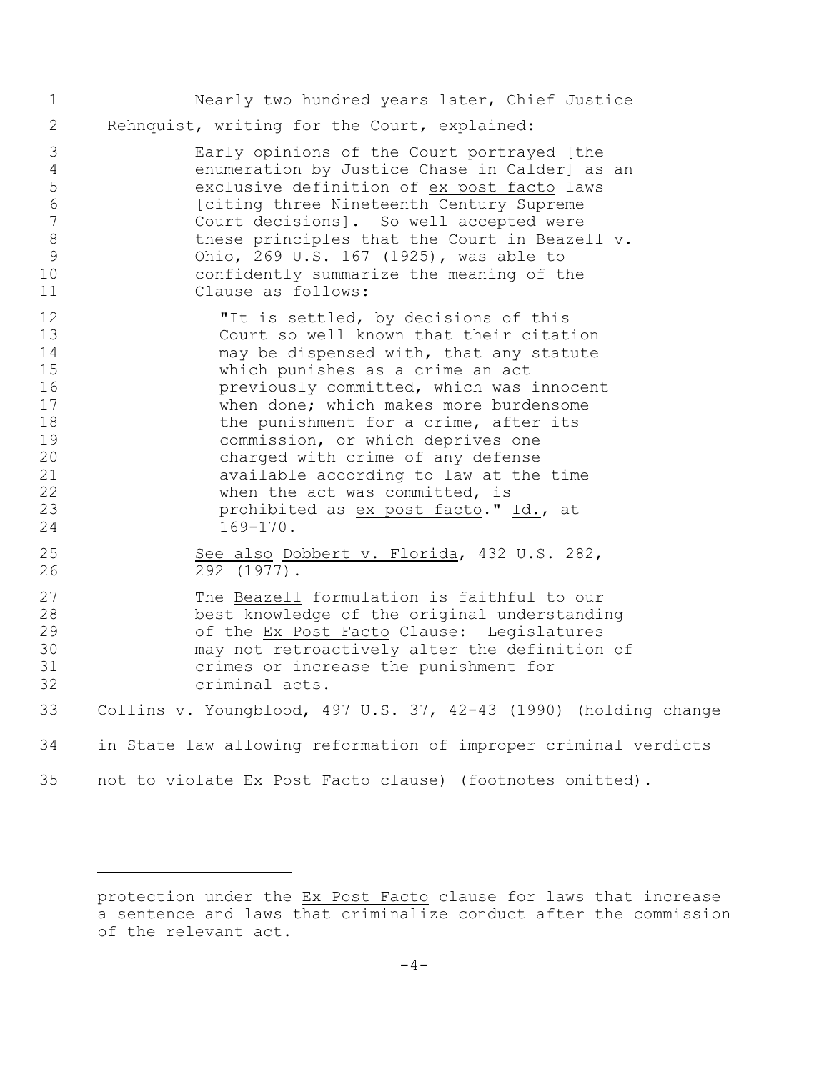Nearly two hundred years later, Chief Justice Rehnquist, writing for the Court, explained:

> Early opinions of the Court portrayed [the enumeration by Justice Chase in Calder] as an exclusive definition of ex post facto laws [citing three Nineteenth Century Supreme Court decisions]. So well accepted were these principles that the Court in Beazell v. Ohio, 269 U.S. 167 (1925), was able to confidently summarize the meaning of the Clause as follows:
>
> > "It is settled, by decisions of this Court so well known that their citation may be dispensed with, that any statute which punishes as a crime an act previously committed, which was innocent when done; which makes more burdensome the punishment for a crime, after its commission, or which deprives one charged with crime of any defense available according to law at the time when the act was committed, is prohibited as ex post facto." Id., at 169-170.
>
> See also Dobbert v. Florida, 432 U.S. 282, 292 (1977).
>
> The Beazell formulation is faithful to our best knowledge of the original understanding of the Ex Post Facto Clause: Legislatures may not retroactively alter the definition of crimes or increase the punishment for criminal acts.

Collins v. Youngblood, 497 U.S. 37, 42-43 (1990) (holding change in State law allowing reformation of improper criminal verdicts not to violate Ex Post Facto clause) (footnotes omitted).

---

protection under the Ex Post Facto clause for laws that increase a sentence and laws that criminalize conduct after the commission of the relevant act.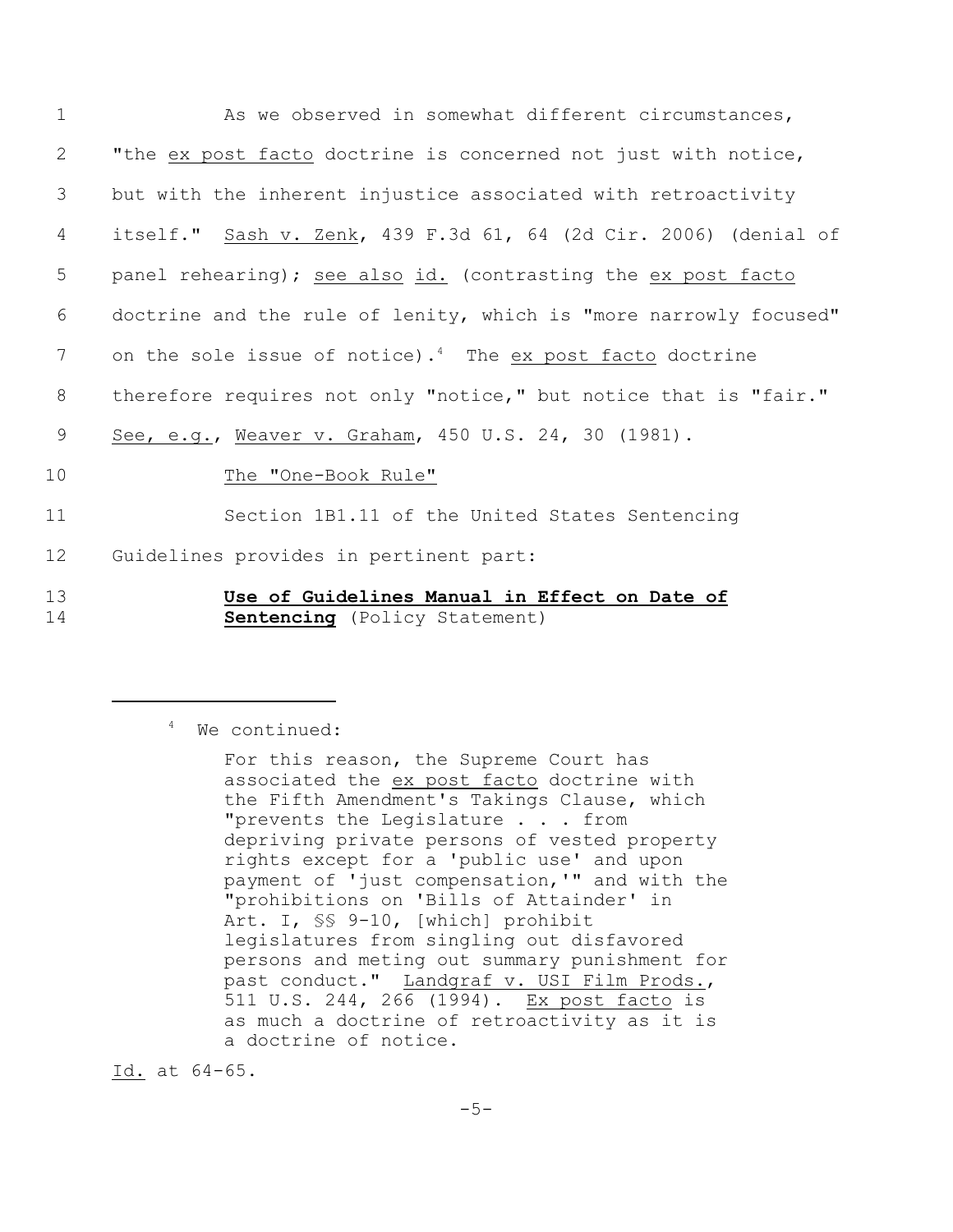As we observed in somewhat different circumstances, "the _ex post facto_ doctrine is concerned not just with notice, but with the inherent injustice associated with retroactivity itself." _Sash v. Zenk_, 439 F.3d 61, 64 (2d Cir. 2006) (denial of panel rehearing); _see also id._ (contrasting the _ex post facto_ doctrine and the rule of lenity, which is "more narrowly focused" on the sole issue of notice).[4] The _ex post facto_ doctrine therefore requires not only "notice," but notice that is "fair." _See, e.g._, _Weaver v. Graham_, 450 U.S. 24, 30 (1981).

The "One-Book Rule"

Section 1B1.11 of the United States Sentencing Guidelines provides in pertinent part:

> **Use of Guidelines Manual in Effect on Date of Sentencing** (Policy Statement)

---

[4] We continued:

> For this reason, the Supreme Court has associated the _ex post facto_ doctrine with the Fifth Amendment's Takings Clause, which "prevents the Legislature . . . from depriving private persons of vested property rights except for a 'public use' and upon payment of 'just compensation,'" and with the "prohibitions on 'Bills of Attainder' in Art. I, §§ 9-10, [which] prohibit legislatures from singling out disfavored persons and meting out summary punishment for past conduct." _Landgraf v. USI Film Prods._, 511 U.S. 244, 266 (1994). _Ex post facto_ is as much a doctrine of retroactivity as it is a doctrine of notice.

_Id._ at 64-65.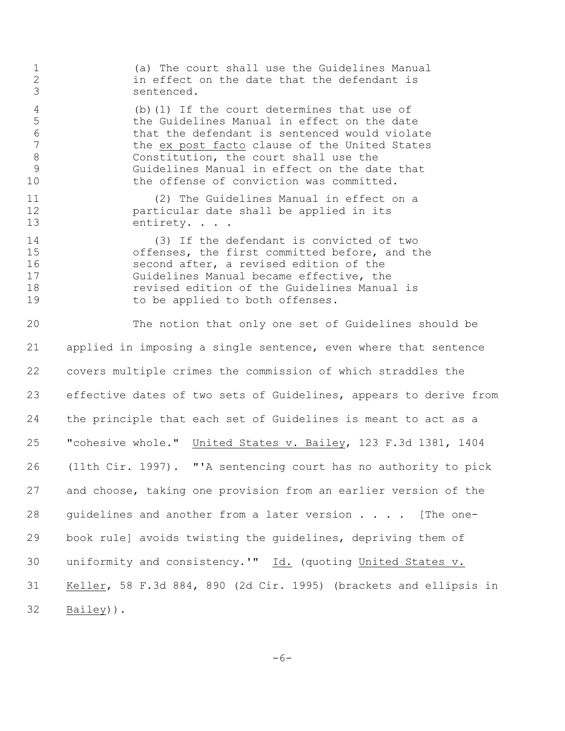> (a) The court shall use the Guidelines Manual in effect on the date that the defendant is sentenced.
>
> (b)(1) If the court determines that use of the Guidelines Manual in effect on the date that the defendant is sentenced would violate the *ex post facto* clause of the United States Constitution, the court shall use the Guidelines Manual in effect on the date that the offense of conviction was committed.
>
> (2) The Guidelines Manual in effect on a particular date shall be applied in its entirety. . . .
>
> (3) If the defendant is convicted of two offenses, the first committed before, and the second after, a revised edition of the Guidelines Manual became effective, the revised edition of the Guidelines Manual is to be applied to both offenses.

The notion that only one set of Guidelines should be applied in imposing a single sentence, even where that sentence covers multiple crimes the commission of which straddles the effective dates of two sets of Guidelines, appears to derive from the principle that each set of Guidelines is meant to act as a "cohesive whole." *United States v. Bailey*, 123 F.3d 1381, 1404 (11th Cir. 1997). "'A sentencing court has no authority to pick and choose, taking one provision from an earlier version of the guidelines and another from a later version . . . . [The one-book rule] avoids twisting the guidelines, depriving them of uniformity and consistency.'" *Id.* (quoting *United States v. Keller*, 58 F.3d 884, 890 (2d Cir. 1995) (brackets and ellipsis in *Bailey*)).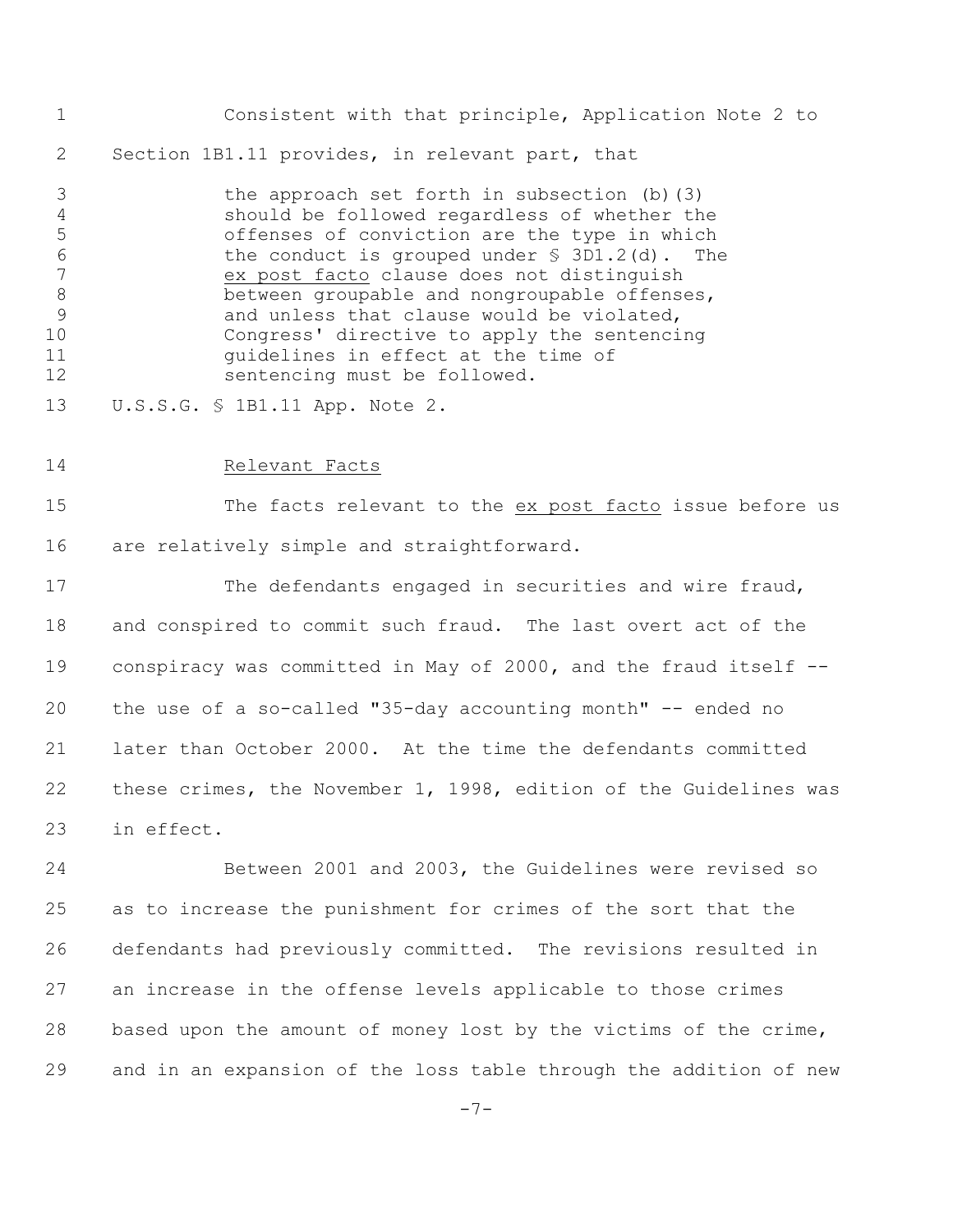Consistent with that principle, Application Note 2 to Section 1B1.11 provides, in relevant part, that

> the approach set forth in subsection (b)(3) should be followed regardless of whether the offenses of conviction are the type in which the conduct is grouped under § 3D1.2(d). The *ex post facto* clause does not distinguish between groupable and nongroupable offenses, and unless that clause would be violated, Congress' directive to apply the sentencing guidelines in effect at the time of sentencing must be followed.

U.S.S.G. § 1B1.11 App. Note 2.

*Relevant Facts*

The facts relevant to the *ex post facto* issue before us are relatively simple and straightforward.

The defendants engaged in securities and wire fraud, and conspired to commit such fraud. The last overt act of the conspiracy was committed in May of 2000, and the fraud itself -- the use of a so-called "35-day accounting month" -- ended no later than October 2000. At the time the defendants committed these crimes, the November 1, 1998, edition of the Guidelines was in effect.

Between 2001 and 2003, the Guidelines were revised so as to increase the punishment for crimes of the sort that the defendants had previously committed. The revisions resulted in an increase in the offense levels applicable to those crimes based upon the amount of money lost by the victims of the crime, and in an expansion of the loss table through the addition of new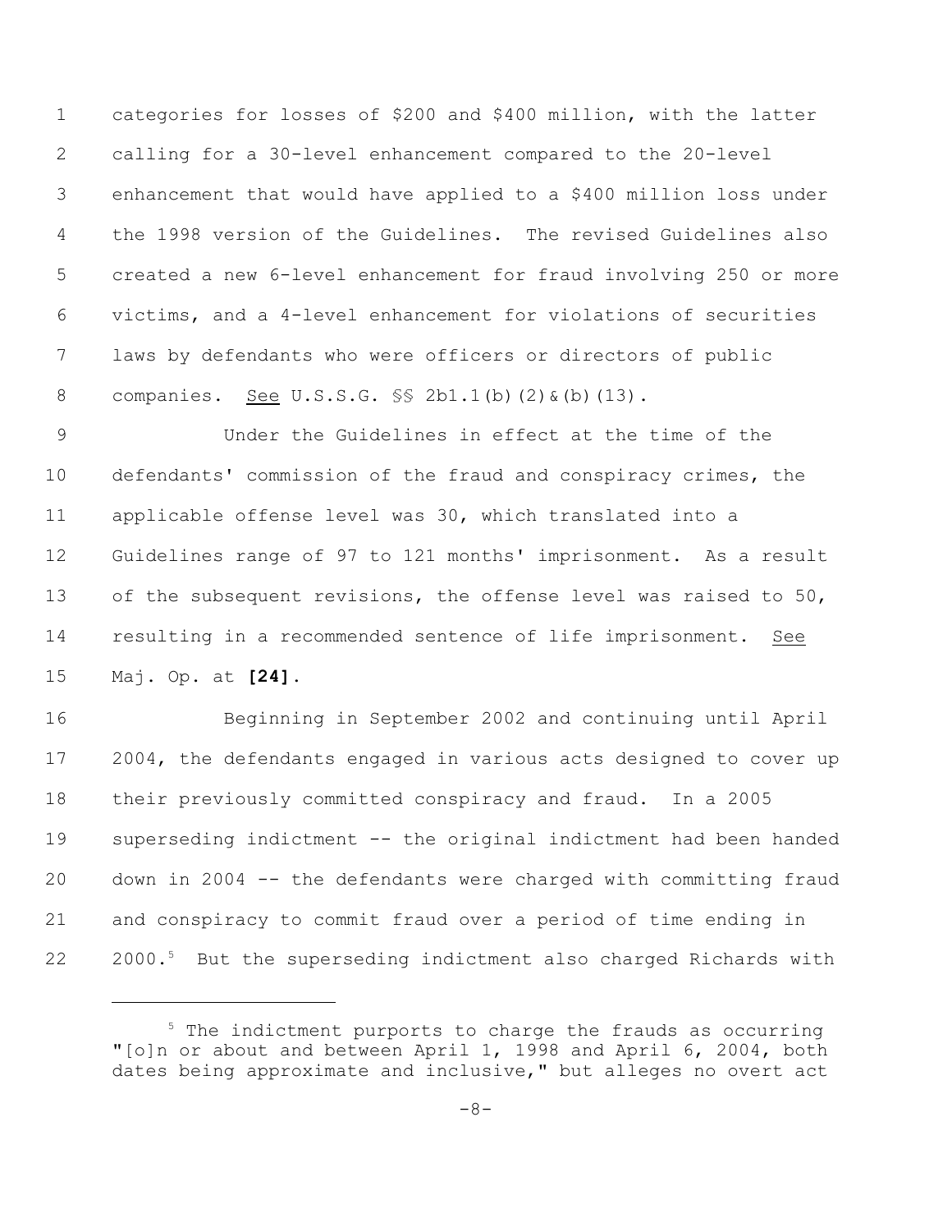categories for losses of $200 and $400 million, with the latter calling for a 30-level enhancement compared to the 20-level enhancement that would have applied to a $400 million loss under the 1998 version of the Guidelines. The revised Guidelines also created a new 6-level enhancement for fraud involving 250 or more victims, and a 4-level enhancement for violations of securities laws by defendants who were officers or directors of public companies. See U.S.S.G. §§ 2b1.1(b)(2)&(b)(13).

Under the Guidelines in effect at the time of the defendants' commission of the fraud and conspiracy crimes, the applicable offense level was 30, which translated into a Guidelines range of 97 to 121 months' imprisonment. As a result of the subsequent revisions, the offense level was raised to 50, resulting in a recommended sentence of life imprisonment. See Maj. Op. at **[24]**.

Beginning in September 2002 and continuing until April 2004, the defendants engaged in various acts designed to cover up their previously committed conspiracy and fraud. In a 2005 superseding indictment -- the original indictment had been handed down in 2004 -- the defendants were charged with committing fraud and conspiracy to commit fraud over a period of time ending in 2000.[5] But the superseding indictment also charged Richards with

---

[5] The indictment purports to charge the frauds as occurring "[o]n or about and between April 1, 1998 and April 6, 2004, both dates being approximate and inclusive," but alleges no overt act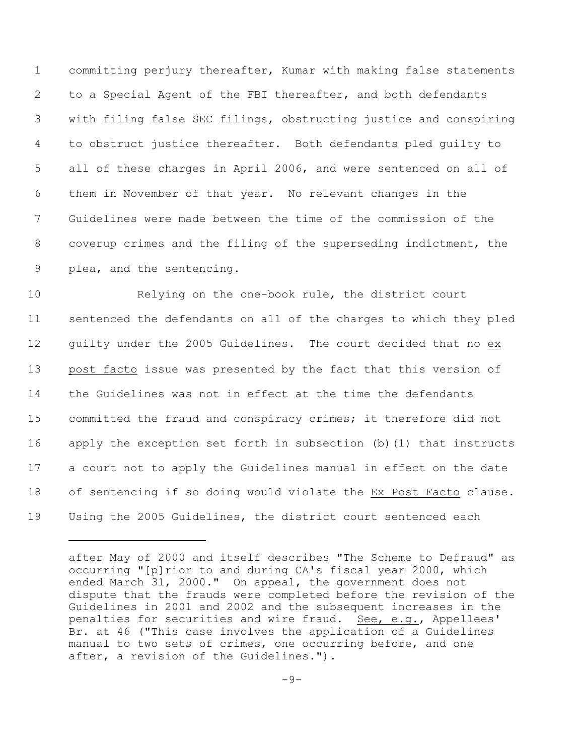committing perjury thereafter, Kumar with making false statements to a Special Agent of the FBI thereafter, and both defendants with filing false SEC filings, obstructing justice and conspiring to obstruct justice thereafter. Both defendants pled guilty to all of these charges in April 2006, and were sentenced on all of them in November of that year. No relevant changes in the Guidelines were made between the time of the commission of the coverup crimes and the filing of the superseding indictment, the plea, and the sentencing.

Relying on the one-book rule, the district court sentenced the defendants on all of the charges to which they pled guilty under the 2005 Guidelines. The court decided that no ex post facto issue was presented by the fact that this version of the Guidelines was not in effect at the time the defendants committed the fraud and conspiracy crimes; it therefore did not apply the exception set forth in subsection (b)(1) that instructs a court not to apply the Guidelines manual in effect on the date of sentencing if so doing would violate the Ex Post Facto clause. Using the 2005 Guidelines, the district court sentenced each

---

after May of 2000 and itself describes "The Scheme to Defraud" as occurring "[p]rior to and during CA's fiscal year 2000, which ended March 31, 2000." On appeal, the government does not dispute that the frauds were completed before the revision of the Guidelines in 2001 and 2002 and the subsequent increases in the penalties for securities and wire fraud. See, e.g., Appellees' Br. at 46 ("This case involves the application of a Guidelines manual to two sets of crimes, one occurring before, and one after, a revision of the Guidelines.").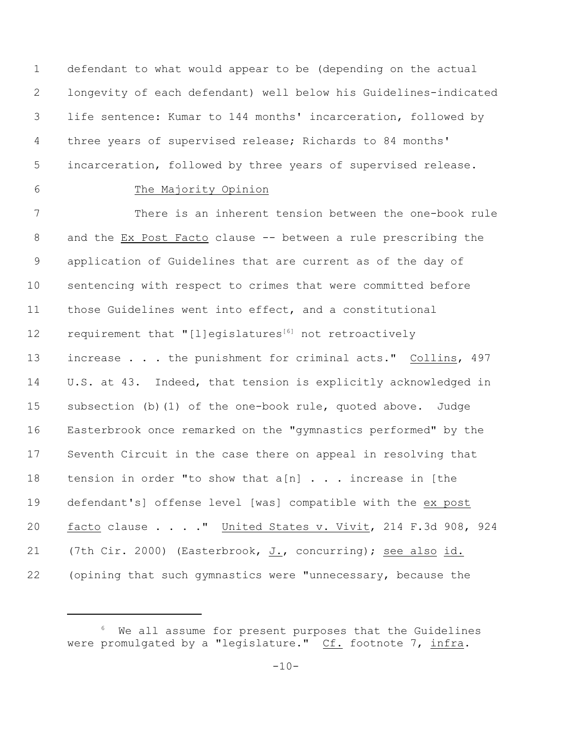defendant to what would appear to be (depending on the actual longevity of each defendant) well below his Guidelines-indicated life sentence: Kumar to 144 months' incarceration, followed by three years of supervised release; Richards to 84 months' incarceration, followed by three years of supervised release.

The Majority Opinion

There is an inherent tension between the one-book rule and the *Ex Post Facto* clause -- between a rule prescribing the application of Guidelines that are current as of the day of sentencing with respect to crimes that were committed before those Guidelines went into effect, and a constitutional requirement that "[l]egislatures[6] not retroactively increase . . . the punishment for criminal acts." Collins, 497 U.S. at 43. Indeed, that tension is explicitly acknowledged in subsection (b)(1) of the one-book rule, quoted above. Judge Easterbrook once remarked on the "gymnastics performed" by the Seventh Circuit in the case there on appeal in resolving that tension in order "to show that a[n] . . . increase in [the defendant's] offense level [was] compatible with the ex post facto clause . . . ." United States v. Vivit, 214 F.3d 908, 924 (7th Cir. 2000) (Easterbrook, J., concurring); see also id. (opining that such gymnastics were "unnecessary, because the

[6] We all assume for present purposes that the Guidelines were promulgated by a "legislature." Cf. footnote 7, infra.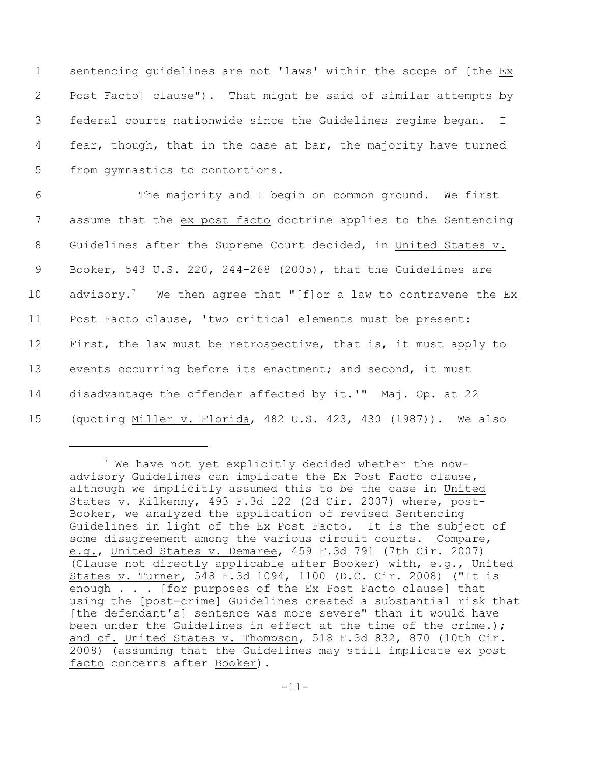sentencing guidelines are not 'laws' within the scope of [the Ex Post Facto] clause"). That might be said of similar attempts by federal courts nationwide since the Guidelines regime began. I fear, though, that in the case at bar, the majority have turned from gymnastics to contortions.

The majority and I begin on common ground. We first assume that the ex post facto doctrine applies to the Sentencing Guidelines after the Supreme Court decided, in United States v. Booker, 543 U.S. 220, 244-268 (2005), that the Guidelines are advisory.[7] We then agree that "[f]or a law to contravene the Ex Post Facto clause, 'two critical elements must be present: First, the law must be retrospective, that is, it must apply to events occurring before its enactment; and second, it must disadvantage the offender affected by it.'" Maj. Op. at 22 (quoting Miller v. Florida, 482 U.S. 423, 430 (1987)). We also

---

[7] We have not yet explicitly decided whether the now-advisory Guidelines can implicate the Ex Post Facto clause, although we implicitly assumed this to be the case in United States v. Kilkenny, 493 F.3d 122 (2d Cir. 2007) where, post-Booker, we analyzed the application of revised Sentencing Guidelines in light of the Ex Post Facto. It is the subject of some disagreement among the various circuit courts. Compare, e.g., United States v. Demaree, 459 F.3d 791 (7th Cir. 2007) (Clause not directly applicable after Booker) with, e.g., United States v. Turner, 548 F.3d 1094, 1100 (D.C. Cir. 2008) ("It is enough . . . [for purposes of the Ex Post Facto clause] that using the [post-crime] Guidelines created a substantial risk that [the defendant's] sentence was more severe" than it would have been under the Guidelines in effect at the time of the crime.); and cf. United States v. Thompson, 518 F.3d 832, 870 (10th Cir. 2008) (assuming that the Guidelines may still implicate ex post facto concerns after Booker).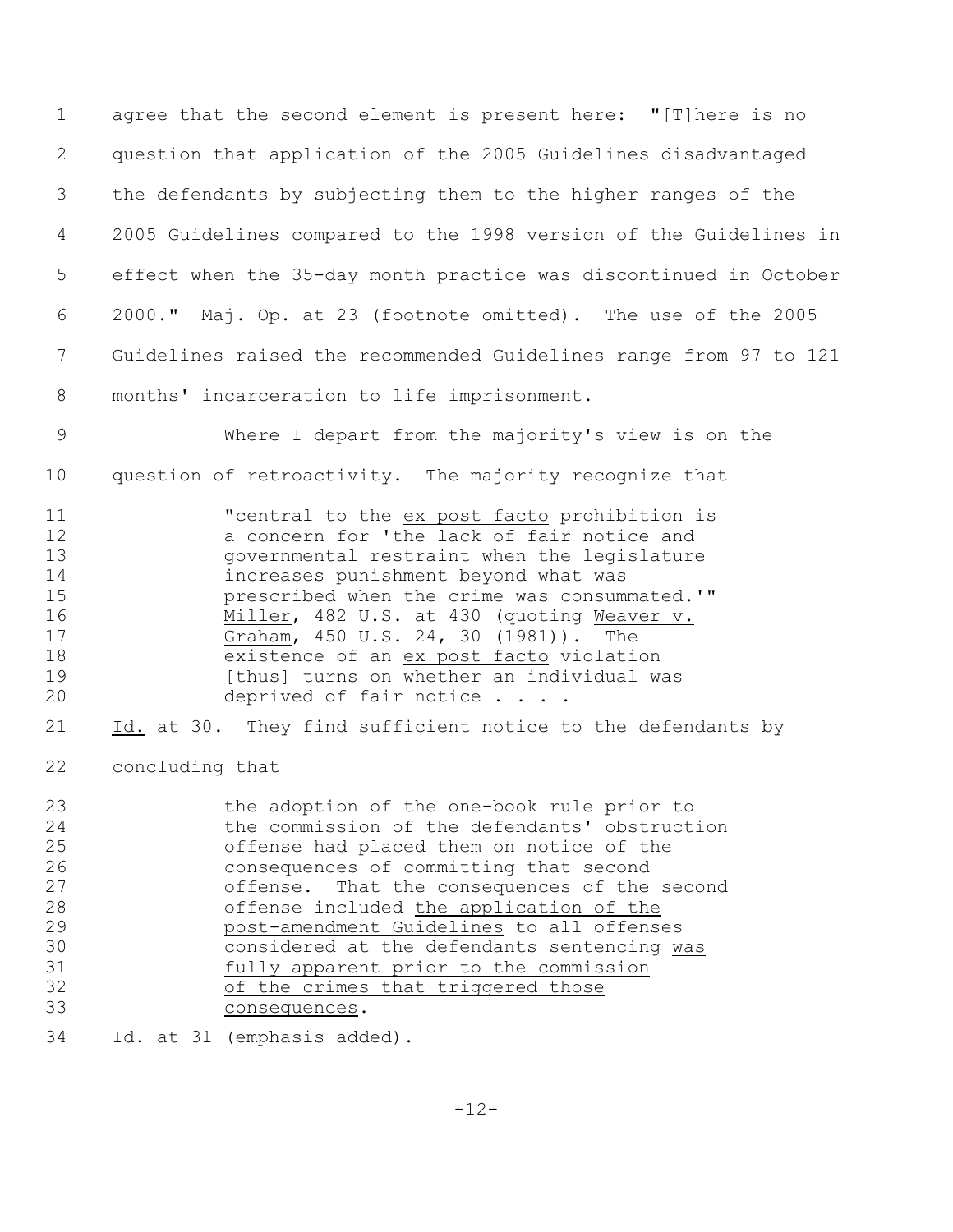agree that the second element is present here: "[T]here is no question that application of the 2005 Guidelines disadvantaged the defendants by subjecting them to the higher ranges of the 2005 Guidelines compared to the 1998 version of the Guidelines in effect when the 35-day month practice was discontinued in October 2000." Maj. Op. at 23 (footnote omitted). The use of the 2005 Guidelines raised the recommended Guidelines range from 97 to 121 months' incarceration to life imprisonment.

Where I depart from the majority's view is on the question of retroactivity. The majority recognize that

> "central to the ex post facto prohibition is a concern for 'the lack of fair notice and governmental restraint when the legislature increases punishment beyond what was prescribed when the crime was consummated.'" Miller, 482 U.S. at 430 (quoting Weaver v. Graham, 450 U.S. 24, 30 (1981)). The existence of an ex post facto violation [thus] turns on whether an individual was deprived of fair notice . . . .

Id. at 30. They find sufficient notice to the defendants by concluding that

> the adoption of the one-book rule prior to the commission of the defendants' obstruction offense had placed them on notice of the consequences of committing that second offense. That the consequences of the second offense included the application of the post-amendment Guidelines to all offenses considered at the defendants sentencing was fully apparent prior to the commission of the crimes that triggered those consequences.

Id. at 31 (emphasis added).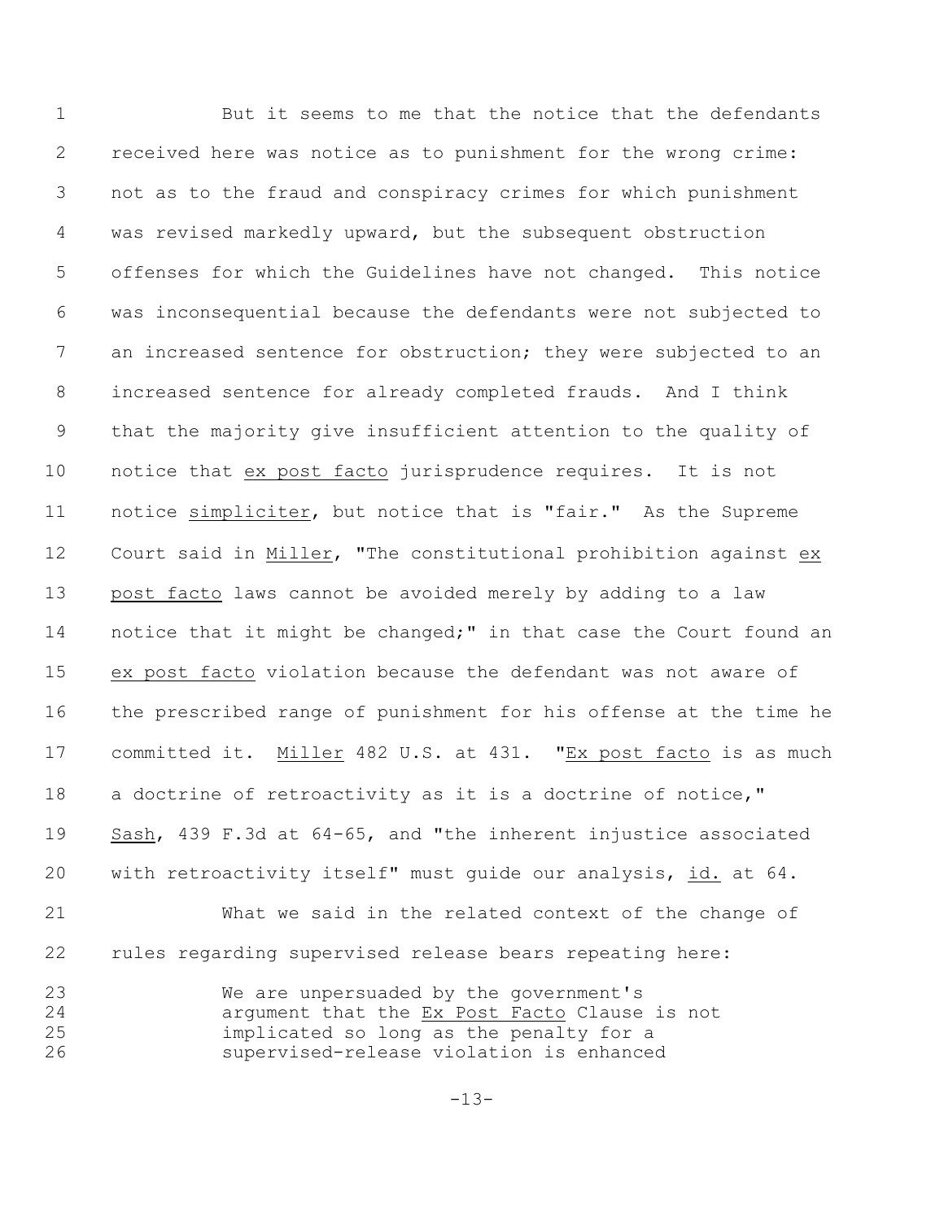But it seems to me that the notice that the defendants received here was notice as to punishment for the wrong crime: not as to the fraud and conspiracy crimes for which punishment was revised markedly upward, but the subsequent obstruction offenses for which the Guidelines have not changed. This notice was inconsequential because the defendants were not subjected to an increased sentence for obstruction; they were subjected to an increased sentence for already completed frauds. And I think that the majority give insufficient attention to the quality of notice that _ex post facto_ jurisprudence requires. It is not notice _simpliciter_, but notice that is "fair." As the Supreme Court said in _Miller_, "The constitutional prohibition against _ex post facto_ laws cannot be avoided merely by adding to a law notice that it might be changed;" in that case the Court found an _ex post facto_ violation because the defendant was not aware of the prescribed range of punishment for his offense at the time he committed it. _Miller_ 482 U.S. at 431. "_Ex post facto_ is as much a doctrine of retroactivity as it is a doctrine of notice," _Sash_, 439 F.3d at 64-65, and "the inherent injustice associated with retroactivity itself" must guide our analysis, _id._ at 64.

What we said in the related context of the change of rules regarding supervised release bears repeating here:

> We are unpersuaded by the government's argument that the _Ex Post Facto_ Clause is not implicated so long as the penalty for a supervised-release violation is enhanced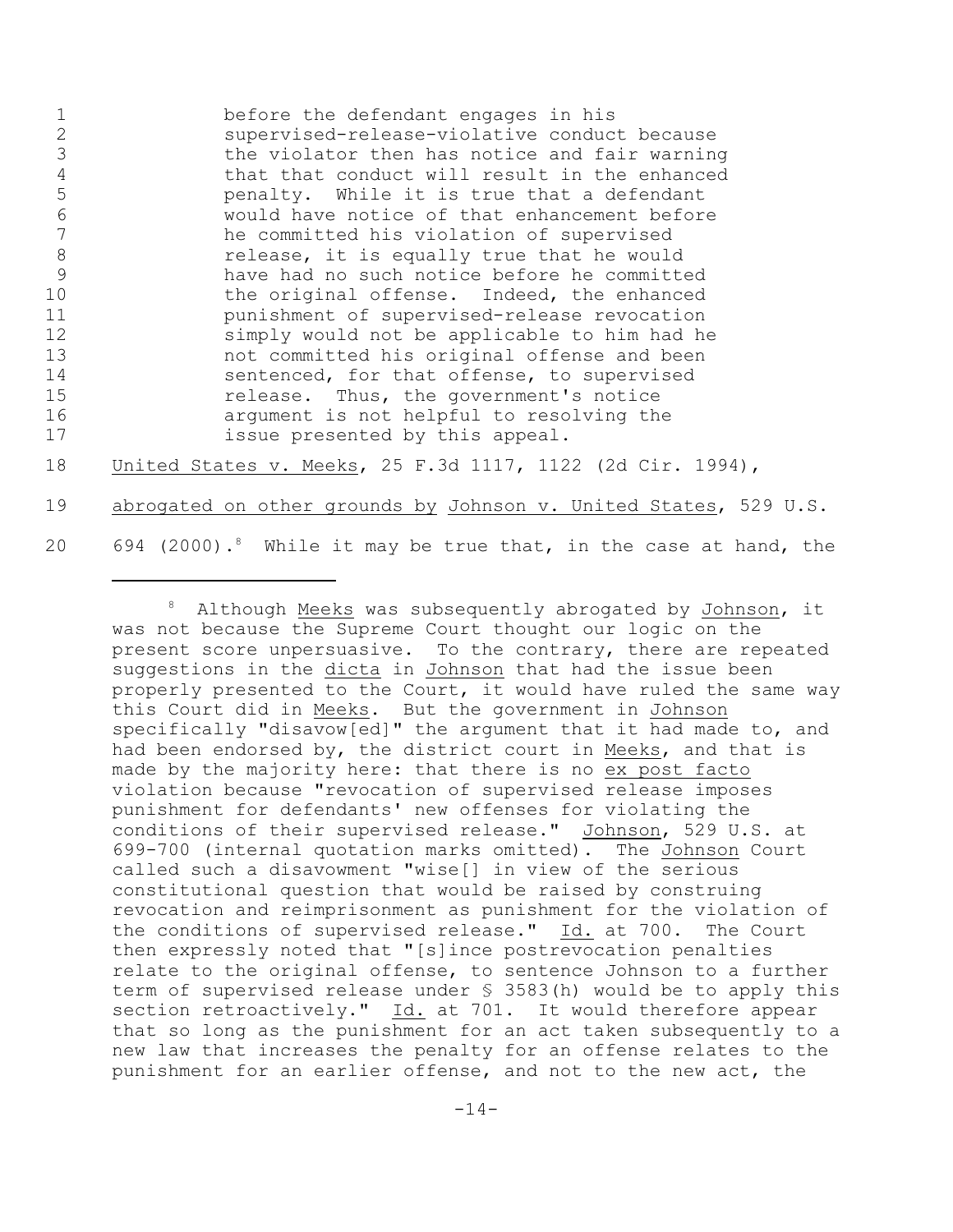> before the defendant engages in his supervised-release-violative conduct because the violator then has notice and fair warning that that conduct will result in the enhanced penalty. While it is true that a defendant would have notice of that enhancement before he committed his violation of supervised release, it is equally true that he would have had no such notice before he committed the original offense. Indeed, the enhanced punishment of supervised-release revocation simply would not be applicable to him had he not committed his original offense and been sentenced, for that offense, to supervised release. Thus, the government's notice argument is not helpful to resolving the issue presented by this appeal.

United States v. Meeks, 25 F.3d 1117, 1122 (2d Cir. 1994), abrogated on other grounds by Johnson v. United States, 529 U.S. 694 (2000).[8] While it may be true that, in the case at hand, the

[8] Although Meeks was subsequently abrogated by Johnson, it was not because the Supreme Court thought our logic on the present score unpersuasive. To the contrary, there are repeated suggestions in the *dicta* in Johnson that had the issue been properly presented to the Court, it would have ruled the same way this Court did in Meeks. But the government in Johnson specifically "disavow[ed]" the argument that it had made to, and had been endorsed by, the district court in Meeks, and that is made by the majority here: that there is no *ex post facto* violation because "revocation of supervised release imposes punishment for defendants' new offenses for violating the conditions of their supervised release." Johnson, 529 U.S. at 699-700 (internal quotation marks omitted). The Johnson Court called such a disavowment "wise[] in view of the serious constitutional question that would be raised by construing revocation and reimprisonment as punishment for the violation of the conditions of supervised release." Id. at 700. The Court then expressly noted that "[s]ince postrevocation penalties relate to the original offense, to sentence Johnson to a further term of supervised release under § 3583(h) would be to apply this section retroactively." Id. at 701. It would therefore appear that so long as the punishment for an act taken subsequently to a new law that increases the penalty for an offense relates to the punishment for an earlier offense, and not to the new act, the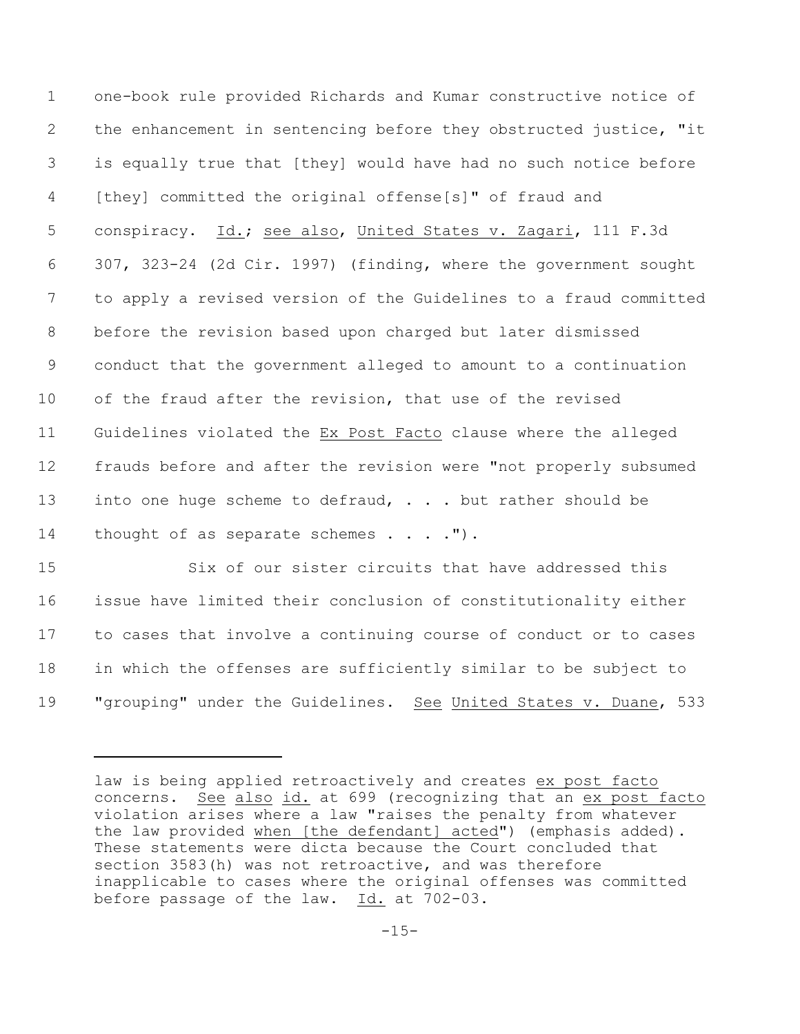one-book rule provided Richards and Kumar constructive notice of the enhancement in sentencing before they obstructed justice, "it is equally true that [they] would have had no such notice before [they] committed the original offense[s]" of fraud and conspiracy. Id.; see also, United States v. Zagari, 111 F.3d 307, 323-24 (2d Cir. 1997) (finding, where the government sought to apply a revised version of the Guidelines to a fraud committed before the revision based upon charged but later dismissed conduct that the government alleged to amount to a continuation of the fraud after the revision, that use of the revised Guidelines violated the Ex Post Facto clause where the alleged frauds before and after the revision were "not properly subsumed into one huge scheme to defraud, . . . but rather should be thought of as separate schemes . . . .").

Six of our sister circuits that have addressed this issue have limited their conclusion of constitutionality either to cases that involve a continuing course of conduct or to cases in which the offenses are sufficiently similar to be subject to "grouping" under the Guidelines. See United States v. Duane, 533

---

law is being applied retroactively and creates ex post facto concerns. See also id. at 699 (recognizing that an ex post facto violation arises where a law "raises the penalty from whatever the law provided when [the defendant] acted") (emphasis added). These statements were dicta because the Court concluded that section 3583(h) was not retroactive, and was therefore inapplicable to cases where the original offenses was committed before passage of the law. Id. at 702-03.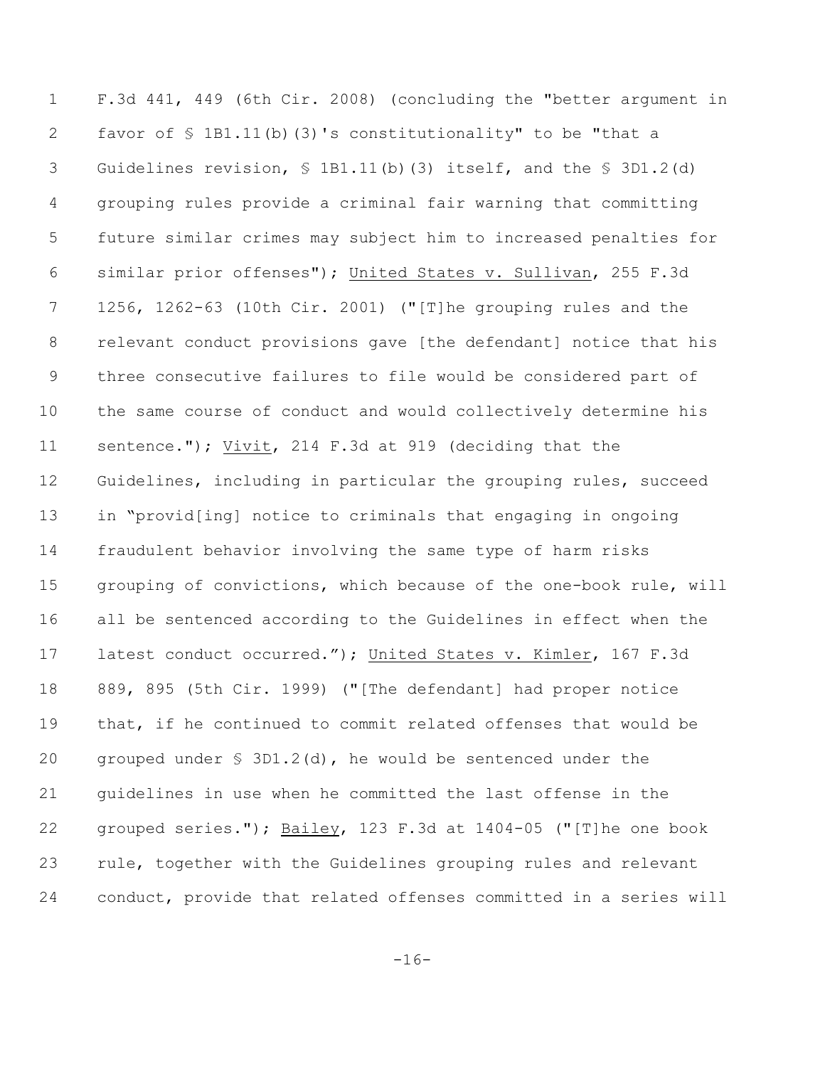F.3d 441, 449 (6th Cir. 2008) (concluding the "better argument in favor of § 1B1.11(b)(3)'s constitutionality" to be "that a Guidelines revision, § 1B1.11(b)(3) itself, and the § 3D1.2(d) grouping rules provide a criminal fair warning that committing future similar crimes may subject him to increased penalties for similar prior offenses"); United States v. Sullivan, 255 F.3d 1256, 1262-63 (10th Cir. 2001) ("[T]he grouping rules and the relevant conduct provisions gave [the defendant] notice that his three consecutive failures to file would be considered part of the same course of conduct and would collectively determine his sentence."); Vivit, 214 F.3d at 919 (deciding that the Guidelines, including in particular the grouping rules, succeed in "provid[ing] notice to criminals that engaging in ongoing fraudulent behavior involving the same type of harm risks grouping of convictions, which because of the one-book rule, will all be sentenced according to the Guidelines in effect when the latest conduct occurred."); United States v. Kimler, 167 F.3d 889, 895 (5th Cir. 1999) ("[The defendant] had proper notice that, if he continued to commit related offenses that would be grouped under § 3D1.2(d), he would be sentenced under the guidelines in use when he committed the last offense in the grouped series."); Bailey, 123 F.3d at 1404-05 ("[T]he one book rule, together with the Guidelines grouping rules and relevant conduct, provide that related offenses committed in a series will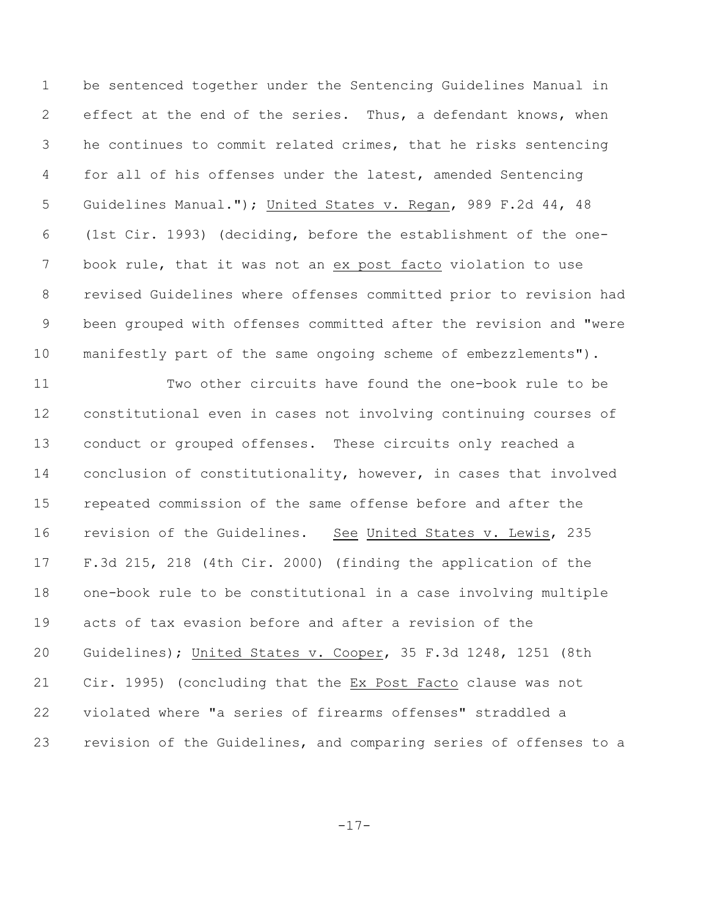be sentenced together under the Sentencing Guidelines Manual in effect at the end of the series. Thus, a defendant knows, when he continues to commit related crimes, that he risks sentencing for all of his offenses under the latest, amended Sentencing Guidelines Manual."); United States v. Regan, 989 F.2d 44, 48 (1st Cir. 1993) (deciding, before the establishment of the one-book rule, that it was not an ex post facto violation to use revised Guidelines where offenses committed prior to revision had been grouped with offenses committed after the revision and "were manifestly part of the same ongoing scheme of embezzlements").

Two other circuits have found the one-book rule to be constitutional even in cases not involving continuing courses of conduct or grouped offenses. These circuits only reached a conclusion of constitutionality, however, in cases that involved repeated commission of the same offense before and after the revision of the Guidelines. See United States v. Lewis, 235 F.3d 215, 218 (4th Cir. 2000) (finding the application of the one-book rule to be constitutional in a case involving multiple acts of tax evasion before and after a revision of the Guidelines); United States v. Cooper, 35 F.3d 1248, 1251 (8th Cir. 1995) (concluding that the Ex Post Facto clause was not violated where "a series of firearms offenses" straddled a revision of the Guidelines, and comparing series of offenses to a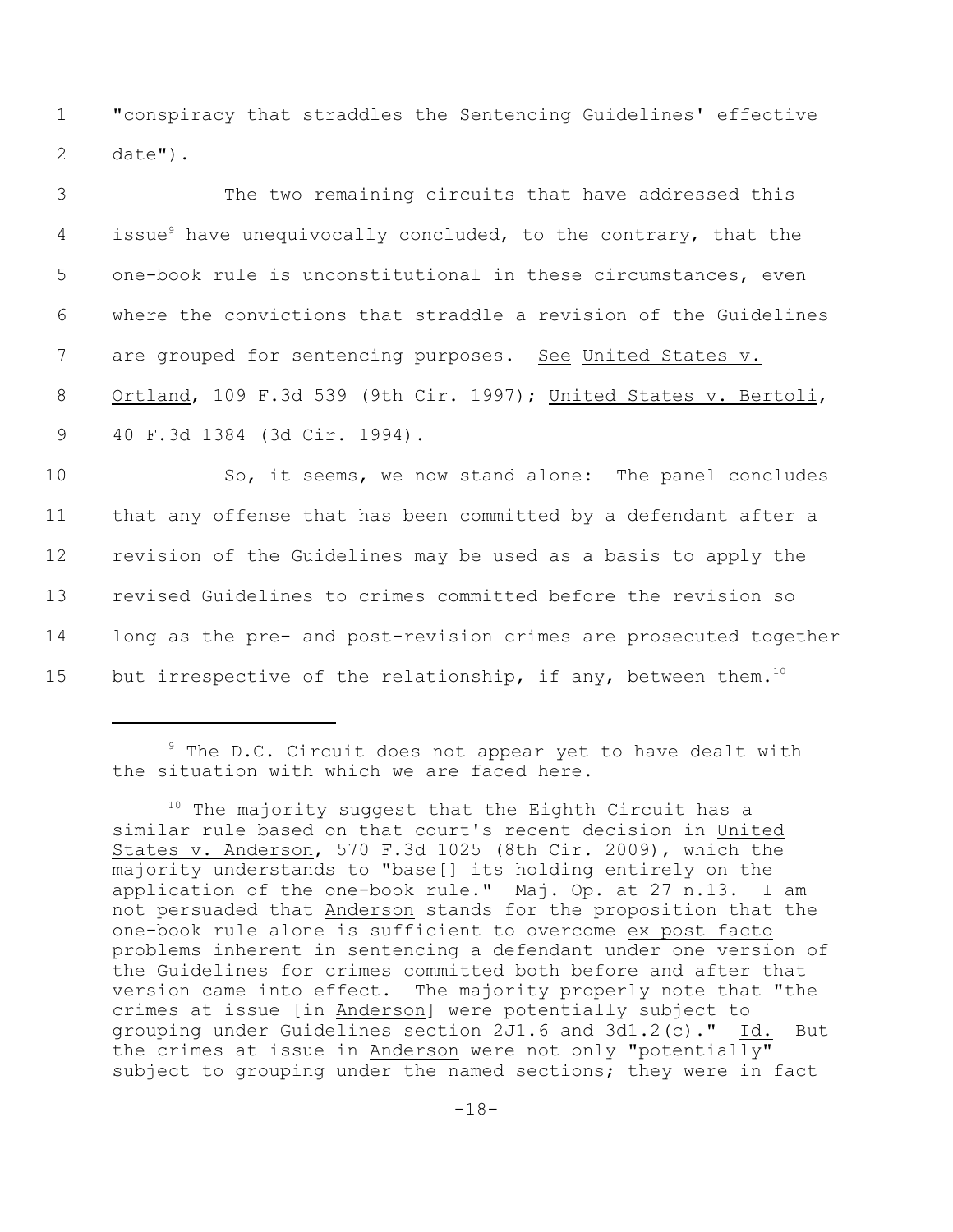"conspiracy that straddles the Sentencing Guidelines' effective date").

The two remaining circuits that have addressed this issue[9] have unequivocally concluded, to the contrary, that the one-book rule is unconstitutional in these circumstances, even where the convictions that straddle a revision of the Guidelines are grouped for sentencing purposes. See United States v. Ortland, 109 F.3d 539 (9th Cir. 1997); United States v. Bertoli, 40 F.3d 1384 (3d Cir. 1994).

So, it seems, we now stand alone: The panel concludes that any offense that has been committed by a defendant after a revision of the Guidelines may be used as a basis to apply the revised Guidelines to crimes committed before the revision so long as the pre- and post-revision crimes are prosecuted together but irrespective of the relationship, if any, between them.[10]

---

[9] The D.C. Circuit does not appear yet to have dealt with the situation with which we are faced here.

[10] The majority suggest that the Eighth Circuit has a similar rule based on that court's recent decision in United States v. Anderson, 570 F.3d 1025 (8th Cir. 2009), which the majority understands to "base[] its holding entirely on the application of the one-book rule." Maj. Op. at 27 n.13. I am not persuaded that Anderson stands for the proposition that the one-book rule alone is sufficient to overcome ex post facto problems inherent in sentencing a defendant under one version of the Guidelines for crimes committed both before and after that version came into effect. The majority properly note that "the crimes at issue [in Anderson] were potentially subject to grouping under Guidelines section 2J1.6 and 3d1.2(c)." Id. But the crimes at issue in Anderson were not only "potentially" subject to grouping under the named sections; they were in fact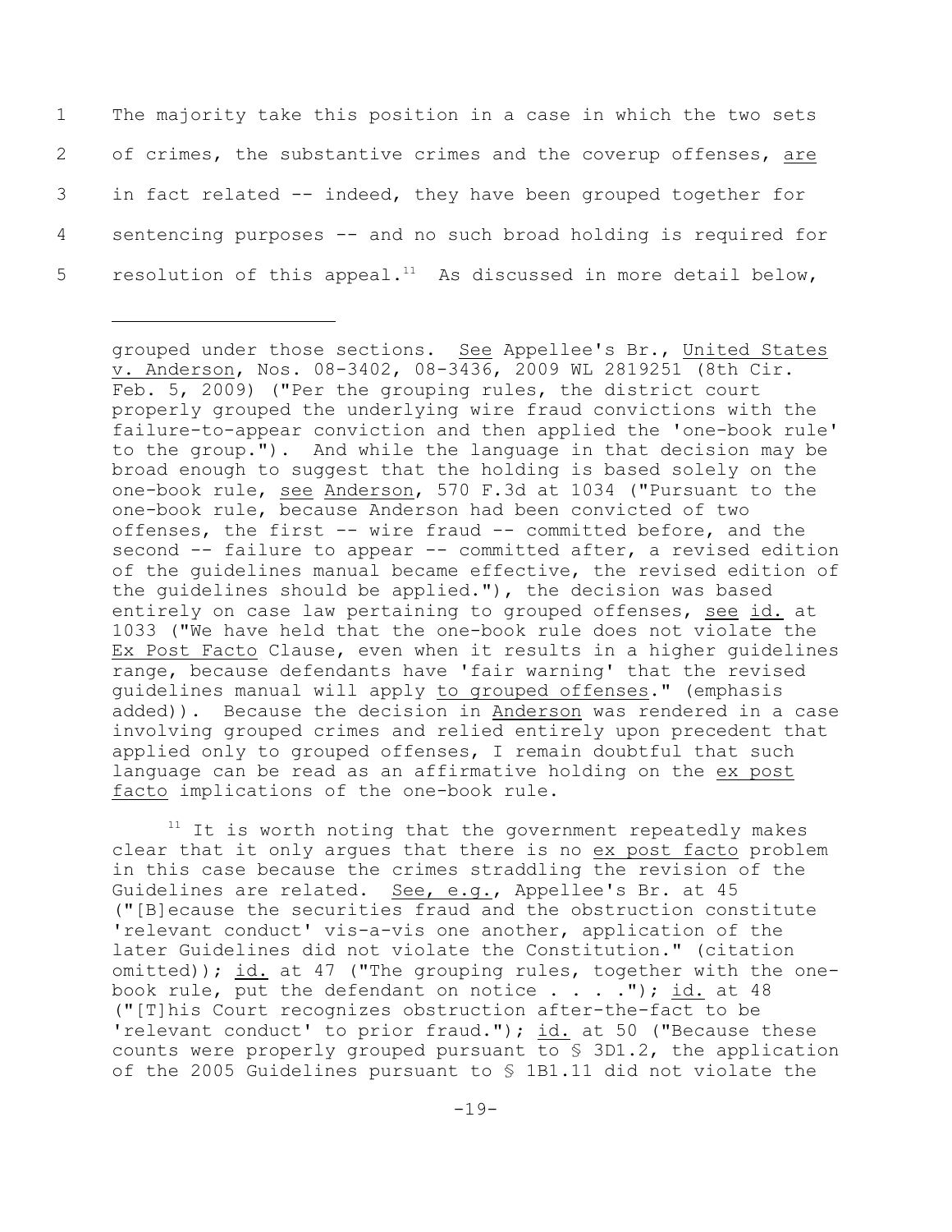The majority take this position in a case in which the two sets of crimes, the substantive crimes and the coverup offenses, <u>are</u> in fact related -- indeed, they have been grouped together for sentencing purposes -- and no such broad holding is required for resolution of this appeal.[11] As discussed in more detail below,

---

grouped under those sections. <u>See</u> Appellee's Br., <u>United States v. Anderson</u>, Nos. 08-3402, 08-3436, 2009 WL 2819251 (8th Cir. Feb. 5, 2009) ("Per the grouping rules, the district court properly grouped the underlying wire fraud convictions with the failure-to-appear conviction and then applied the 'one-book rule' to the group."). And while the language in that decision may be broad enough to suggest that the holding is based solely on the one-book rule, <u>see</u> <u>Anderson</u>, 570 F.3d at 1034 ("Pursuant to the one-book rule, because Anderson had been convicted of two offenses, the first -- wire fraud -- committed before, and the second -- failure to appear -- committed after, a revised edition of the guidelines manual became effective, the revised edition of the guidelines should be applied."), the decision was based entirely on case law pertaining to grouped offenses, <u>see</u> <u>id.</u> at 1033 ("We have held that the one-book rule does not violate the <u>Ex Post Facto</u> Clause, even when it results in a higher guidelines range, because defendants have 'fair warning' that the revised guidelines manual will apply <u>to grouped offenses</u>." (emphasis added)). Because the decision in <u>Anderson</u> was rendered in a case involving grouped crimes and relied entirely upon precedent that applied only to grouped offenses, I remain doubtful that such language can be read as an affirmative holding on the <u>ex post facto</u> implications of the one-book rule.

[11] It is worth noting that the government repeatedly makes clear that it only argues that there is no <u>ex post facto</u> problem in this case because the crimes straddling the revision of the Guidelines are related. <u>See, e.g.</u>, Appellee's Br. at 45 ("[B]ecause the securities fraud and the obstruction constitute 'relevant conduct' vis-a-vis one another, application of the later Guidelines did not violate the Constitution." (citation omitted)); <u>id.</u> at 47 ("The grouping rules, together with the one-book rule, put the defendant on notice . . . ."); <u>id.</u> at 48 ("[T]his Court recognizes obstruction after-the-fact to be 'relevant conduct' to prior fraud."); <u>id.</u> at 50 ("Because these counts were properly grouped pursuant to § 3D1.2, the application of the 2005 Guidelines pursuant to § 1B1.11 did not violate the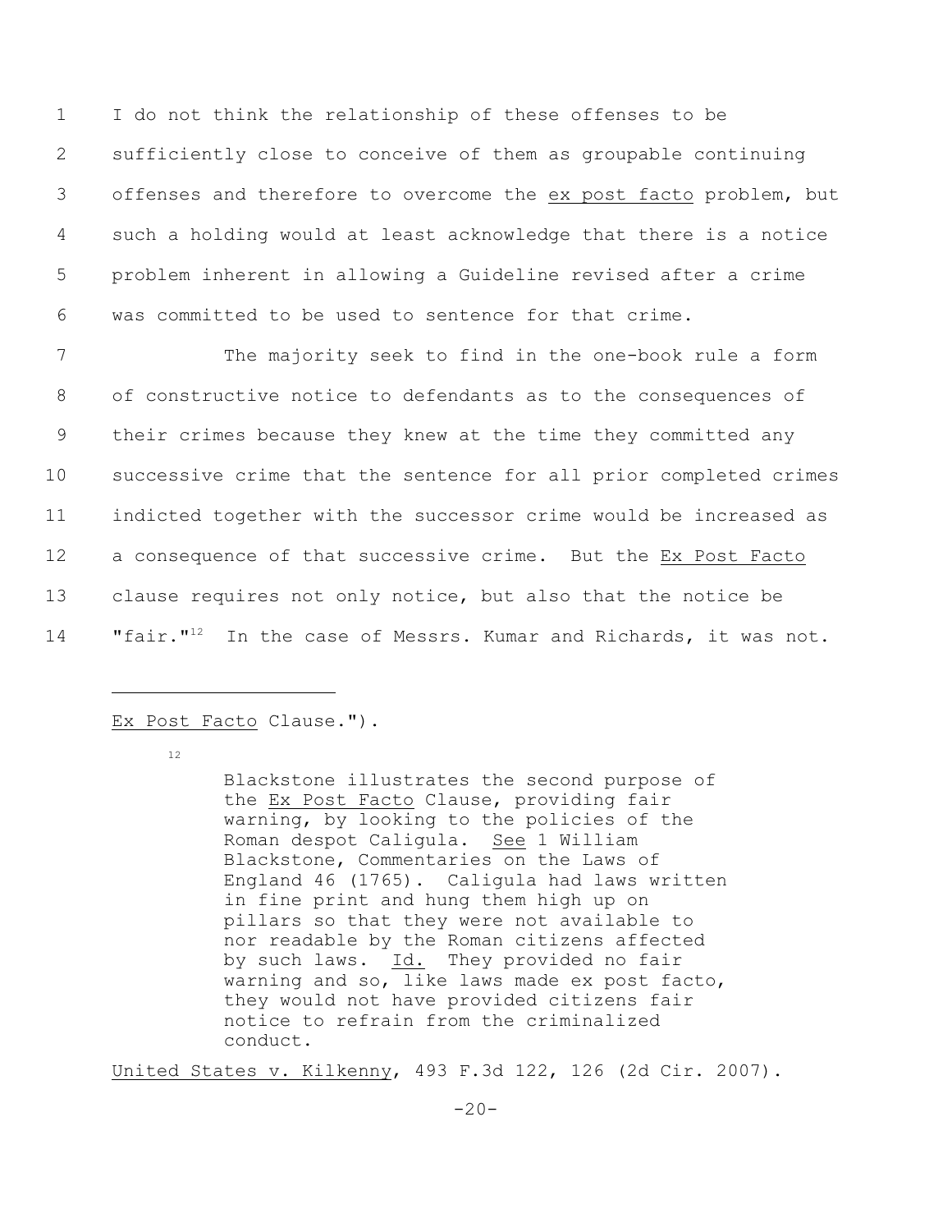I do not think the relationship of these offenses to be sufficiently close to conceive of them as groupable continuing offenses and therefore to overcome the *ex post facto* problem, but such a holding would at least acknowledge that there is a notice problem inherent in allowing a Guideline revised after a crime was committed to be used to sentence for that crime.

The majority seek to find in the one-book rule a form of constructive notice to defendants as to the consequences of their crimes because they knew at the time they committed any successive crime that the sentence for all prior completed crimes indicted together with the successor crime would be increased as a consequence of that successive crime. But the *Ex Post Facto* clause requires not only notice, but also that the notice be "fair."[12] In the case of Messrs. Kumar and Richards, it was not.

---

*Ex Post Facto* Clause.").

[12]

> Blackstone illustrates the second purpose of the *Ex Post Facto* Clause, providing fair warning, by looking to the policies of the Roman despot Caligula. *See* 1 William Blackstone, Commentaries on the Laws of England 46 (1765). Caligula had laws written in fine print and hung them high up on pillars so that they were not available to nor readable by the Roman citizens affected by such laws. *Id.* They provided no fair warning and so, like laws made ex post facto, they would not have provided citizens fair notice to refrain from the criminalized conduct.

*United States v. Kilkenny*, 493 F.3d 122, 126 (2d Cir. 2007).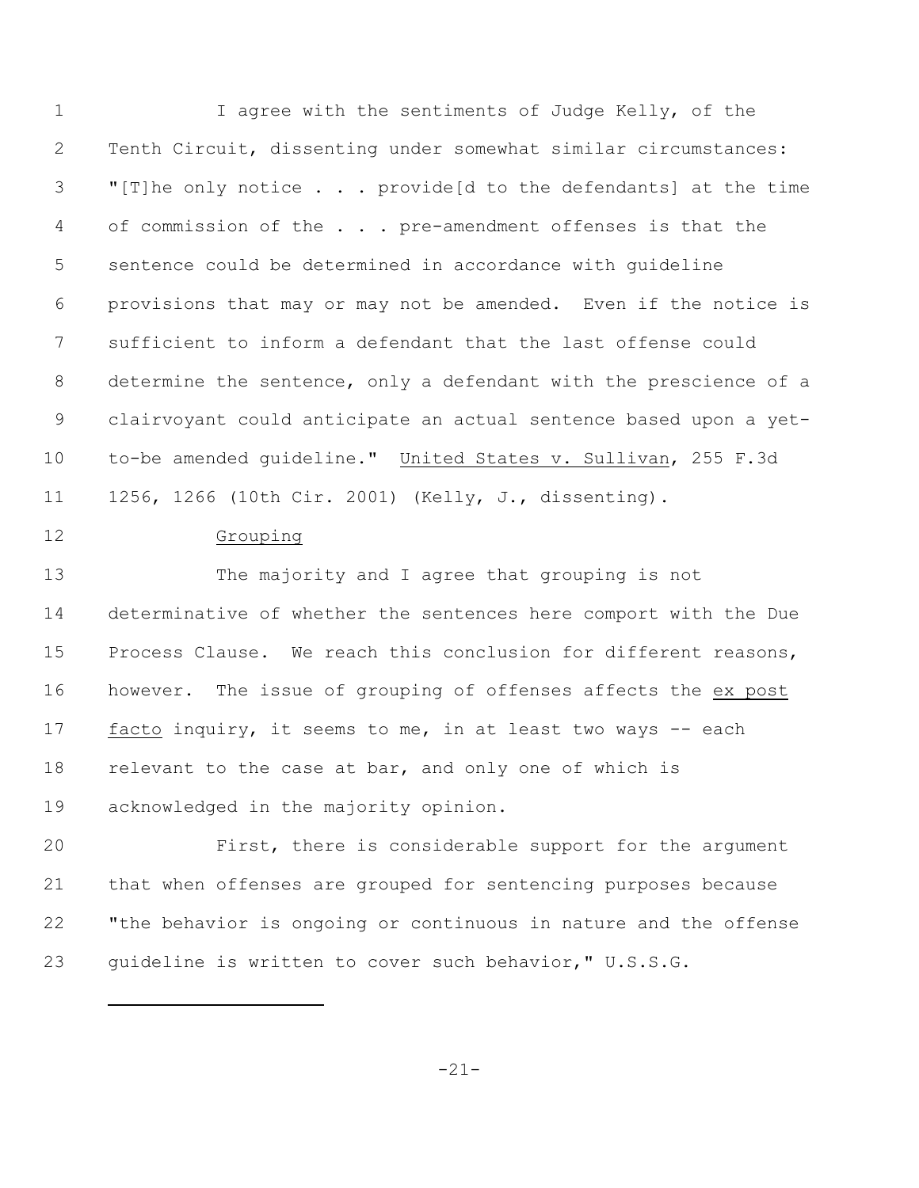I agree with the sentiments of Judge Kelly, of the Tenth Circuit, dissenting under somewhat similar circumstances: "[T]he only notice . . . provide[d to the defendants] at the time of commission of the . . . pre-amendment offenses is that the sentence could be determined in accordance with guideline provisions that may or may not be amended. Even if the notice is sufficient to inform a defendant that the last offense could determine the sentence, only a defendant with the prescience of a clairvoyant could anticipate an actual sentence based upon a yet-to-be amended guideline." United States v. Sullivan, 255 F.3d 1256, 1266 (10th Cir. 2001) (Kelly, J., dissenting).

Grouping

The majority and I agree that grouping is not determinative of whether the sentences here comport with the Due Process Clause. We reach this conclusion for different reasons, however. The issue of grouping of offenses affects the *ex post facto* inquiry, it seems to me, in at least two ways -- each relevant to the case at bar, and only one of which is acknowledged in the majority opinion.

First, there is considerable support for the argument that when offenses are grouped for sentencing purposes because "the behavior is ongoing or continuous in nature and the offense guideline is written to cover such behavior," U.S.S.G.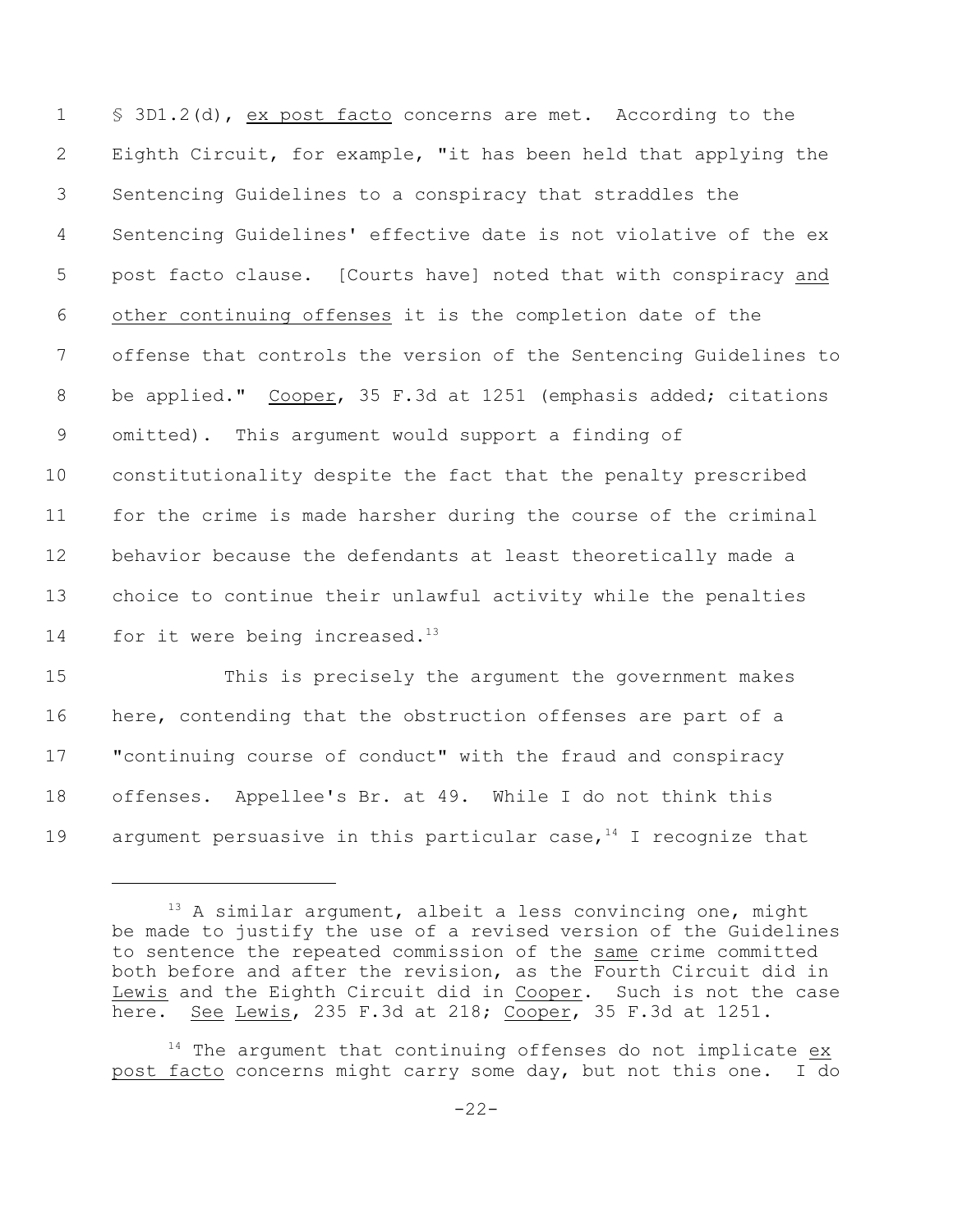§ 3D1.2(d), _ex post facto_ concerns are met. According to the Eighth Circuit, for example, "it has been held that applying the Sentencing Guidelines to a conspiracy that straddles the Sentencing Guidelines' effective date is not violative of the ex post facto clause. [Courts have] noted that with conspiracy _and other continuing offenses_ it is the completion date of the offense that controls the version of the Sentencing Guidelines to be applied." _Cooper_, 35 F.3d at 1251 (emphasis added; citations omitted). This argument would support a finding of constitutionality despite the fact that the penalty prescribed for the crime is made harsher during the course of the criminal behavior because the defendants at least theoretically made a choice to continue their unlawful activity while the penalties for it were being increased.[13]

This is precisely the argument the government makes here, contending that the obstruction offenses are part of a "continuing course of conduct" with the fraud and conspiracy offenses. Appellee's Br. at 49. While I do not think this argument persuasive in this particular case,[14] I recognize that

---

[13] A similar argument, albeit a less convincing one, might be made to justify the use of a revised version of the Guidelines to sentence the repeated commission of the _same_ crime committed both before and after the revision, as the Fourth Circuit did in _Lewis_ and the Eighth Circuit did in _Cooper_. Such is not the case here. _See_ _Lewis_, 235 F.3d at 218; _Cooper_, 35 F.3d at 1251.

[14] The argument that continuing offenses do not implicate _ex post facto_ concerns might carry some day, but not this one. I do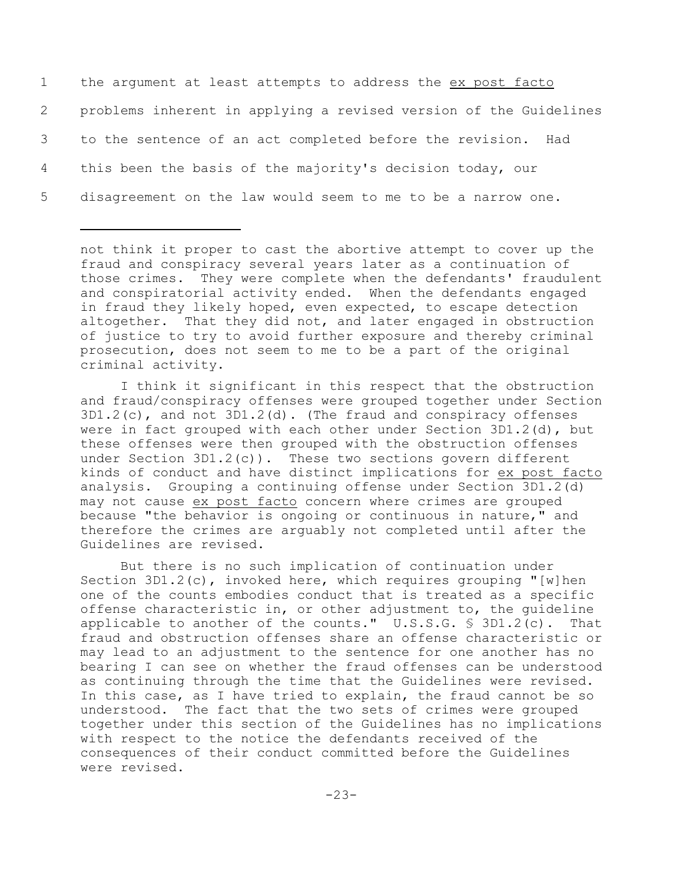the argument at least attempts to address the *ex post facto* problems inherent in applying a revised version of the Guidelines to the sentence of an act completed before the revision. Had this been the basis of the majority's decision today, our disagreement on the law would seem to me to be a narrow one.

---

not think it proper to cast the abortive attempt to cover up the fraud and conspiracy several years later as a continuation of those crimes. They were complete when the defendants' fraudulent and conspiratorial activity ended. When the defendants engaged in fraud they likely hoped, even expected, to escape detection altogether. That they did not, and later engaged in obstruction of justice to try to avoid further exposure and thereby criminal prosecution, does not seem to me to be a part of the original criminal activity.

I think it significant in this respect that the obstruction and fraud/conspiracy offenses were grouped together under Section 3D1.2(c), and not 3D1.2(d). (The fraud and conspiracy offenses were in fact grouped with each other under Section 3D1.2(d), but these offenses were then grouped with the obstruction offenses under Section 3D1.2(c)). These two sections govern different kinds of conduct and have distinct implications for *ex post facto* analysis. Grouping a continuing offense under Section 3D1.2(d) may not cause *ex post facto* concern where crimes are grouped because "the behavior is ongoing or continuous in nature," and therefore the crimes are arguably not completed until after the Guidelines are revised.

But there is no such implication of continuation under Section 3D1.2(c), invoked here, which requires grouping "[w]hen one of the counts embodies conduct that is treated as a specific offense characteristic in, or other adjustment to, the guideline applicable to another of the counts." U.S.S.G. § 3D1.2(c). That fraud and obstruction offenses share an offense characteristic or may lead to an adjustment to the sentence for one another has no bearing I can see on whether the fraud offenses can be understood as continuing through the time that the Guidelines were revised. In this case, as I have tried to explain, the fraud cannot be so understood. The fact that the two sets of crimes were grouped together under this section of the Guidelines has no implications with respect to the notice the defendants received of the consequences of their conduct committed before the Guidelines were revised.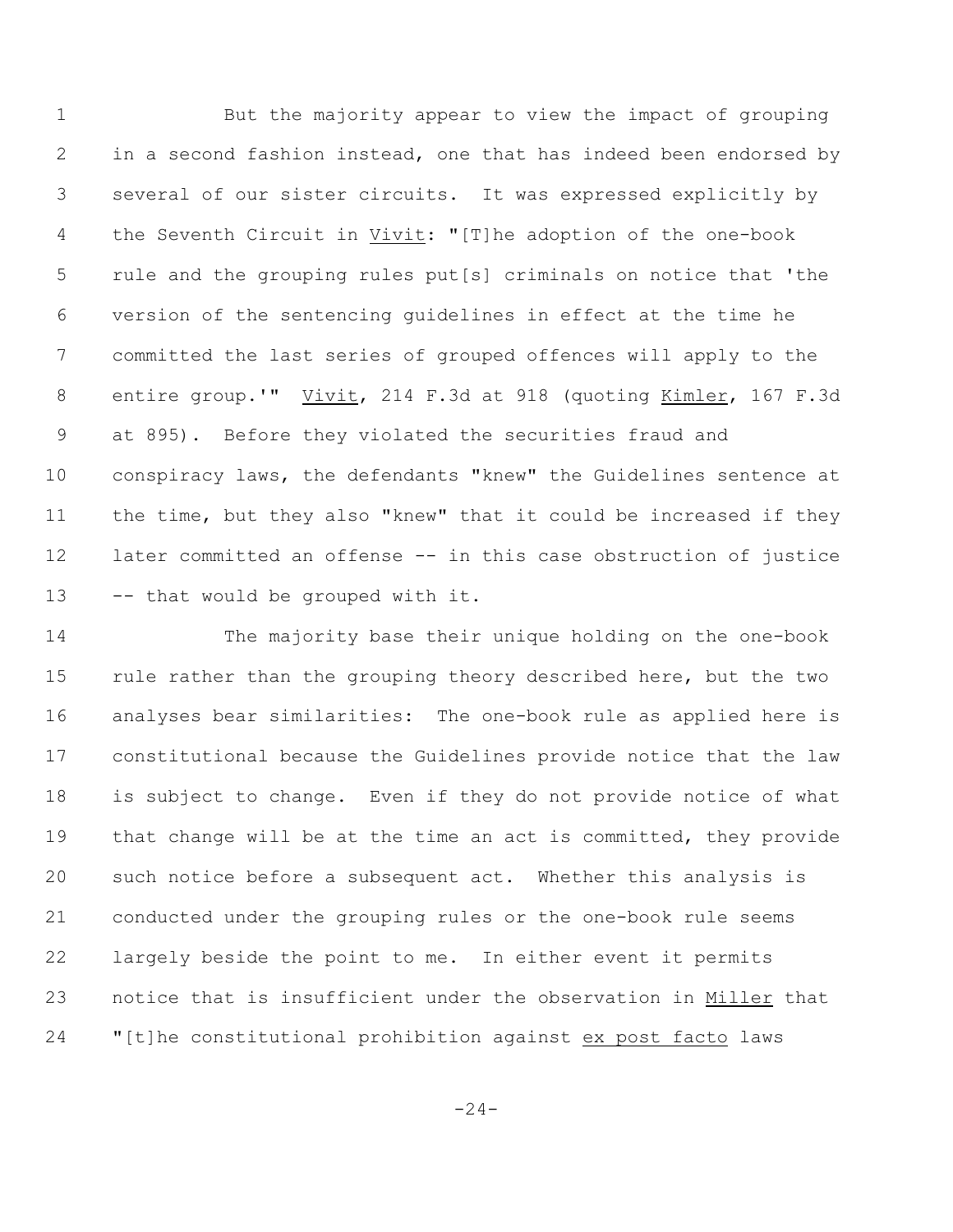But the majority appear to view the impact of grouping in a second fashion instead, one that has indeed been endorsed by several of our sister circuits. It was expressed explicitly by the Seventh Circuit in Vivit: "[T]he adoption of the one-book rule and the grouping rules put[s] criminals on notice that 'the version of the sentencing guidelines in effect at the time he committed the last series of grouped offences will apply to the entire group.'" Vivit, 214 F.3d at 918 (quoting Kimler, 167 F.3d at 895). Before they violated the securities fraud and conspiracy laws, the defendants "knew" the Guidelines sentence at the time, but they also "knew" that it could be increased if they later committed an offense -- in this case obstruction of justice -- that would be grouped with it.

The majority base their unique holding on the one-book rule rather than the grouping theory described here, but the two analyses bear similarities: The one-book rule as applied here is constitutional because the Guidelines provide notice that the law is subject to change. Even if they do not provide notice of what that change will be at the time an act is committed, they provide such notice before a subsequent act. Whether this analysis is conducted under the grouping rules or the one-book rule seems largely beside the point to me. In either event it permits notice that is insufficient under the observation in Miller that "[t]he constitutional prohibition against *ex post facto* laws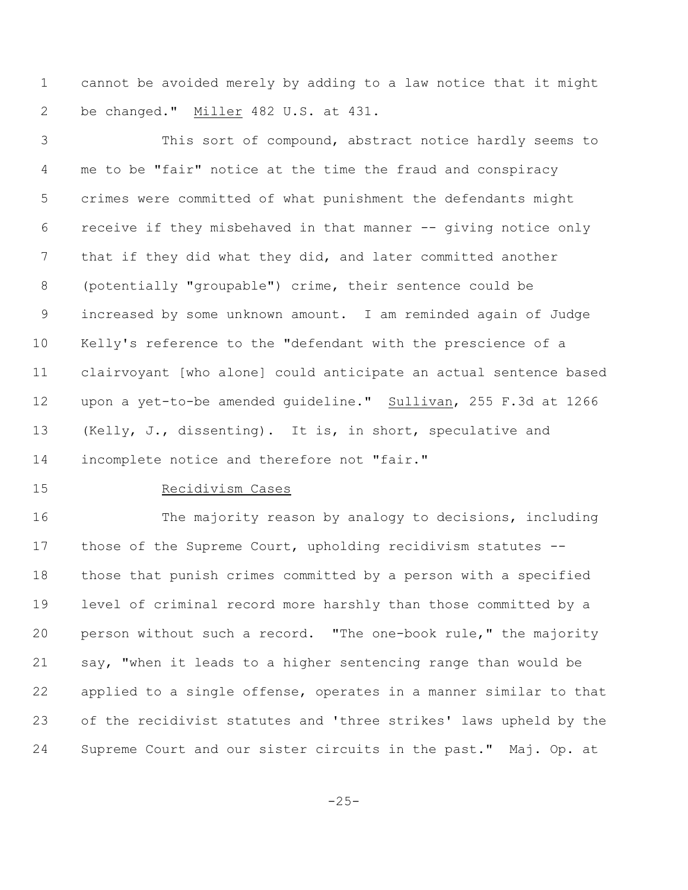cannot be avoided merely by adding to a law notice that it might be changed." Miller 482 U.S. at 431.

This sort of compound, abstract notice hardly seems to me to be "fair" notice at the time the fraud and conspiracy crimes were committed of what punishment the defendants might receive if they misbehaved in that manner -- giving notice only that if they did what they did, and later committed another (potentially "groupable") crime, their sentence could be increased by some unknown amount. I am reminded again of Judge Kelly's reference to the "defendant with the prescience of a clairvoyant [who alone] could anticipate an actual sentence based upon a yet-to-be amended guideline." Sullivan, 255 F.3d at 1266 (Kelly, J., dissenting). It is, in short, speculative and incomplete notice and therefore not "fair."

Recidivism Cases

The majority reason by analogy to decisions, including those of the Supreme Court, upholding recidivism statutes -- those that punish crimes committed by a person with a specified level of criminal record more harshly than those committed by a person without such a record. "The one-book rule," the majority say, "when it leads to a higher sentencing range than would be applied to a single offense, operates in a manner similar to that of the recidivist statutes and 'three strikes' laws upheld by the Supreme Court and our sister circuits in the past." Maj. Op. at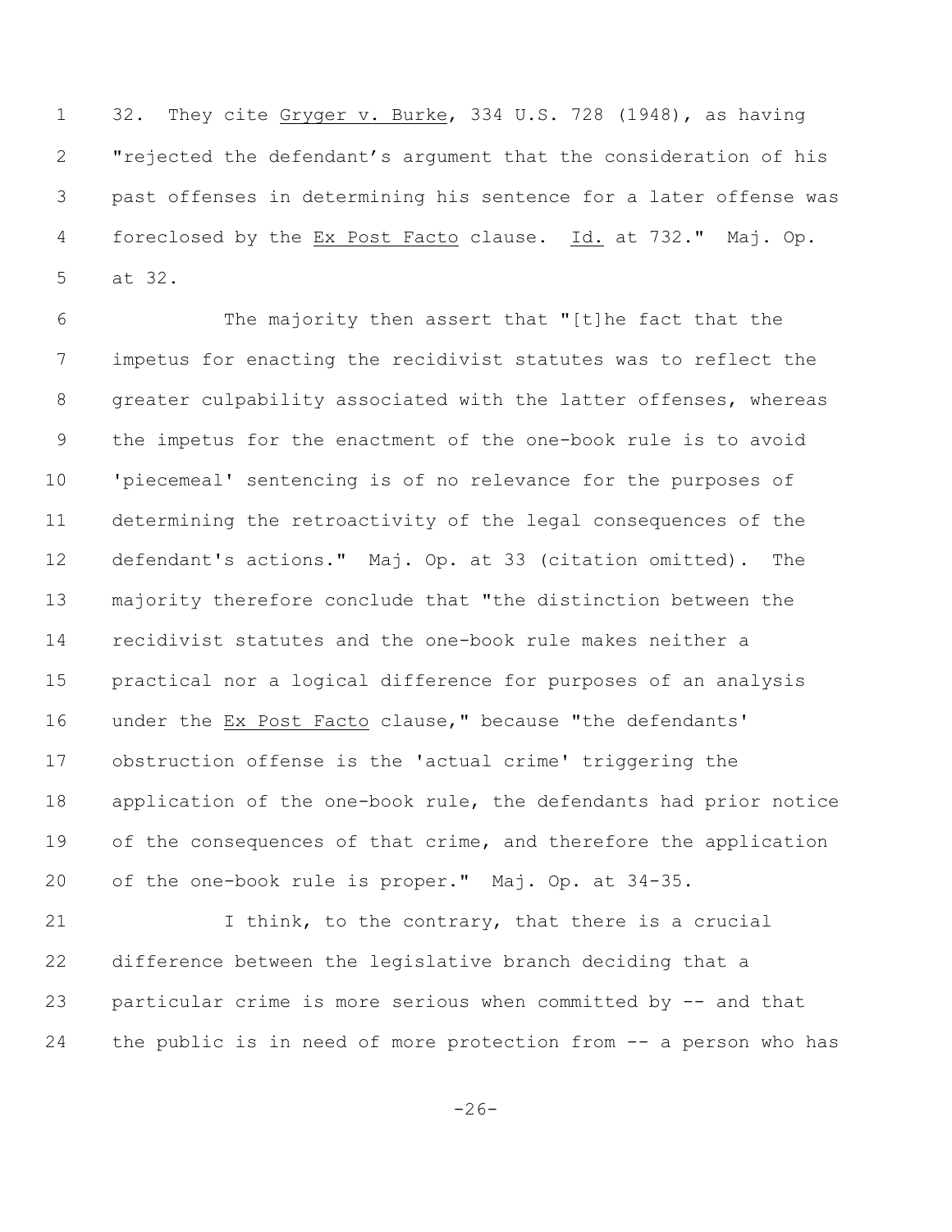32. They cite Gryger v. Burke, 334 U.S. 728 (1948), as having "rejected the defendant's argument that the consideration of his past offenses in determining his sentence for a later offense was foreclosed by the *Ex Post Facto* clause. *Id.* at 732." Maj. Op. at 32.

The majority then assert that "[t]he fact that the impetus for enacting the recidivist statutes was to reflect the greater culpability associated with the latter offenses, whereas the impetus for the enactment of the one-book rule is to avoid 'piecemeal' sentencing is of no relevance for the purposes of determining the retroactivity of the legal consequences of the defendant's actions." Maj. Op. at 33 (citation omitted). The majority therefore conclude that "the distinction between the recidivist statutes and the one-book rule makes neither a practical nor a logical difference for purposes of an analysis under the *Ex Post Facto* clause," because "the defendants' obstruction offense is the 'actual crime' triggering the application of the one-book rule, the defendants had prior notice of the consequences of that crime, and therefore the application of the one-book rule is proper." Maj. Op. at 34-35.

I think, to the contrary, that there is a crucial difference between the legislative branch deciding that a particular crime is more serious when committed by -- and that the public is in need of more protection from -- a person who has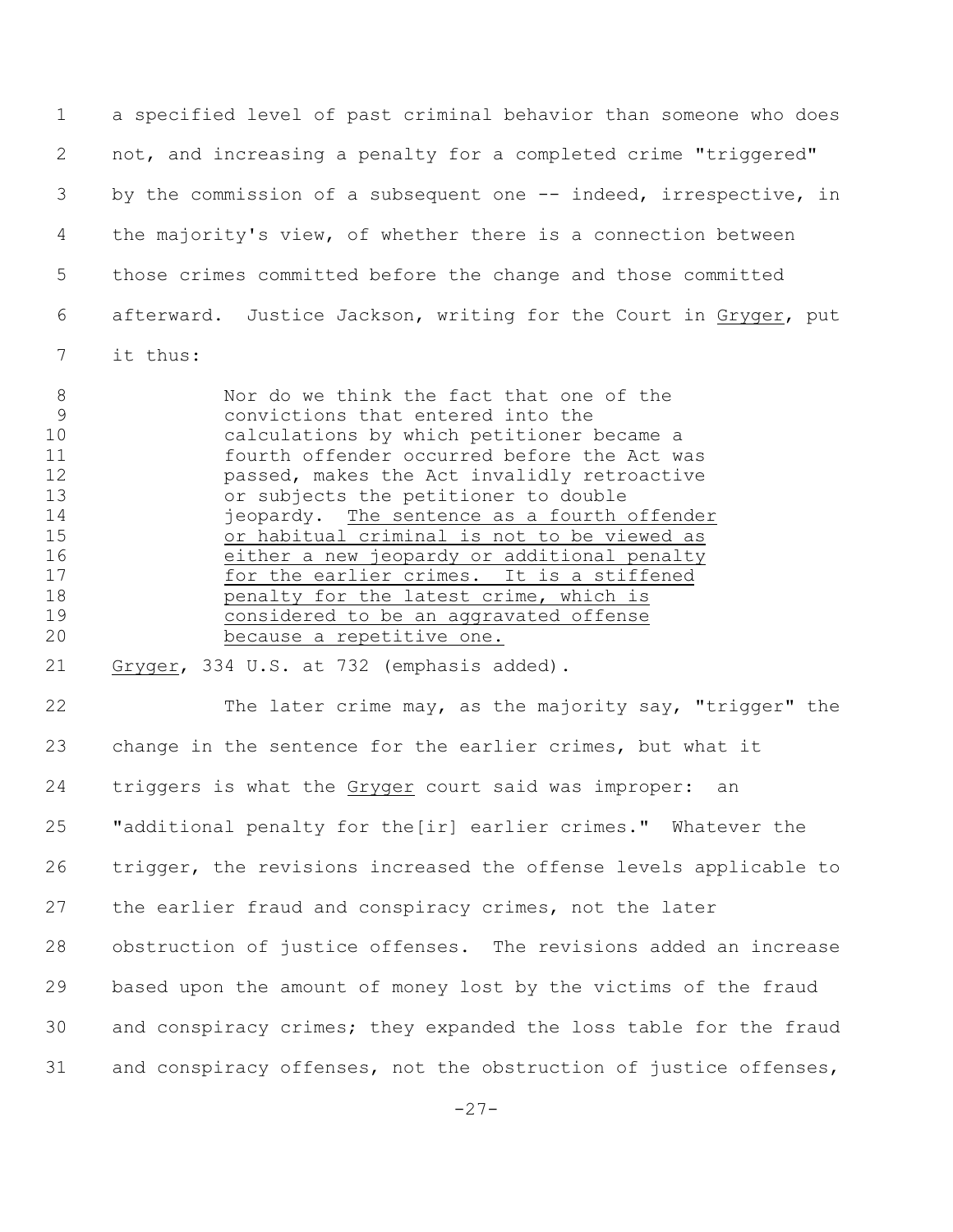a specified level of past criminal behavior than someone who does not, and increasing a penalty for a completed crime "triggered" by the commission of a subsequent one -- indeed, irrespective, in the majority's view, of whether there is a connection between those crimes committed before the change and those committed afterward. Justice Jackson, writing for the Court in Gryger, put it thus:

> Nor do we think the fact that one of the convictions that entered into the calculations by which petitioner became a fourth offender occurred before the Act was passed, makes the Act invalidly retroactive or subjects the petitioner to double jeopardy. <u>The sentence as a fourth offender or habitual criminal is not to be viewed as either a new jeopardy or additional penalty for the earlier crimes. It is a stiffened penalty for the latest crime, which is considered to be an aggravated offense because a repetitive one.</u>

Gryger, 334 U.S. at 732 (emphasis added).

The later crime may, as the majority say, "trigger" the change in the sentence for the earlier crimes, but what it triggers is what the Gryger court said was improper: an "additional penalty for the[ir] earlier crimes." Whatever the trigger, the revisions increased the offense levels applicable to the earlier fraud and conspiracy crimes, not the later obstruction of justice offenses. The revisions added an increase based upon the amount of money lost by the victims of the fraud and conspiracy crimes; they expanded the loss table for the fraud and conspiracy offenses, not the obstruction of justice offenses,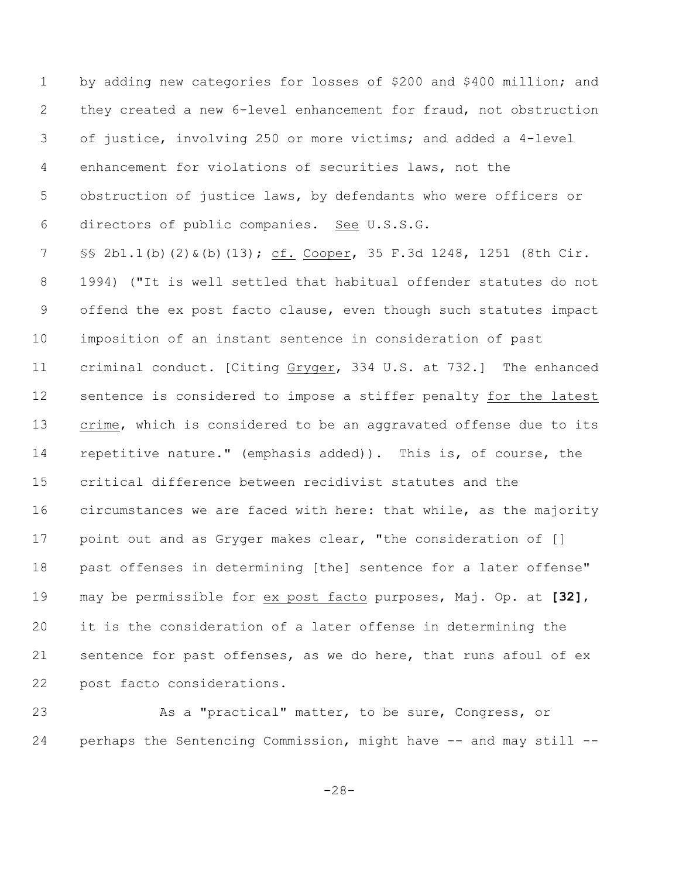by adding new categories for losses of $200 and $400 million; and they created a new 6-level enhancement for fraud, not obstruction of justice, involving 250 or more victims; and added a 4-level enhancement for violations of securities laws, not the obstruction of justice laws, by defendants who were officers or directors of public companies. See U.S.S.G. §§ 2b1.1(b)(2)&(b)(13); cf. Cooper, 35 F.3d 1248, 1251 (8th Cir. 1994) ("It is well settled that habitual offender statutes do not offend the ex post facto clause, even though such statutes impact imposition of an instant sentence in consideration of past criminal conduct. [Citing Gryger, 334 U.S. at 732.] The enhanced sentence is considered to impose a stiffer penalty for the latest crime, which is considered to be an aggravated offense due to its repetitive nature." (emphasis added)). This is, of course, the critical difference between recidivist statutes and the circumstances we are faced with here: that while, as the majority point out and as Gryger makes clear, "the consideration of [] past offenses in determining [the] sentence for a later offense" may be permissible for ex post facto purposes, Maj. Op. at **[32]**, it is the consideration of a later offense in determining the sentence for past offenses, as we do here, that runs afoul of ex post facto considerations.

As a "practical" matter, to be sure, Congress, or perhaps the Sentencing Commission, might have -- and may still --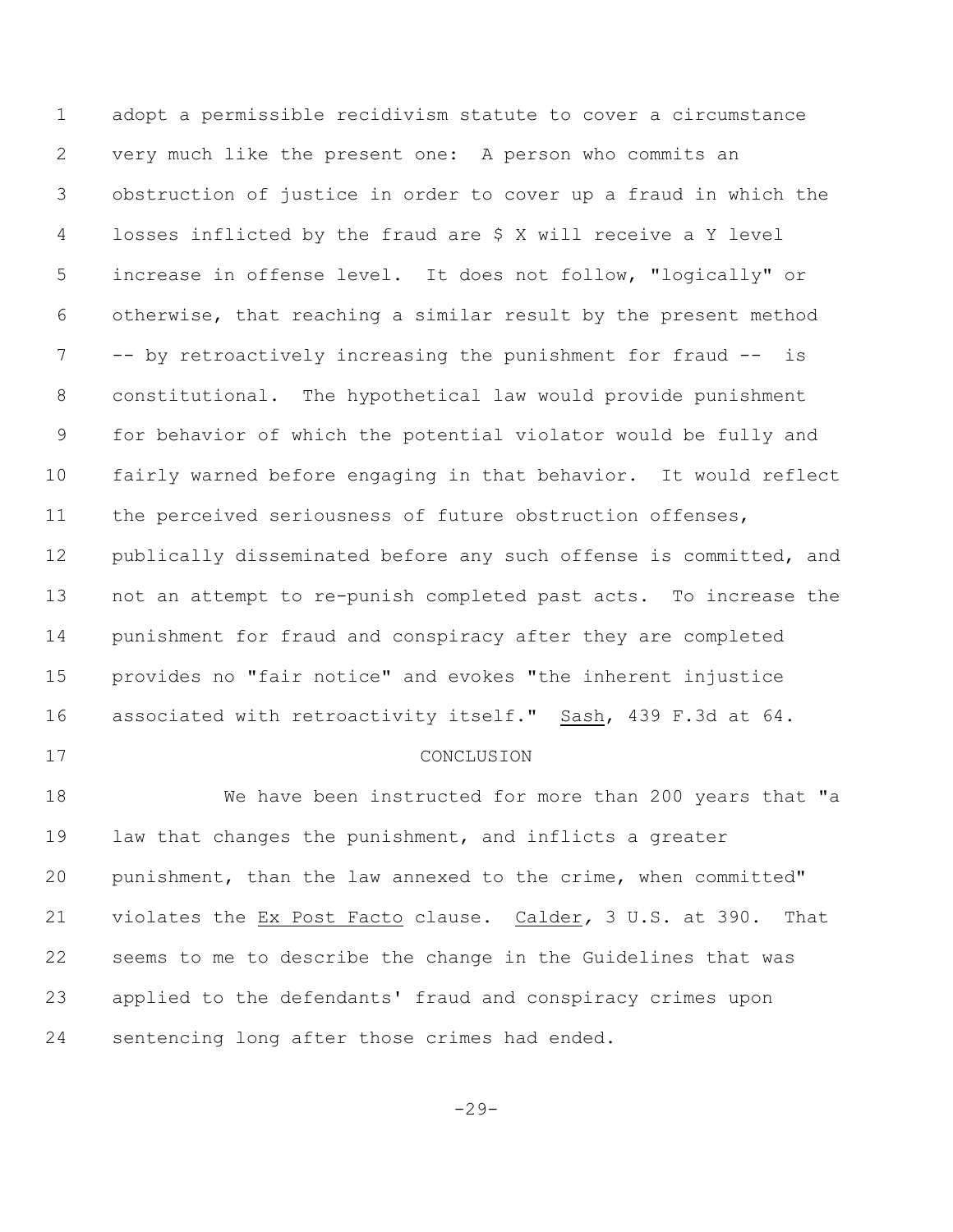adopt a permissible recidivism statute to cover a circumstance very much like the present one: A person who commits an obstruction of justice in order to cover up a fraud in which the losses inflicted by the fraud are $ X will receive a Y level increase in offense level. It does not follow, "logically" or otherwise, that reaching a similar result by the present method -- by retroactively increasing the punishment for fraud -- is constitutional. The hypothetical law would provide punishment for behavior of which the potential violator would be fully and fairly warned before engaging in that behavior. It would reflect the perceived seriousness of future obstruction offenses, publically disseminated before any such offense is committed, and not an attempt to re-punish completed past acts. To increase the punishment for fraud and conspiracy after they are completed provides no "fair notice" and evokes "the inherent injustice associated with retroactivity itself." Sash, 439 F.3d at 64.

## CONCLUSION

We have been instructed for more than 200 years that "a law that changes the punishment, and inflicts a greater punishment, than the law annexed to the crime, when committed" violates the *Ex Post Facto* clause. *Calder*, 3 U.S. at 390. That seems to me to describe the change in the Guidelines that was applied to the defendants' fraud and conspiracy crimes upon sentencing long after those crimes had ended.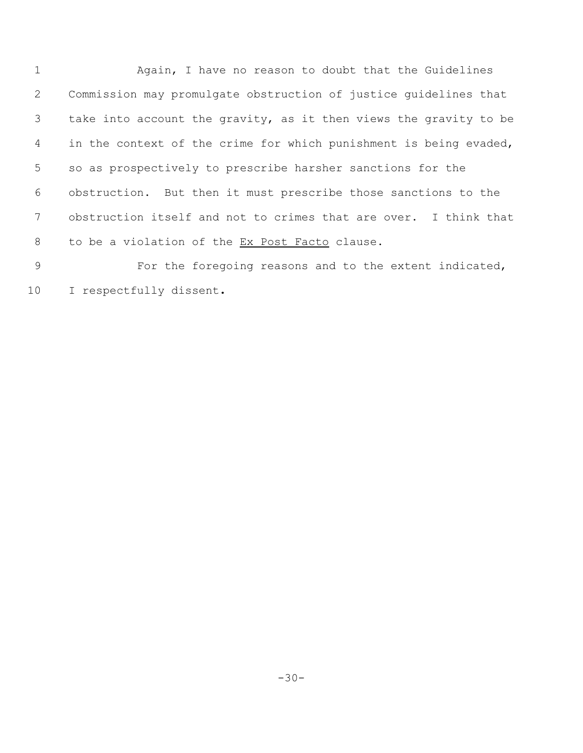Again, I have no reason to doubt that the Guidelines Commission may promulgate obstruction of justice guidelines that take into account the gravity, as it then views the gravity to be in the context of the crime for which punishment is being evaded, so as prospectively to prescribe harsher sanctions for the obstruction. But then it must prescribe those sanctions to the obstruction itself and not to crimes that are over. I think that to be a violation of the Ex Post Facto clause.

For the foregoing reasons and to the extent indicated, I respectfully dissent.